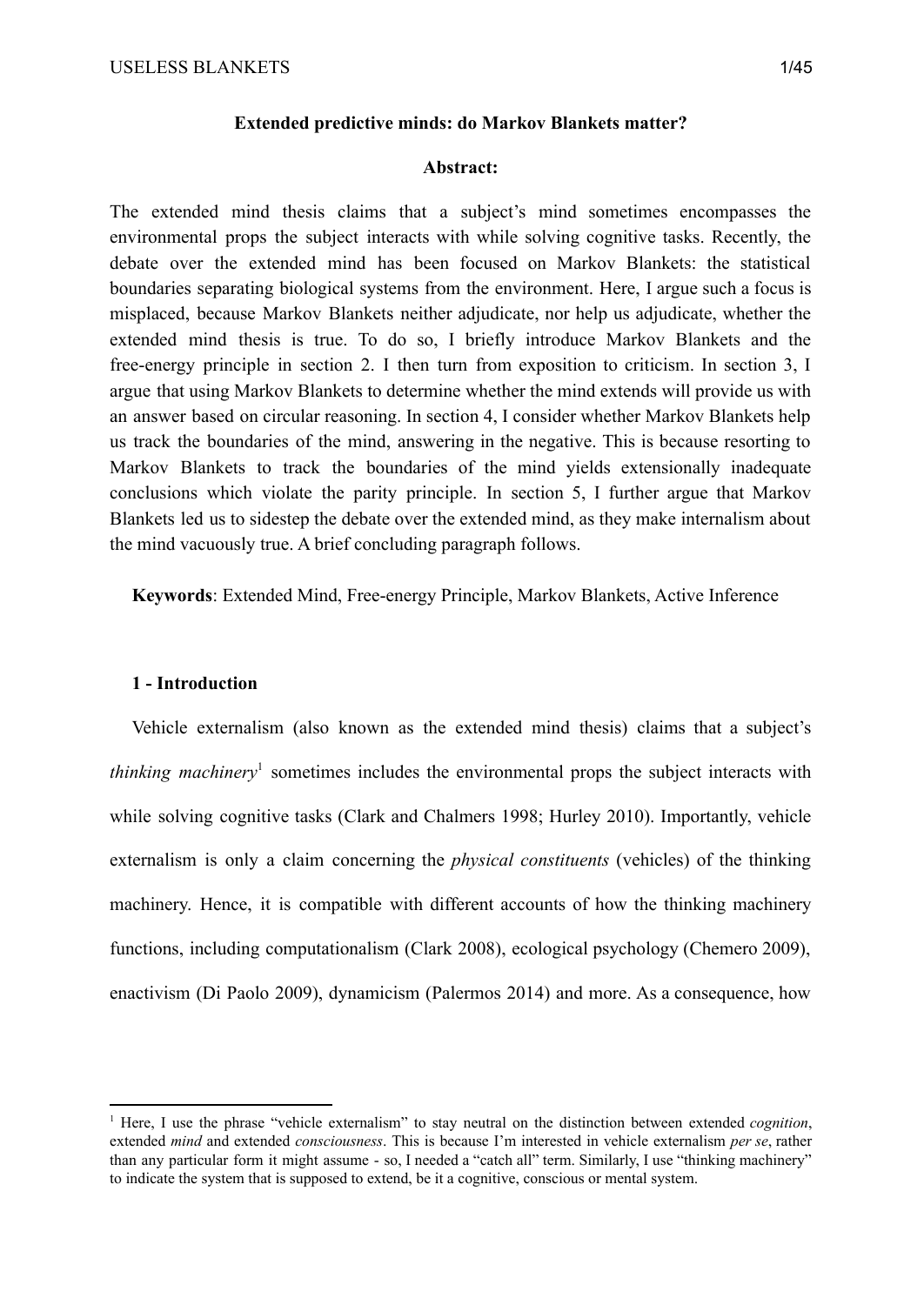**Extended predictive minds: do Markov Blankets matter?**

**Abstract:**

The extended mind thesis claims that a subject's mind sometimes encompasses the environmental props the subject interacts with while solving cognitive tasks. Recently, the debate over the extended mind has been focused on Markov Blankets: the statistical boundaries separating biological systems from the environment. Here, I argue such a focus is misplaced, because Markov Blankets neither adjudicate, nor help us adjudicate, whether the extended mind thesis is true. To do so, I briefly introduce Markov Blankets and the free-energy principle in section 2. I then turn from exposition to criticism. In section 3, I argue that using Markov Blankets to determine whether the mind extends will provide us with an answer based on circular reasoning. In section 4, I consider whether Markov Blankets help us track the boundaries of the mind, answering in the negative. This is because resorting to Markov Blankets to track the boundaries of the mind yields extensionally inadequate conclusions which violate the parity principle. In section 5, I further argue that Markov Blankets led us to sidestep the debate over the extended mind, as they make internalism about the mind vacuously true. A brief concluding paragraph follows.

**Keywords**: Extended Mind, Free-energy Principle, Markov Blankets, Active Inference

## 1 - Introduction

Vehicle externalism (also known as the extended mind thesis) claims that a subject's *thinking machinery*[1] sometimes includes the environmental props the subject interacts with while solving cognitive tasks (Clark and Chalmers 1998; Hurley 2010). Importantly, vehicle externalism is only a claim concerning the *physical constituents* (vehicles) of the thinking machinery. Hence, it is compatible with different accounts of how the thinking machinery functions, including computationalism (Clark 2008), ecological psychology (Chemero 2009), enactivism (Di Paolo 2009), dynamicism (Palermos 2014) and more. As a consequence, how

---

[1] Here, I use the phrase "vehicle externalism" to stay neutral on the distinction between extended *cognition*, extended *mind* and extended *consciousness*. This is because I'm interested in vehicle externalism *per se*, rather than any particular form it might assume - so, I needed a "catch all" term. Similarly, I use "thinking machinery" to indicate the system that is supposed to extend, be it a cognitive, conscious or mental system.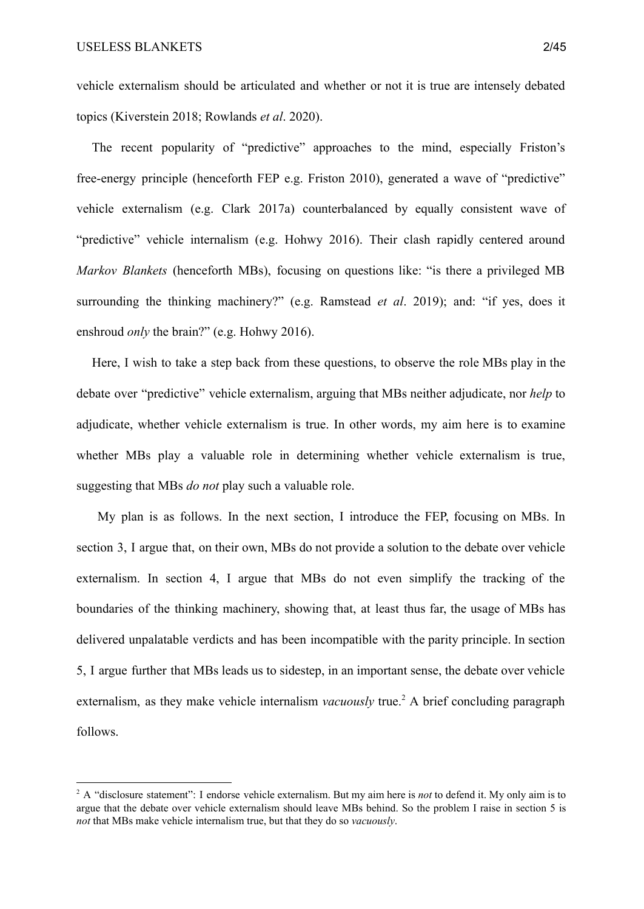vehicle externalism should be articulated and whether or not it is true are intensely debated topics (Kiverstein 2018; Rowlands *et al*. 2020).

The recent popularity of "predictive" approaches to the mind, especially Friston's free-energy principle (henceforth FEP e.g. Friston 2010), generated a wave of "predictive" vehicle externalism (e.g. Clark 2017a) counterbalanced by equally consistent wave of "predictive" vehicle internalism (e.g. Hohwy 2016). Their clash rapidly centered around *Markov Blankets* (henceforth MBs), focusing on questions like: "is there a privileged MB surrounding the thinking machinery?" (e.g. Ramstead *et al*. 2019); and: "if yes, does it enshroud *only* the brain?" (e.g. Hohwy 2016).

Here, I wish to take a step back from these questions, to observe the role MBs play in the debate over "predictive" vehicle externalism, arguing that MBs neither adjudicate, nor *help* to adjudicate, whether vehicle externalism is true. In other words, my aim here is to examine whether MBs play a valuable role in determining whether vehicle externalism is true, suggesting that MBs *do not* play such a valuable role.

My plan is as follows. In the next section, I introduce the FEP, focusing on MBs. In section 3, I argue that, on their own, MBs do not provide a solution to the debate over vehicle externalism. In section 4, I argue that MBs do not even simplify the tracking of the boundaries of the thinking machinery, showing that, at least thus far, the usage of MBs has delivered unpalatable verdicts and has been incompatible with the parity principle. In section 5, I argue further that MBs leads us to sidestep, in an important sense, the debate over vehicle externalism, as they make vehicle internalism *vacuously* true.[2] A brief concluding paragraph follows.

[2] A "disclosure statement": I endorse vehicle externalism. But my aim here is *not* to defend it. My only aim is to argue that the debate over vehicle externalism should leave MBs behind. So the problem I raise in section 5 is *not* that MBs make vehicle internalism true, but that they do so *vacuously*.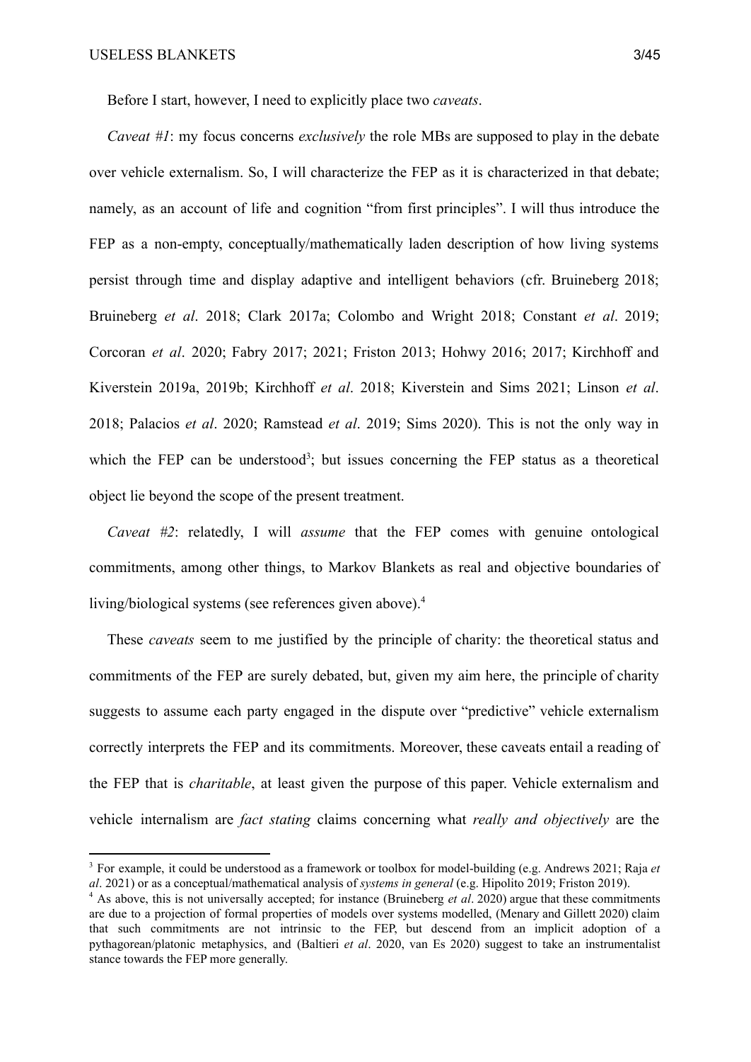Before I start, however, I need to explicitly place two *caveats*.

*Caveat #1*: my focus concerns *exclusively* the role MBs are supposed to play in the debate over vehicle externalism. So, I will characterize the FEP as it is characterized in that debate; namely, as an account of life and cognition "from first principles". I will thus introduce the FEP as a non-empty, conceptually/mathematically laden description of how living systems persist through time and display adaptive and intelligent behaviors (cfr. Bruineberg 2018; Bruineberg *et al*. 2018; Clark 2017a; Colombo and Wright 2018; Constant *et al*. 2019; Corcoran *et al*. 2020; Fabry 2017; 2021; Friston 2013; Hohwy 2016; 2017; Kirchhoff and Kiverstein 2019a, 2019b; Kirchhoff *et al*. 2018; Kiverstein and Sims 2021; Linson *et al*. 2018; Palacios *et al*. 2020; Ramstead *et al*. 2019; Sims 2020). This is not the only way in which the FEP can be understood[3]; but issues concerning the FEP status as a theoretical object lie beyond the scope of the present treatment.

*Caveat #2*: relatedly, I will *assume* that the FEP comes with genuine ontological commitments, among other things, to Markov Blankets as real and objective boundaries of living/biological systems (see references given above).[4]

These *caveats* seem to me justified by the principle of charity: the theoretical status and commitments of the FEP are surely debated, but, given my aim here, the principle of charity suggests to assume each party engaged in the dispute over "predictive" vehicle externalism correctly interprets the FEP and its commitments. Moreover, these caveats entail a reading of the FEP that is *charitable*, at least given the purpose of this paper. Vehicle externalism and vehicle internalism are *fact stating* claims concerning what *really and objectively* are the

[3] For example, it could be understood as a framework or toolbox for model-building (e.g. Andrews 2021; Raja *et al*. 2021) or as a conceptual/mathematical analysis of *systems in general* (e.g. Hipolito 2019; Friston 2019).

[4] As above, this is not universally accepted; for instance (Bruineberg *et al*. 2020) argue that these commitments are due to a projection of formal properties of models over systems modelled, (Menary and Gillett 2020) claim that such commitments are not intrinsic to the FEP, but descend from an implicit adoption of a pythagorean/platonic metaphysics, and (Baltieri *et al*. 2020, van Es 2020) suggest to take an instrumentalist stance towards the FEP more generally.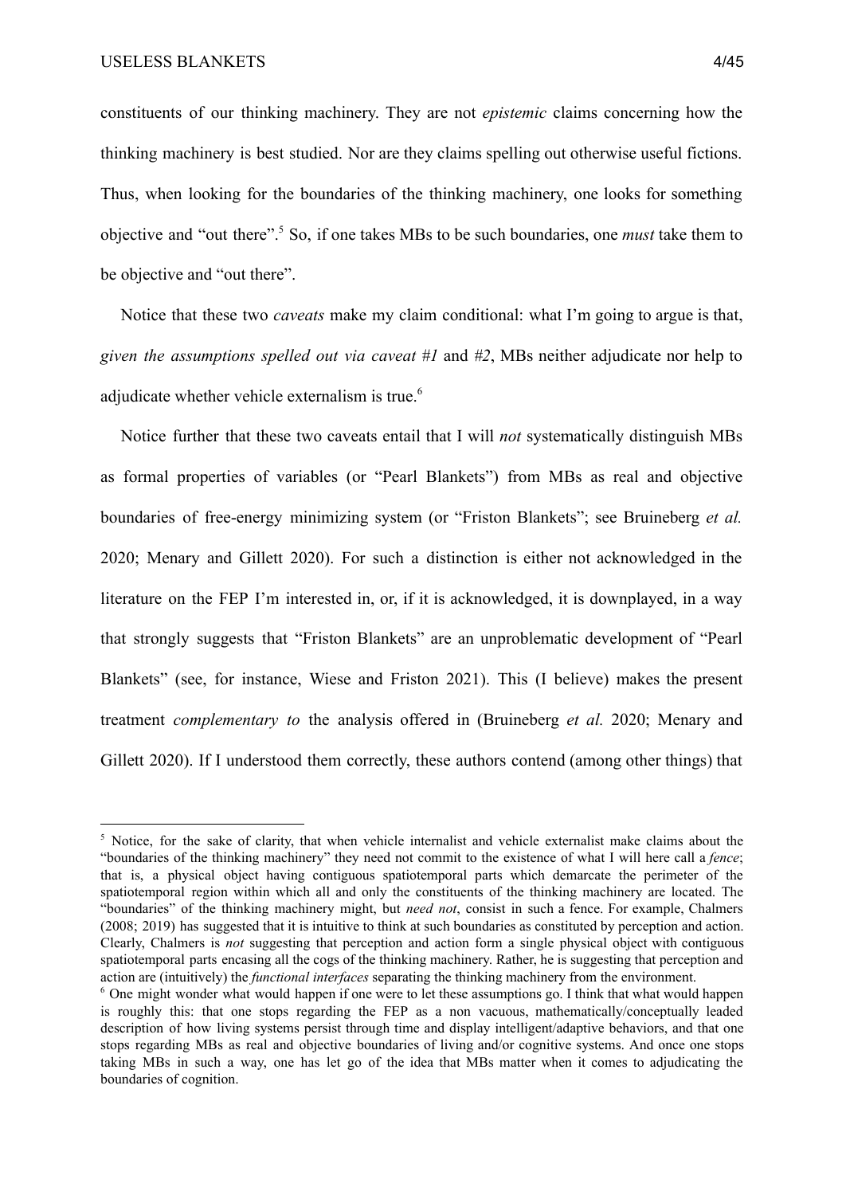constituents of our thinking machinery. They are not *epistemic* claims concerning how the thinking machinery is best studied. Nor are they claims spelling out otherwise useful fictions. Thus, when looking for the boundaries of the thinking machinery, one looks for something objective and "out there".[5] So, if one takes MBs to be such boundaries, one *must* take them to be objective and "out there".

Notice that these two *caveats* make my claim conditional: what I'm going to argue is that, *given the assumptions spelled out via caveat #1* and *#2*, MBs neither adjudicate nor help to adjudicate whether vehicle externalism is true.[6]

Notice further that these two caveats entail that I will *not* systematically distinguish MBs as formal properties of variables (or "Pearl Blankets") from MBs as real and objective boundaries of free-energy minimizing system (or "Friston Blankets"; see Bruineberg *et al.* 2020; Menary and Gillett 2020). For such a distinction is either not acknowledged in the literature on the FEP I'm interested in, or, if it is acknowledged, it is downplayed, in a way that strongly suggests that "Friston Blankets" are an unproblematic development of "Pearl Blankets" (see, for instance, Wiese and Friston 2021). This (I believe) makes the present treatment *complementary to* the analysis offered in (Bruineberg *et al.* 2020; Menary and Gillett 2020). If I understood them correctly, these authors contend (among other things) that

---

[5] Notice, for the sake of clarity, that when vehicle internalist and vehicle externalist make claims about the "boundaries of the thinking machinery" they need not commit to the existence of what I will here call a *fence*; that is, a physical object having contiguous spatiotemporal parts which demarcate the perimeter of the spatiotemporal region within which all and only the constituents of the thinking machinery are located. The "boundaries" of the thinking machinery might, but *need not*, consist in such a fence. For example, Chalmers (2008; 2019) has suggested that it is intuitive to think at such boundaries as constituted by perception and action. Clearly, Chalmers is *not* suggesting that perception and action form a single physical object with contiguous spatiotemporal parts encasing all the cogs of the thinking machinery. Rather, he is suggesting that perception and action are (intuitively) the *functional interfaces* separating the thinking machinery from the environment.

[6] One might wonder what would happen if one were to let these assumptions go. I think that what would happen is roughly this: that one stops regarding the FEP as a non vacuous, mathematically/conceptually leaded description of how living systems persist through time and display intelligent/adaptive behaviors, and that one stops regarding MBs as real and objective boundaries of living and/or cognitive systems. And once one stops taking MBs in such a way, one has let go of the idea that MBs matter when it comes to adjudicating the boundaries of cognition.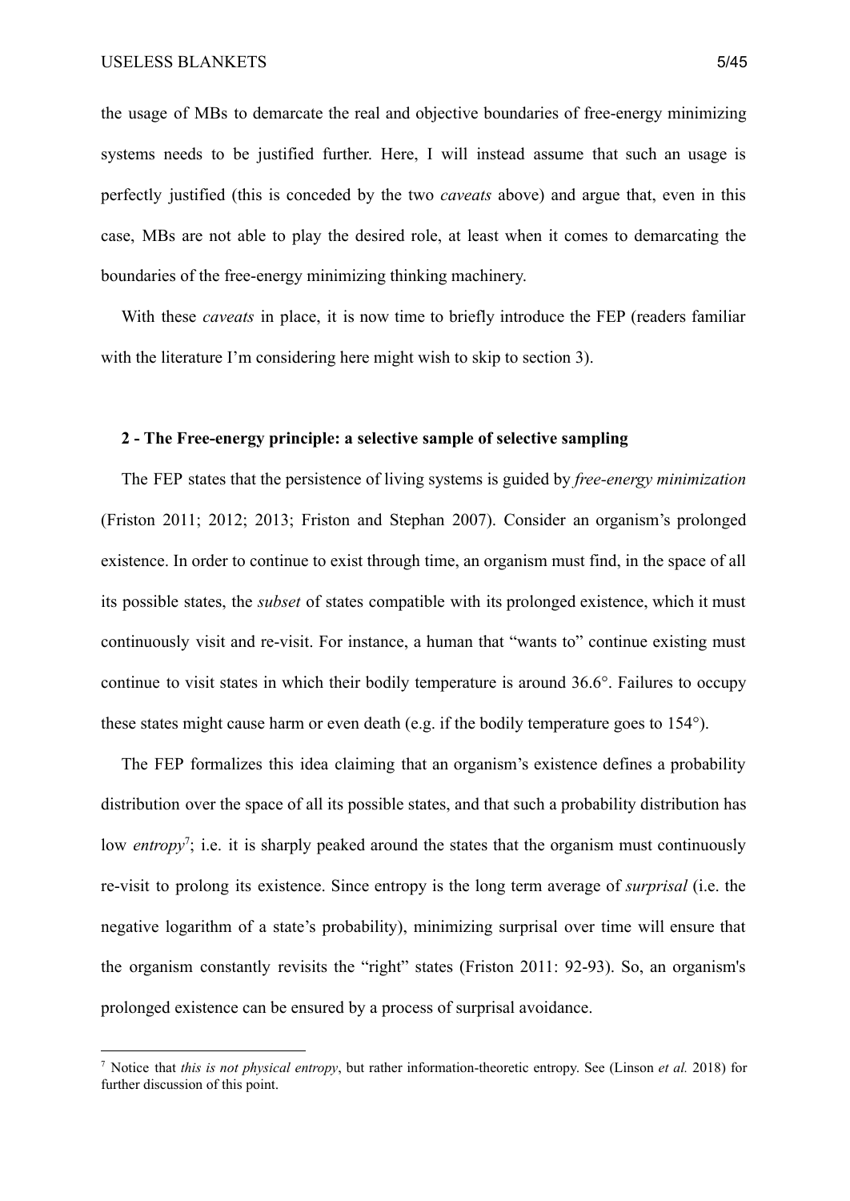the usage of MBs to demarcate the real and objective boundaries of free-energy minimizing systems needs to be justified further. Here, I will instead assume that such an usage is perfectly justified (this is conceded by the two *caveats* above) and argue that, even in this case, MBs are not able to play the desired role, at least when it comes to demarcating the boundaries of the free-energy minimizing thinking machinery.

With these *caveats* in place, it is now time to briefly introduce the FEP (readers familiar with the literature I'm considering here might wish to skip to section 3).

## 2 - The Free-energy principle: a selective sample of selective sampling

The FEP states that the persistence of living systems is guided by *free-energy minimization* (Friston 2011; 2012; 2013; Friston and Stephan 2007). Consider an organism's prolonged existence. In order to continue to exist through time, an organism must find, in the space of all its possible states, the *subset* of states compatible with its prolonged existence, which it must continuously visit and re-visit. For instance, a human that "wants to" continue existing must continue to visit states in which their bodily temperature is around 36.6°. Failures to occupy these states might cause harm or even death (e.g. if the bodily temperature goes to 154°).

The FEP formalizes this idea claiming that an organism's existence defines a probability distribution over the space of all its possible states, and that such a probability distribution has low *entropy*[7]; i.e. it is sharply peaked around the states that the organism must continuously re-visit to prolong its existence. Since entropy is the long term average of *surprisal* (i.e. the negative logarithm of a state's probability), minimizing surprisal over time will ensure that the organism constantly revisits the "right" states (Friston 2011: 92-93). So, an organism's prolonged existence can be ensured by a process of surprisal avoidance.

[7] Notice that *this is not physical entropy*, but rather information-theoretic entropy. See (Linson *et al.* 2018) for further discussion of this point.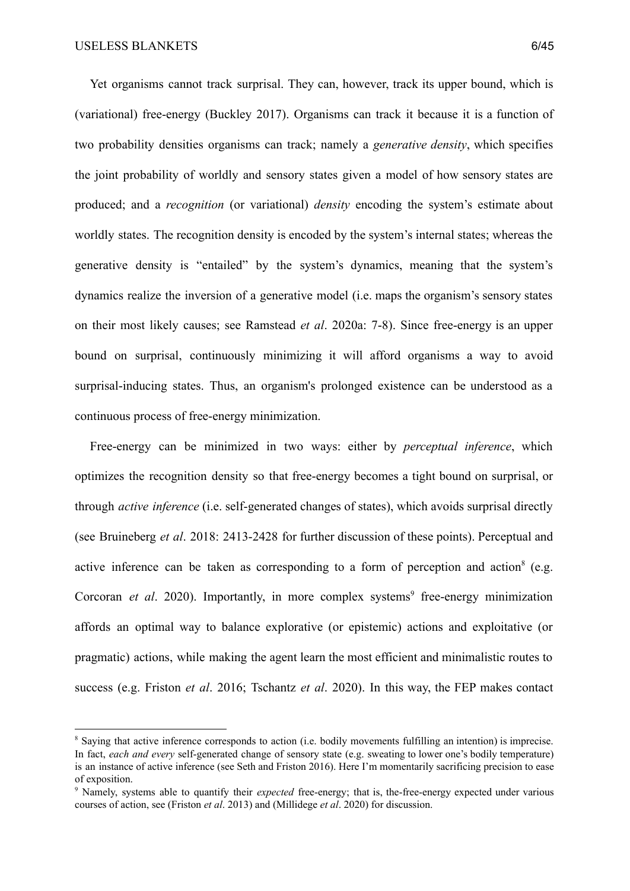Yet organisms cannot track surprisal. They can, however, track its upper bound, which is (variational) free-energy (Buckley 2017). Organisms can track it because it is a function of two probability densities organisms can track; namely a *generative density*, which specifies the joint probability of worldly and sensory states given a model of how sensory states are produced; and a *recognition* (or variational) *density* encoding the system's estimate about worldly states. The recognition density is encoded by the system's internal states; whereas the generative density is "entailed" by the system's dynamics, meaning that the system's dynamics realize the inversion of a generative model (i.e. maps the organism's sensory states on their most likely causes; see Ramstead *et al*. 2020a: 7-8). Since free-energy is an upper bound on surprisal, continuously minimizing it will afford organisms a way to avoid surprisal-inducing states. Thus, an organism's prolonged existence can be understood as a continuous process of free-energy minimization.

Free-energy can be minimized in two ways: either by *perceptual inference*, which optimizes the recognition density so that free-energy becomes a tight bound on surprisal, or through *active inference* (i.e. self-generated changes of states), which avoids surprisal directly (see Bruineberg *et al*. 2018: 2413-2428 for further discussion of these points). Perceptual and active inference can be taken as corresponding to a form of perception and action[8] (e.g. Corcoran *et al*. 2020). Importantly, in more complex systems[9] free-energy minimization affords an optimal way to balance explorative (or epistemic) actions and exploitative (or pragmatic) actions, while making the agent learn the most efficient and minimalistic routes to success (e.g. Friston *et al*. 2016; Tschantz *et al*. 2020). In this way, the FEP makes contact

[8] Saying that active inference corresponds to action (i.e. bodily movements fulfilling an intention) is imprecise. In fact, *each and every* self-generated change of sensory state (e.g. sweating to lower one's bodily temperature) is an instance of active inference (see Seth and Friston 2016). Here I'm momentarily sacrificing precision to ease of exposition.

[9] Namely, systems able to quantify their *expected* free-energy; that is, the-free-energy expected under various courses of action, see (Friston *et al*. 2013) and (Millidege *et al*. 2020) for discussion.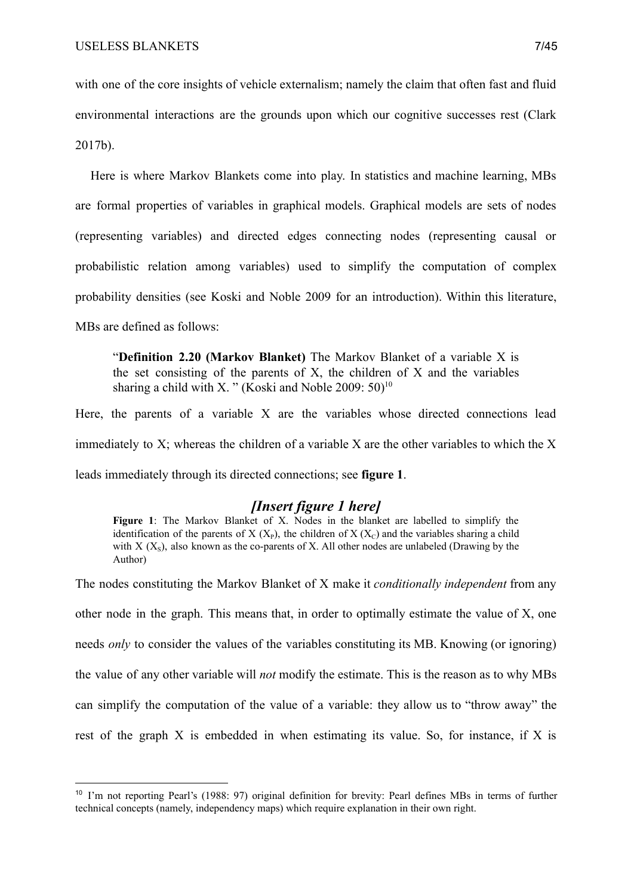with one of the core insights of vehicle externalism; namely the claim that often fast and fluid environmental interactions are the grounds upon which our cognitive successes rest (Clark 2017b).

Here is where Markov Blankets come into play. In statistics and machine learning, MBs are formal properties of variables in graphical models. Graphical models are sets of nodes (representing variables) and directed edges connecting nodes (representing causal or probabilistic relation among variables) used to simplify the computation of complex probability densities (see Koski and Noble 2009 for an introduction). Within this literature, MBs are defined as follows:

> "**Definition 2.20 (Markov Blanket)** The Markov Blanket of a variable X is the set consisting of the parents of X, the children of X and the variables sharing a child with X. " (Koski and Noble 2009: 50)[10]

Here, the parents of a variable X are the variables whose directed connections lead immediately to X; whereas the children of a variable X are the other variables to which the X leads immediately through its directed connections; see **figure 1**.

***[Insert figure 1 here]***

**Figure 1**: The Markov Blanket of X. Nodes in the blanket are labelled to simplify the identification of the parents of X ($X_P$), the children of X ($X_C$) and the variables sharing a child with X ($X_S$), also known as the co-parents of X. All other nodes are unlabeled (Drawing by the Author)

The nodes constituting the Markov Blanket of X make it *conditionally independent* from any other node in the graph. This means that, in order to optimally estimate the value of X, one needs *only* to consider the values of the variables constituting its MB. Knowing (or ignoring) the value of any other variable will *not* modify the estimate. This is the reason as to why MBs can simplify the computation of the value of a variable: they allow us to "throw away" the rest of the graph X is embedded in when estimating its value. So, for instance, if X is

[10] I'm not reporting Pearl's (1988: 97) original definition for brevity: Pearl defines MBs in terms of further technical concepts (namely, independency maps) which require explanation in their own right.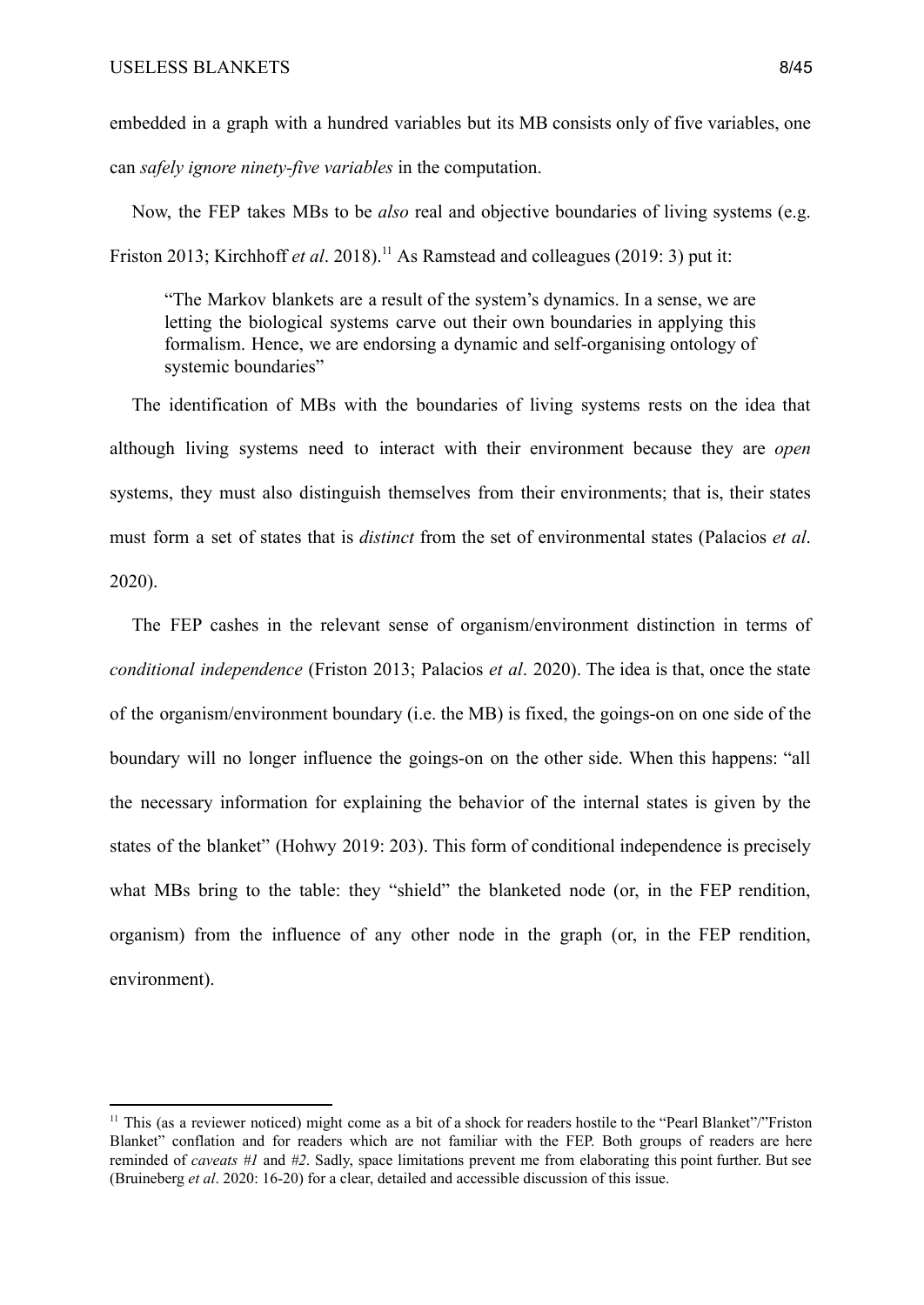embedded in a graph with a hundred variables but its MB consists only of five variables, one can *safely ignore ninety-five variables* in the computation.

Now, the FEP takes MBs to be *also* real and objective boundaries of living systems (e.g. Friston 2013; Kirchhoff *et al*. 2018).[11] As Ramstead and colleagues (2019: 3) put it:

> "The Markov blankets are a result of the system's dynamics. In a sense, we are letting the biological systems carve out their own boundaries in applying this formalism. Hence, we are endorsing a dynamic and self-organising ontology of systemic boundaries"

The identification of MBs with the boundaries of living systems rests on the idea that although living systems need to interact with their environment because they are *open* systems, they must also distinguish themselves from their environments; that is, their states must form a set of states that is *distinct* from the set of environmental states (Palacios *et al*. 2020).

The FEP cashes in the relevant sense of organism/environment distinction in terms of *conditional independence* (Friston 2013; Palacios *et al*. 2020). The idea is that, once the state of the organism/environment boundary (i.e. the MB) is fixed, the goings-on on one side of the boundary will no longer influence the goings-on on the other side. When this happens: "all the necessary information for explaining the behavior of the internal states is given by the states of the blanket" (Hohwy 2019: 203). This form of conditional independence is precisely what MBs bring to the table: they "shield" the blanketed node (or, in the FEP rendition, organism) from the influence of any other node in the graph (or, in the FEP rendition, environment).

---

[11] This (as a reviewer noticed) might come as a bit of a shock for readers hostile to the "Pearl Blanket"/"Friston Blanket" conflation and for readers which are not familiar with the FEP. Both groups of readers are here reminded of *caveats #1* and *#2*. Sadly, space limitations prevent me from elaborating this point further. But see (Bruineberg *et al*. 2020: 16-20) for a clear, detailed and accessible discussion of this issue.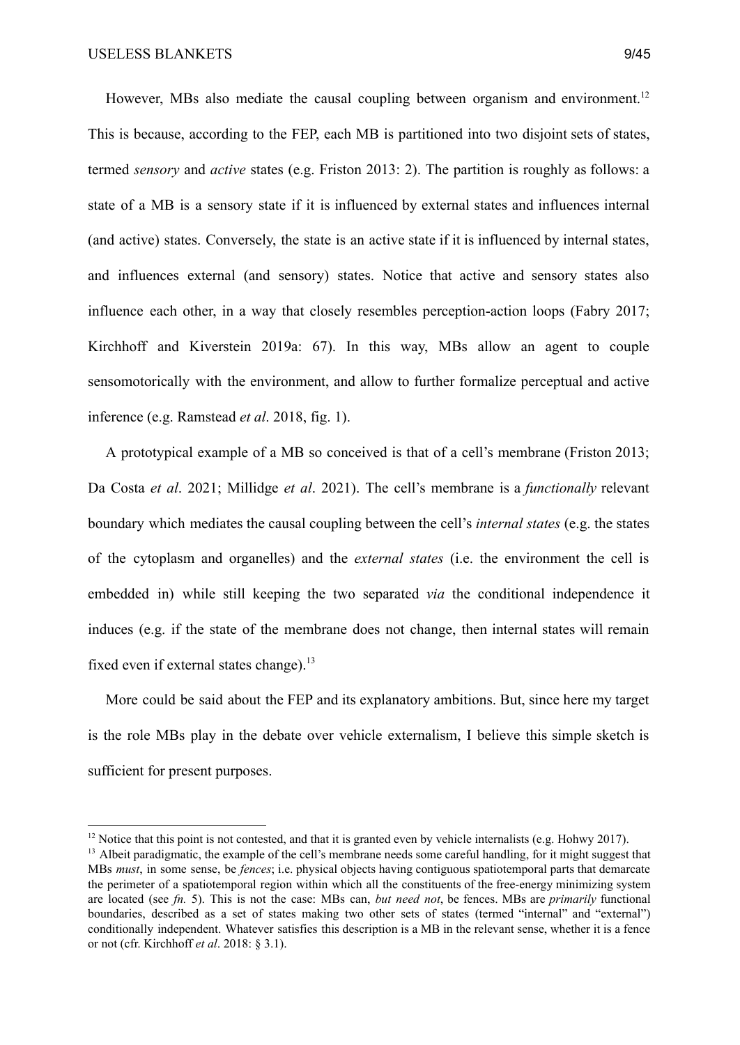However, MBs also mediate the causal coupling between organism and environment.[12] This is because, according to the FEP, each MB is partitioned into two disjoint sets of states, termed *sensory* and *active* states (e.g. Friston 2013: 2). The partition is roughly as follows: a state of a MB is a sensory state if it is influenced by external states and influences internal (and active) states. Conversely, the state is an active state if it is influenced by internal states, and influences external (and sensory) states. Notice that active and sensory states also influence each other, in a way that closely resembles perception-action loops (Fabry 2017; Kirchhoff and Kiverstein 2019a: 67). In this way, MBs allow an agent to couple sensomotorically with the environment, and allow to further formalize perceptual and active inference (e.g. Ramstead *et al*. 2018, fig. 1).

A prototypical example of a MB so conceived is that of a cell's membrane (Friston 2013; Da Costa *et al*. 2021; Millidge *et al*. 2021). The cell's membrane is a *functionally* relevant boundary which mediates the causal coupling between the cell's *internal states* (e.g. the states of the cytoplasm and organelles) and the *external states* (i.e. the environment the cell is embedded in) while still keeping the two separated *via* the conditional independence it induces (e.g. if the state of the membrane does not change, then internal states will remain fixed even if external states change).[13]

More could be said about the FEP and its explanatory ambitions. But, since here my target is the role MBs play in the debate over vehicle externalism, I believe this simple sketch is sufficient for present purposes.

---

[12] Notice that this point is not contested, and that it is granted even by vehicle internalists (e.g. Hohwy 2017).

[13] Albeit paradigmatic, the example of the cell's membrane needs some careful handling, for it might suggest that MBs *must*, in some sense, be *fences*; i.e. physical objects having contiguous spatiotemporal parts that demarcate the perimeter of a spatiotemporal region within which all the constituents of the free-energy minimizing system are located (see *fn.* 5). This is not the case: MBs can, *but need not*, be fences. MBs are *primarily* functional boundaries, described as a set of states making two other sets of states (termed "internal" and "external") conditionally independent. Whatever satisfies this description is a MB in the relevant sense, whether it is a fence or not (cfr. Kirchhoff *et al*. 2018: § 3.1).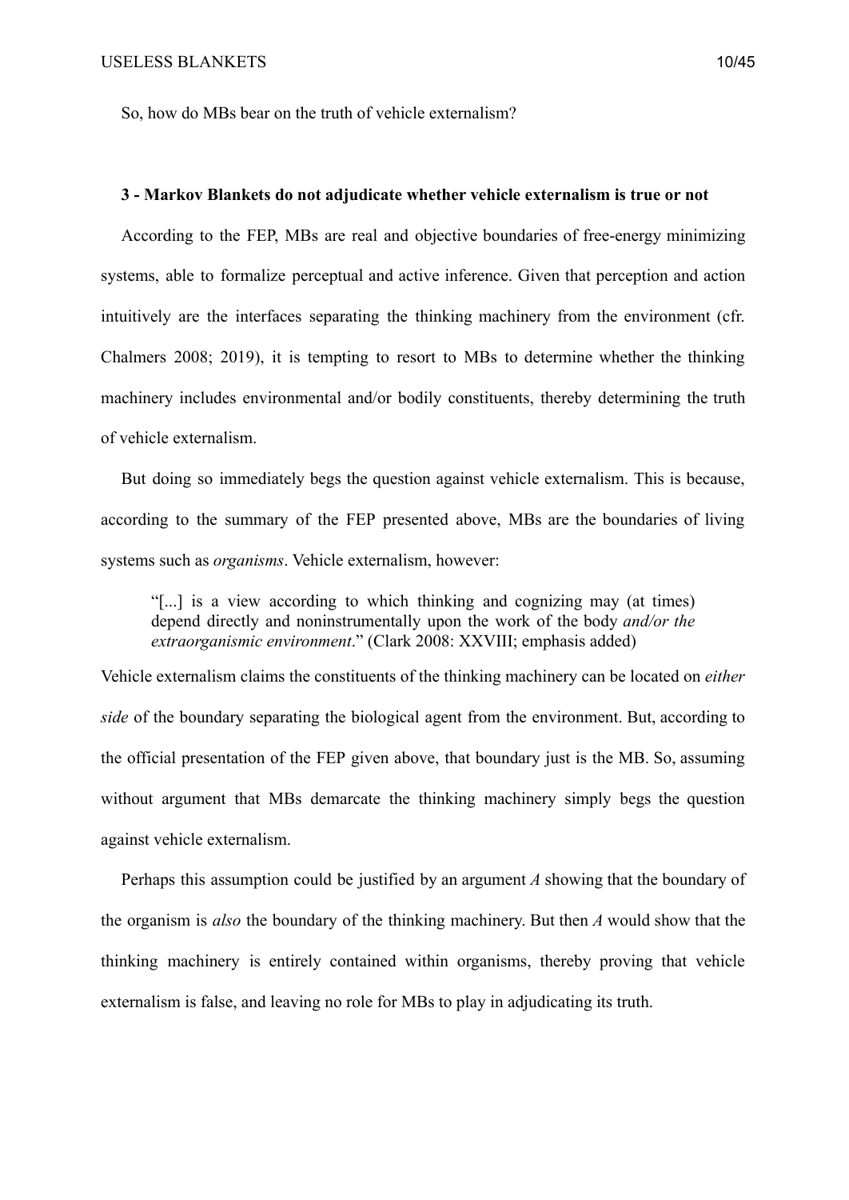So, how do MBs bear on the truth of vehicle externalism?

## 3 - Markov Blankets do not adjudicate whether vehicle externalism is true or not

According to the FEP, MBs are real and objective boundaries of free-energy minimizing systems, able to formalize perceptual and active inference. Given that perception and action intuitively are the interfaces separating the thinking machinery from the environment (cfr. Chalmers 2008; 2019), it is tempting to resort to MBs to determine whether the thinking machinery includes environmental and/or bodily constituents, thereby determining the truth of vehicle externalism.

But doing so immediately begs the question against vehicle externalism. This is because, according to the summary of the FEP presented above, MBs are the boundaries of living systems such as *organisms*. Vehicle externalism, however:

> "[...] is a view according to which thinking and cognizing may (at times) depend directly and noninstrumentally upon the work of the body *and/or the extraorganismic environment*." (Clark 2008: XXVIII; emphasis added)

Vehicle externalism claims the constituents of the thinking machinery can be located on *either side* of the boundary separating the biological agent from the environment. But, according to the official presentation of the FEP given above, that boundary just is the MB. So, assuming without argument that MBs demarcate the thinking machinery simply begs the question against vehicle externalism.

Perhaps this assumption could be justified by an argument *A* showing that the boundary of the organism is *also* the boundary of the thinking machinery. But then *A* would show that the thinking machinery is entirely contained within organisms, thereby proving that vehicle externalism is false, and leaving no role for MBs to play in adjudicating its truth.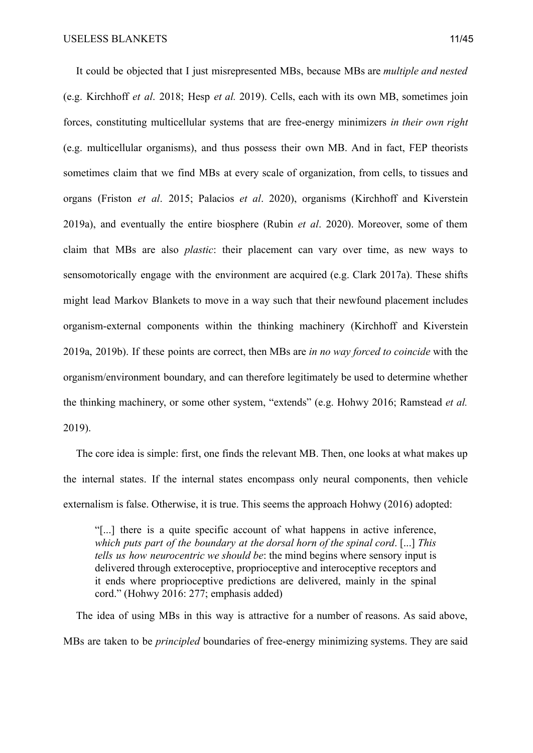It could be objected that I just misrepresented MBs, because MBs are *multiple and nested* (e.g. Kirchhoff *et al*. 2018; Hesp *et al.* 2019). Cells, each with its own MB, sometimes join forces, constituting multicellular systems that are free-energy minimizers *in their own right* (e.g. multicellular organisms), and thus possess their own MB. And in fact, FEP theorists sometimes claim that we find MBs at every scale of organization, from cells, to tissues and organs (Friston *et al*. 2015; Palacios *et al*. 2020), organisms (Kirchhoff and Kiverstein 2019a), and eventually the entire biosphere (Rubin *et al*. 2020). Moreover, some of them claim that MBs are also *plastic*: their placement can vary over time, as new ways to sensomotorically engage with the environment are acquired (e.g. Clark 2017a). These shifts might lead Markov Blankets to move in a way such that their newfound placement includes organism-external components within the thinking machinery (Kirchhoff and Kiverstein 2019a, 2019b). If these points are correct, then MBs are *in no way forced to coincide* with the organism/environment boundary, and can therefore legitimately be used to determine whether the thinking machinery, or some other system, "extends" (e.g. Hohwy 2016; Ramstead *et al.* 2019).

The core idea is simple: first, one finds the relevant MB. Then, one looks at what makes up the internal states. If the internal states encompass only neural components, then vehicle externalism is false. Otherwise, it is true. This seems the approach Hohwy (2016) adopted:

> "[...] there is a quite specific account of what happens in active inference, *which puts part of the boundary at the dorsal horn of the spinal cord*. [...] *This tells us how neurocentric we should be*: the mind begins where sensory input is delivered through exteroceptive, proprioceptive and interoceptive receptors and it ends where proprioceptive predictions are delivered, mainly in the spinal cord." (Hohwy 2016: 277; emphasis added)

The idea of using MBs in this way is attractive for a number of reasons. As said above, MBs are taken to be *principled* boundaries of free-energy minimizing systems. They are said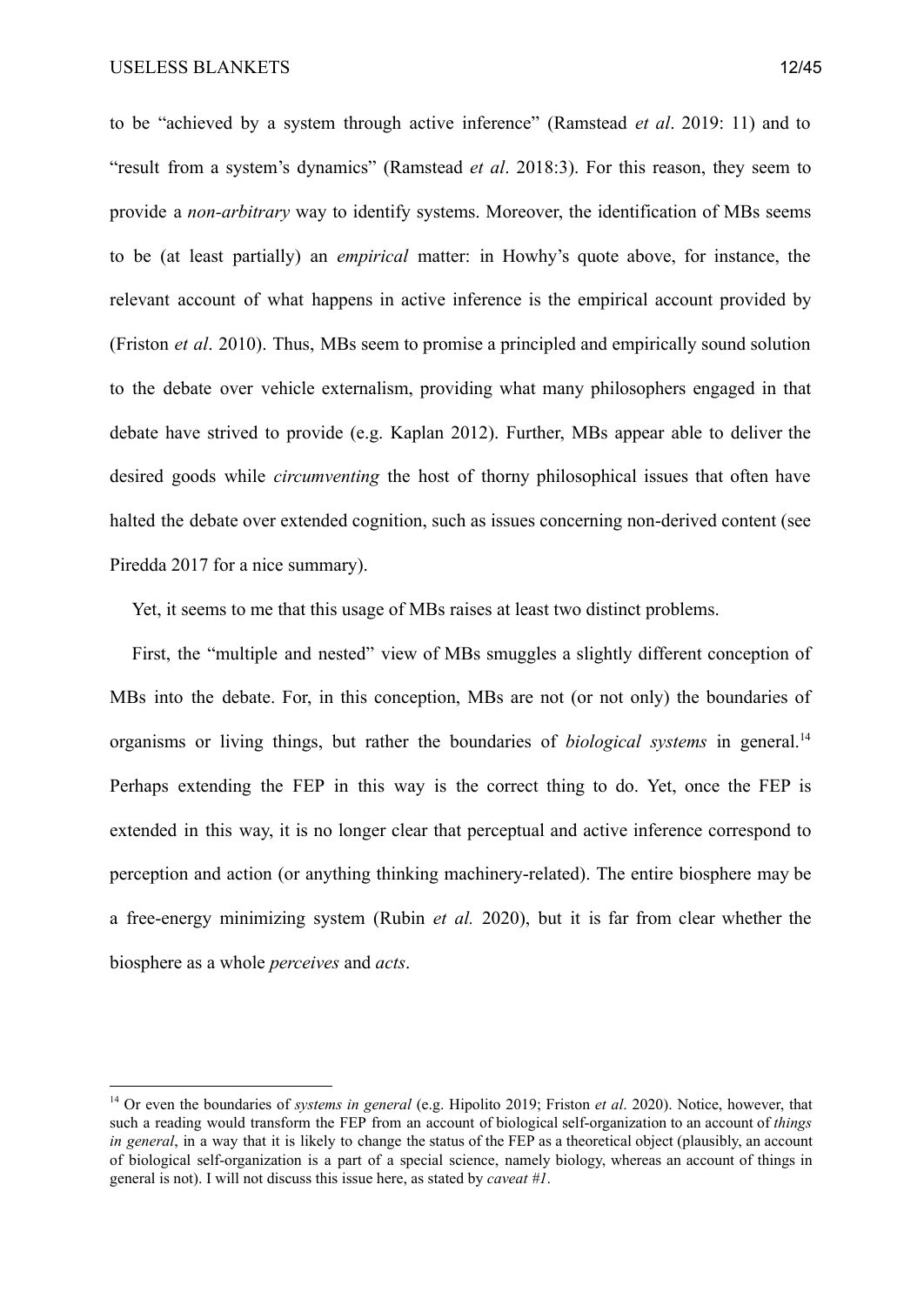to be "achieved by a system through active inference" (Ramstead *et al*. 2019: 11) and to "result from a system's dynamics" (Ramstead *et al*. 2018:3). For this reason, they seem to provide a *non-arbitrary* way to identify systems. Moreover, the identification of MBs seems to be (at least partially) an *empirical* matter: in Howhy's quote above, for instance, the relevant account of what happens in active inference is the empirical account provided by (Friston *et al*. 2010). Thus, MBs seem to promise a principled and empirically sound solution to the debate over vehicle externalism, providing what many philosophers engaged in that debate have strived to provide (e.g. Kaplan 2012). Further, MBs appear able to deliver the desired goods while *circumventing* the host of thorny philosophical issues that often have halted the debate over extended cognition, such as issues concerning non-derived content (see Piredda 2017 for a nice summary).

Yet, it seems to me that this usage of MBs raises at least two distinct problems.

First, the "multiple and nested" view of MBs smuggles a slightly different conception of MBs into the debate. For, in this conception, MBs are not (or not only) the boundaries of organisms or living things, but rather the boundaries of *biological systems* in general.[14] Perhaps extending the FEP in this way is the correct thing to do. Yet, once the FEP is extended in this way, it is no longer clear that perceptual and active inference correspond to perception and action (or anything thinking machinery-related). The entire biosphere may be a free-energy minimizing system (Rubin *et al.* 2020), but it is far from clear whether the biosphere as a whole *perceives* and *acts*.

[14] Or even the boundaries of *systems in general* (e.g. Hipolito 2019; Friston *et al*. 2020). Notice, however, that such a reading would transform the FEP from an account of biological self-organization to an account of *things in general*, in a way that it is likely to change the status of the FEP as a theoretical object (plausibly, an account of biological self-organization is a part of a special science, namely biology, whereas an account of things in general is not). I will not discuss this issue here, as stated by *caveat #1*.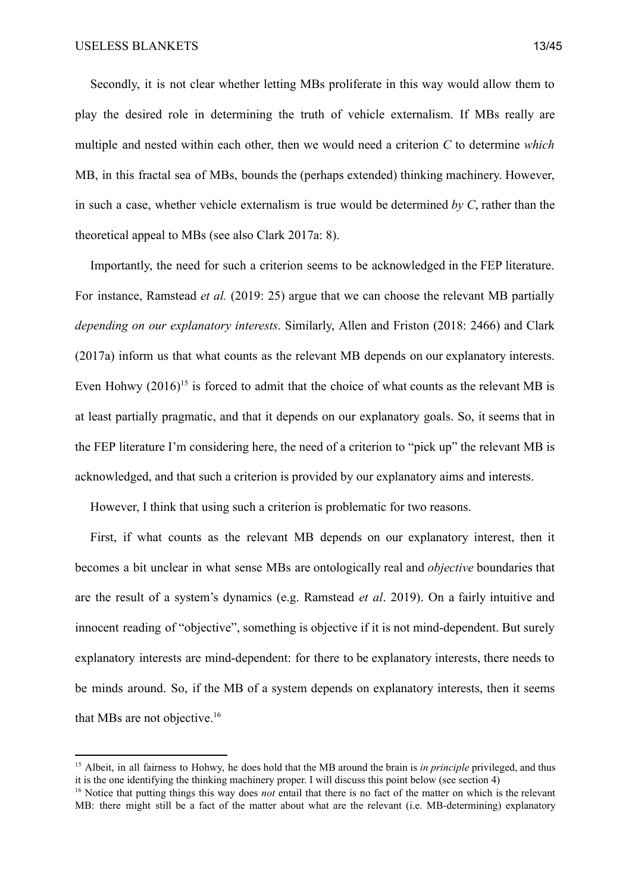Secondly, it is not clear whether letting MBs proliferate in this way would allow them to play the desired role in determining the truth of vehicle externalism. If MBs really are multiple and nested within each other, then we would need a criterion *C* to determine *which* MB, in this fractal sea of MBs, bounds the (perhaps extended) thinking machinery. However, in such a case, whether vehicle externalism is true would be determined *by C*, rather than the theoretical appeal to MBs (see also Clark 2017a: 8).

Importantly, the need for such a criterion seems to be acknowledged in the FEP literature. For instance, Ramstead *et al.* (2019: 25) argue that we can choose the relevant MB partially *depending on our explanatory interests*. Similarly, Allen and Friston (2018: 2466) and Clark (2017a) inform us that what counts as the relevant MB depends on our explanatory interests. Even Hohwy (2016)[15] is forced to admit that the choice of what counts as the relevant MB is at least partially pragmatic, and that it depends on our explanatory goals. So, it seems that in the FEP literature I'm considering here, the need of a criterion to "pick up" the relevant MB is acknowledged, and that such a criterion is provided by our explanatory aims and interests.

However, I think that using such a criterion is problematic for two reasons.

First, if what counts as the relevant MB depends on our explanatory interest, then it becomes a bit unclear in what sense MBs are ontologically real and *objective* boundaries that are the result of a system's dynamics (e.g. Ramstead *et al*. 2019). On a fairly intuitive and innocent reading of "objective", something is objective if it is not mind-dependent. But surely explanatory interests are mind-dependent: for there to be explanatory interests, there needs to be minds around. So, if the MB of a system depends on explanatory interests, then it seems that MBs are not objective.[16]

---

[15] Albeit, in all fairness to Hohwy, he does hold that the MB around the brain is *in principle* privileged, and thus it is the one identifying the thinking machinery proper. I will discuss this point below (see section 4)

[16] Notice that putting things this way does *not* entail that there is no fact of the matter on which is the relevant MB: there might still be a fact of the matter about what are the relevant (i.e. MB-determining) explanatory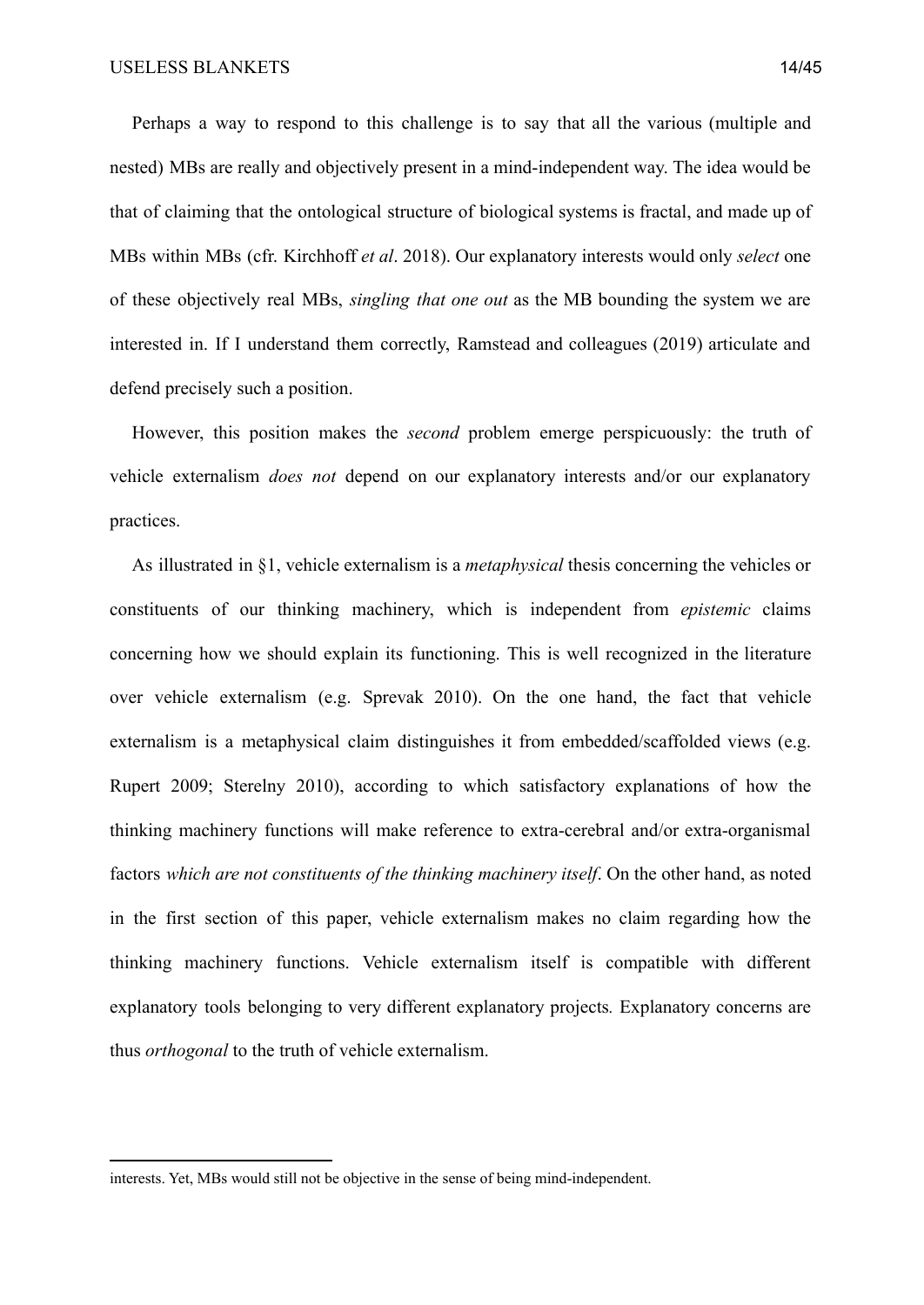Perhaps a way to respond to this challenge is to say that all the various (multiple and nested) MBs are really and objectively present in a mind-independent way. The idea would be that of claiming that the ontological structure of biological systems is fractal, and made up of MBs within MBs (cfr. Kirchhoff *et al*. 2018). Our explanatory interests would only *select* one of these objectively real MBs, *singling that one out* as the MB bounding the system we are interested in. If I understand them correctly, Ramstead and colleagues (2019) articulate and defend precisely such a position.

However, this position makes the *second* problem emerge perspicuously: the truth of vehicle externalism *does not* depend on our explanatory interests and/or our explanatory practices.

As illustrated in §1, vehicle externalism is a *metaphysical* thesis concerning the vehicles or constituents of our thinking machinery, which is independent from *epistemic* claims concerning how we should explain its functioning. This is well recognized in the literature over vehicle externalism (e.g. Sprevak 2010). On the one hand, the fact that vehicle externalism is a metaphysical claim distinguishes it from embedded/scaffolded views (e.g. Rupert 2009; Sterelny 2010), according to which satisfactory explanations of how the thinking machinery functions will make reference to extra-cerebral and/or extra-organismal factors *which are not constituents of the thinking machinery itself*. On the other hand, as noted in the first section of this paper, vehicle externalism makes no claim regarding how the thinking machinery functions. Vehicle externalism itself is compatible with different explanatory tools belonging to very different explanatory projects. Explanatory concerns are thus *orthogonal* to the truth of vehicle externalism.

---

interests. Yet, MBs would still not be objective in the sense of being mind-independent.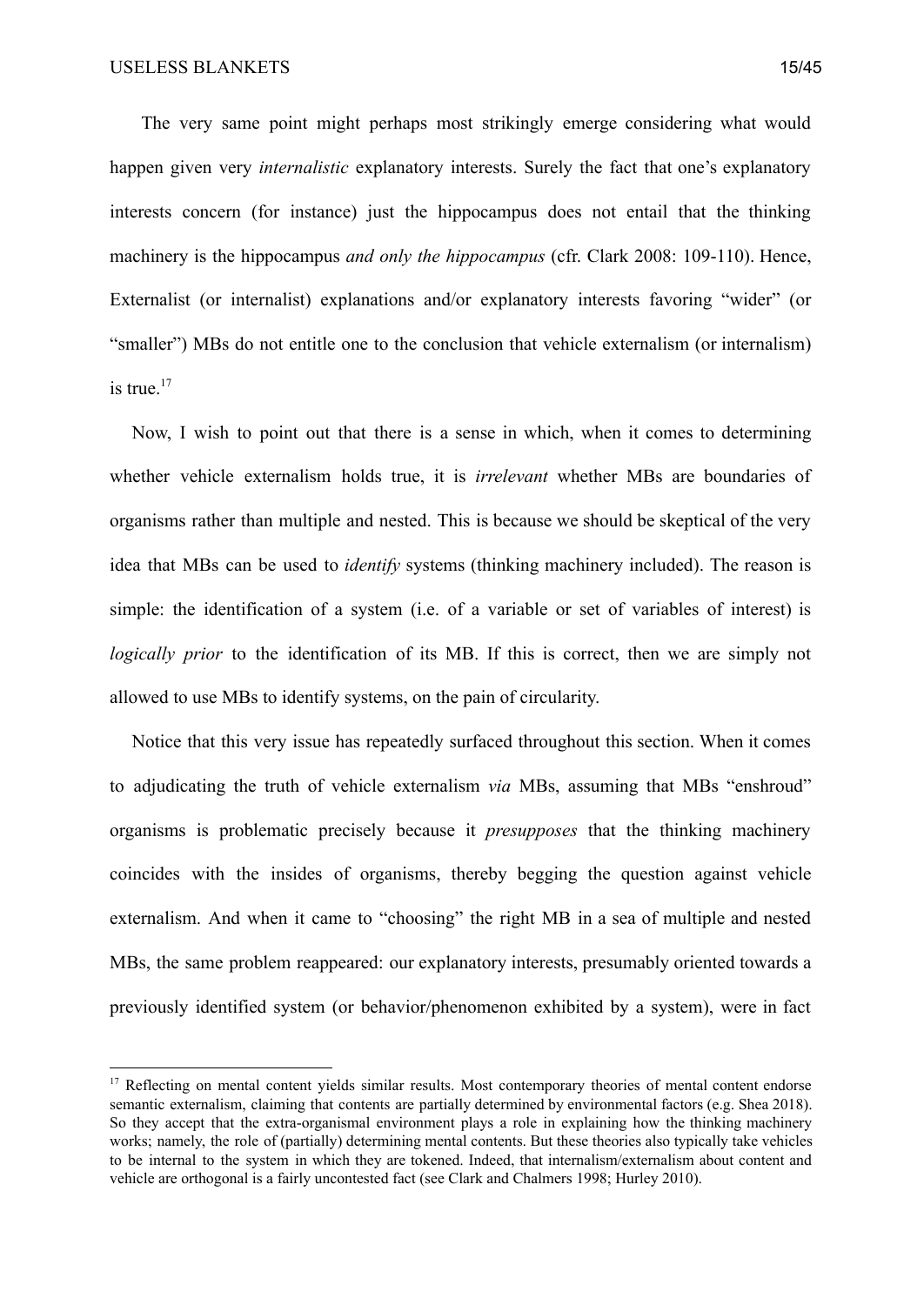The very same point might perhaps most strikingly emerge considering what would happen given very *internalistic* explanatory interests. Surely the fact that one's explanatory interests concern (for instance) just the hippocampus does not entail that the thinking machinery is the hippocampus *and only the hippocampus* (cfr. Clark 2008: 109-110). Hence, Externalist (or internalist) explanations and/or explanatory interests favoring "wider" (or "smaller") MBs do not entitle one to the conclusion that vehicle externalism (or internalism) is true.[17]

Now, I wish to point out that there is a sense in which, when it comes to determining whether vehicle externalism holds true, it is *irrelevant* whether MBs are boundaries of organisms rather than multiple and nested. This is because we should be skeptical of the very idea that MBs can be used to *identify* systems (thinking machinery included). The reason is simple: the identification of a system (i.e. of a variable or set of variables of interest) is *logically prior* to the identification of its MB. If this is correct, then we are simply not allowed to use MBs to identify systems, on the pain of circularity.

Notice that this very issue has repeatedly surfaced throughout this section. When it comes to adjudicating the truth of vehicle externalism *via* MBs, assuming that MBs "enshroud" organisms is problematic precisely because it *presupposes* that the thinking machinery coincides with the insides of organisms, thereby begging the question against vehicle externalism. And when it came to "choosing" the right MB in a sea of multiple and nested MBs, the same problem reappeared: our explanatory interests, presumably oriented towards a previously identified system (or behavior/phenomenon exhibited by a system), were in fact

[17] Reflecting on mental content yields similar results. Most contemporary theories of mental content endorse semantic externalism, claiming that contents are partially determined by environmental factors (e.g. Shea 2018). So they accept that the extra-organismal environment plays a role in explaining how the thinking machinery works; namely, the role of (partially) determining mental contents. But these theories also typically take vehicles to be internal to the system in which they are tokened. Indeed, that internalism/externalism about content and vehicle are orthogonal is a fairly uncontested fact (see Clark and Chalmers 1998; Hurley 2010).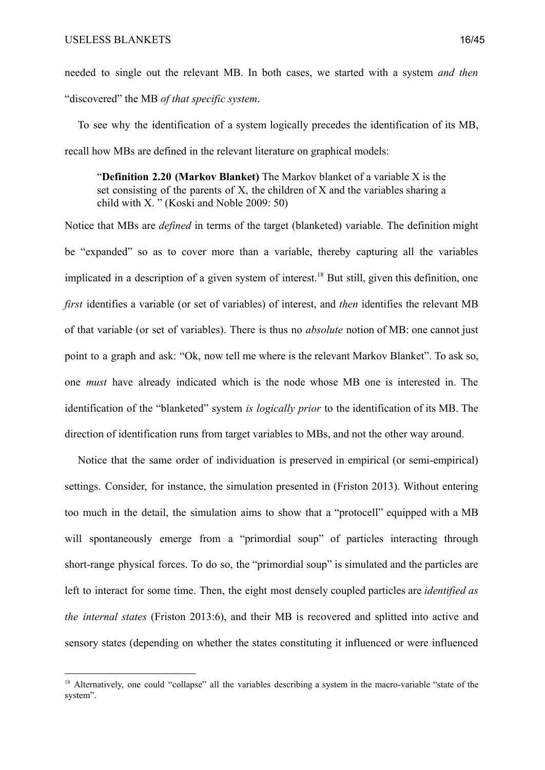needed to single out the relevant MB. In both cases, we started with a system *and then* "discovered" the MB *of that specific system*.

To see why the identification of a system logically precedes the identification of its MB, recall how MBs are defined in the relevant literature on graphical models:

> "**Definition 2.20 (Markov Blanket)** The Markov blanket of a variable X is the set consisting of the parents of X, the children of X and the variables sharing a child with X. " (Koski and Noble 2009: 50)

Notice that MBs are *defined* in terms of the target (blanketed) variable. The definition might be "expanded" so as to cover more than a variable, thereby capturing all the variables implicated in a description of a given system of interest.[18] But still, given this definition, one *first* identifies a variable (or set of variables) of interest, and *then* identifies the relevant MB of that variable (or set of variables). There is thus no *absolute* notion of MB: one cannot just point to a graph and ask: "Ok, now tell me where is the relevant Markov Blanket". To ask so, one *must* have already indicated which is the node whose MB one is interested in. The identification of the "blanketed" system *is logically prior* to the identification of its MB. The direction of identification runs from target variables to MBs, and not the other way around.

Notice that the same order of individuation is preserved in empirical (or semi-empirical) settings. Consider, for instance, the simulation presented in (Friston 2013). Without entering too much in the detail, the simulation aims to show that a "protocell" equipped with a MB will spontaneously emerge from a "primordial soup" of particles interacting through short-range physical forces. To do so, the "primordial soup" is simulated and the particles are left to interact for some time. Then, the eight most densely coupled particles are *identified as the internal states* (Friston 2013:6), and their MB is recovered and splitted into active and sensory states (depending on whether the states constituting it influenced or were influenced

[18] Alternatively, one could "collapse" all the variables describing a system in the macro-variable "state of the system".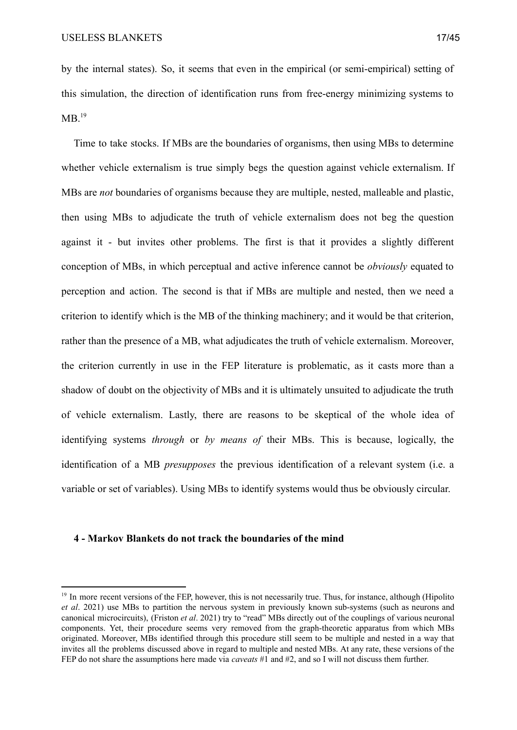by the internal states). So, it seems that even in the empirical (or semi-empirical) setting of this simulation, the direction of identification runs from free-energy minimizing systems to MB.[19]

Time to take stocks. If MBs are the boundaries of organisms, then using MBs to determine whether vehicle externalism is true simply begs the question against vehicle externalism. If MBs are *not* boundaries of organisms because they are multiple, nested, malleable and plastic, then using MBs to adjudicate the truth of vehicle externalism does not beg the question against it - but invites other problems. The first is that it provides a slightly different conception of MBs, in which perceptual and active inference cannot be *obviously* equated to perception and action. The second is that if MBs are multiple and nested, then we need a criterion to identify which is the MB of the thinking machinery; and it would be that criterion, rather than the presence of a MB, what adjudicates the truth of vehicle externalism. Moreover, the criterion currently in use in the FEP literature is problematic, as it casts more than a shadow of doubt on the objectivity of MBs and it is ultimately unsuited to adjudicate the truth of vehicle externalism. Lastly, there are reasons to be skeptical of the whole idea of identifying systems *through* or *by means of* their MBs. This is because, logically, the identification of a MB *presupposes* the previous identification of a relevant system (i.e. a variable or set of variables). Using MBs to identify systems would thus be obviously circular.

## 4 - Markov Blankets do not track the boundaries of the mind

[19] In more recent versions of the FEP, however, this is not necessarily true. Thus, for instance, although (Hipolito *et al*. 2021) use MBs to partition the nervous system in previously known sub-systems (such as neurons and canonical microcircuits), (Friston *et al*. 2021) try to "read" MBs directly out of the couplings of various neuronal components. Yet, their procedure seems very removed from the graph-theoretic apparatus from which MBs originated. Moreover, MBs identified through this procedure still seem to be multiple and nested in a way that invites all the problems discussed above in regard to multiple and nested MBs. At any rate, these versions of the FEP do not share the assumptions here made via *caveats* #1 and #2, and so I will not discuss them further.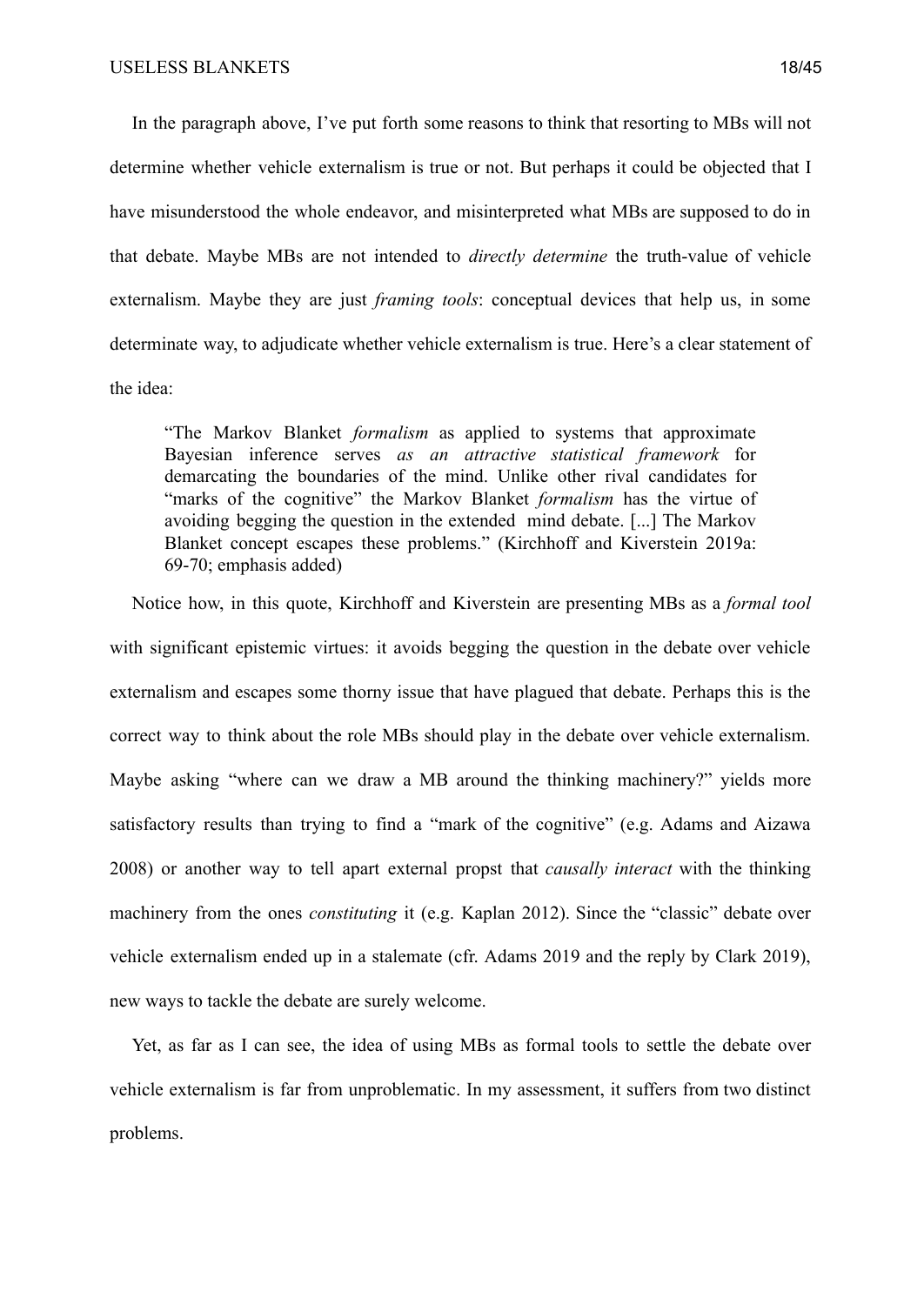In the paragraph above, I've put forth some reasons to think that resorting to MBs will not determine whether vehicle externalism is true or not. But perhaps it could be objected that I have misunderstood the whole endeavor, and misinterpreted what MBs are supposed to do in that debate. Maybe MBs are not intended to *directly determine* the truth-value of vehicle externalism. Maybe they are just *framing tools*: conceptual devices that help us, in some determinate way, to adjudicate whether vehicle externalism is true. Here's a clear statement of the idea:

> "The Markov Blanket *formalism* as applied to systems that approximate Bayesian inference serves *as an attractive statistical framework* for demarcating the boundaries of the mind. Unlike other rival candidates for "marks of the cognitive" the Markov Blanket *formalism* has the virtue of avoiding begging the question in the extended mind debate. [...] The Markov Blanket concept escapes these problems." (Kirchhoff and Kiverstein 2019a: 69-70; emphasis added)

Notice how, in this quote, Kirchhoff and Kiverstein are presenting MBs as a *formal tool* with significant epistemic virtues: it avoids begging the question in the debate over vehicle externalism and escapes some thorny issue that have plagued that debate. Perhaps this is the correct way to think about the role MBs should play in the debate over vehicle externalism. Maybe asking "where can we draw a MB around the thinking machinery?" yields more satisfactory results than trying to find a "mark of the cognitive" (e.g. Adams and Aizawa 2008) or another way to tell apart external propst that *causally interact* with the thinking machinery from the ones *constituting* it (e.g. Kaplan 2012). Since the "classic" debate over vehicle externalism ended up in a stalemate (cfr. Adams 2019 and the reply by Clark 2019), new ways to tackle the debate are surely welcome.

Yet, as far as I can see, the idea of using MBs as formal tools to settle the debate over vehicle externalism is far from unproblematic. In my assessment, it suffers from two distinct problems.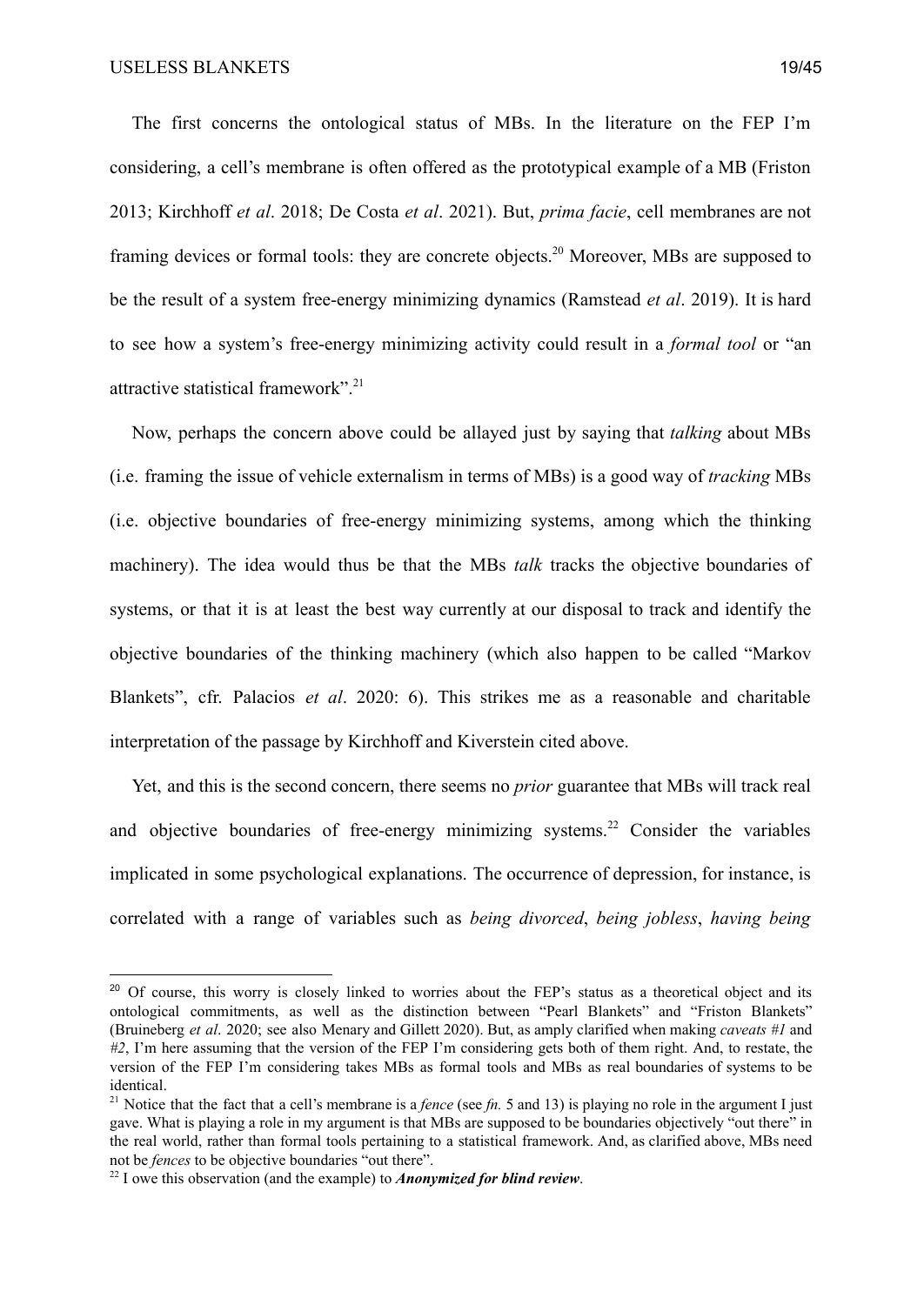The first concerns the ontological status of MBs. In the literature on the FEP I'm considering, a cell's membrane is often offered as the prototypical example of a MB (Friston 2013; Kirchhoff *et al*. 2018; De Costa *et al*. 2021). But, *prima facie*, cell membranes are not framing devices or formal tools: they are concrete objects.[20] Moreover, MBs are supposed to be the result of a system free-energy minimizing dynamics (Ramstead *et al*. 2019). It is hard to see how a system's free-energy minimizing activity could result in a *formal tool* or "an attractive statistical framework".[21]

Now, perhaps the concern above could be allayed just by saying that *talking* about MBs (i.e. framing the issue of vehicle externalism in terms of MBs) is a good way of *tracking* MBs (i.e. objective boundaries of free-energy minimizing systems, among which the thinking machinery). The idea would thus be that the MBs *talk* tracks the objective boundaries of systems, or that it is at least the best way currently at our disposal to track and identify the objective boundaries of the thinking machinery (which also happen to be called "Markov Blankets", cfr. Palacios *et al*. 2020: 6). This strikes me as a reasonable and charitable interpretation of the passage by Kirchhoff and Kiverstein cited above.

Yet, and this is the second concern, there seems no *prior* guarantee that MBs will track real and objective boundaries of free-energy minimizing systems.[22] Consider the variables implicated in some psychological explanations. The occurrence of depression, for instance, is correlated with a range of variables such as *being divorced*, *being jobless*, *having being*

---

[20] Of course, this worry is closely linked to worries about the FEP's status as a theoretical object and its ontological commitments, as well as the distinction between "Pearl Blankets" and "Friston Blankets" (Bruineberg *et al*. 2020; see also Menary and Gillett 2020). But, as amply clarified when making *caveats #1* and *#2*, I'm here assuming that the version of the FEP I'm considering gets both of them right. And, to restate, the version of the FEP I'm considering takes MBs as formal tools and MBs as real boundaries of systems to be identical.

[21] Notice that the fact that a cell's membrane is a *fence* (see *fn.* 5 and 13) is playing no role in the argument I just gave. What is playing a role in my argument is that MBs are supposed to be boundaries objectively "out there" in the real world, rather than formal tools pertaining to a statistical framework. And, as clarified above, MBs need not be *fences* to be objective boundaries "out there".

[22] I owe this observation (and the example) to ***Anonymized for blind review***.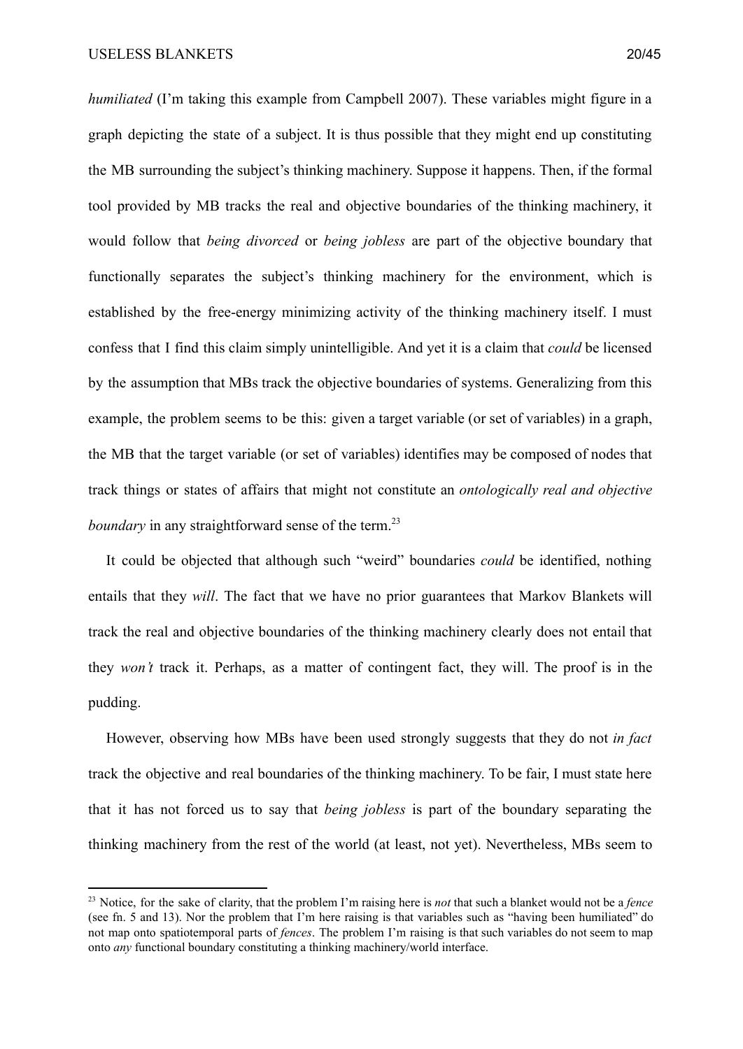*humiliated* (I'm taking this example from Campbell 2007). These variables might figure in a graph depicting the state of a subject. It is thus possible that they might end up constituting the MB surrounding the subject's thinking machinery. Suppose it happens. Then, if the formal tool provided by MB tracks the real and objective boundaries of the thinking machinery, it would follow that *being divorced* or *being jobless* are part of the objective boundary that functionally separates the subject's thinking machinery for the environment, which is established by the free-energy minimizing activity of the thinking machinery itself. I must confess that I find this claim simply unintelligible. And yet it is a claim that *could* be licensed by the assumption that MBs track the objective boundaries of systems. Generalizing from this example, the problem seems to be this: given a target variable (or set of variables) in a graph, the MB that the target variable (or set of variables) identifies may be composed of nodes that track things or states of affairs that might not constitute an *ontologically real and objective boundary* in any straightforward sense of the term.[23]

It could be objected that although such "weird" boundaries *could* be identified, nothing entails that they *will*. The fact that we have no prior guarantees that Markov Blankets will track the real and objective boundaries of the thinking machinery clearly does not entail that they *won't* track it. Perhaps, as a matter of contingent fact, they will. The proof is in the pudding.

However, observing how MBs have been used strongly suggests that they do not *in fact* track the objective and real boundaries of the thinking machinery. To be fair, I must state here that it has not forced us to say that *being jobless* is part of the boundary separating the thinking machinery from the rest of the world (at least, not yet). Nevertheless, MBs seem to

[23] Notice, for the sake of clarity, that the problem I'm raising here is *not* that such a blanket would not be a *fence* (see fn. 5 and 13). Nor the problem that I'm here raising is that variables such as "having been humiliated" do not map onto spatiotemporal parts of *fences*. The problem I'm raising is that such variables do not seem to map onto *any* functional boundary constituting a thinking machinery/world interface.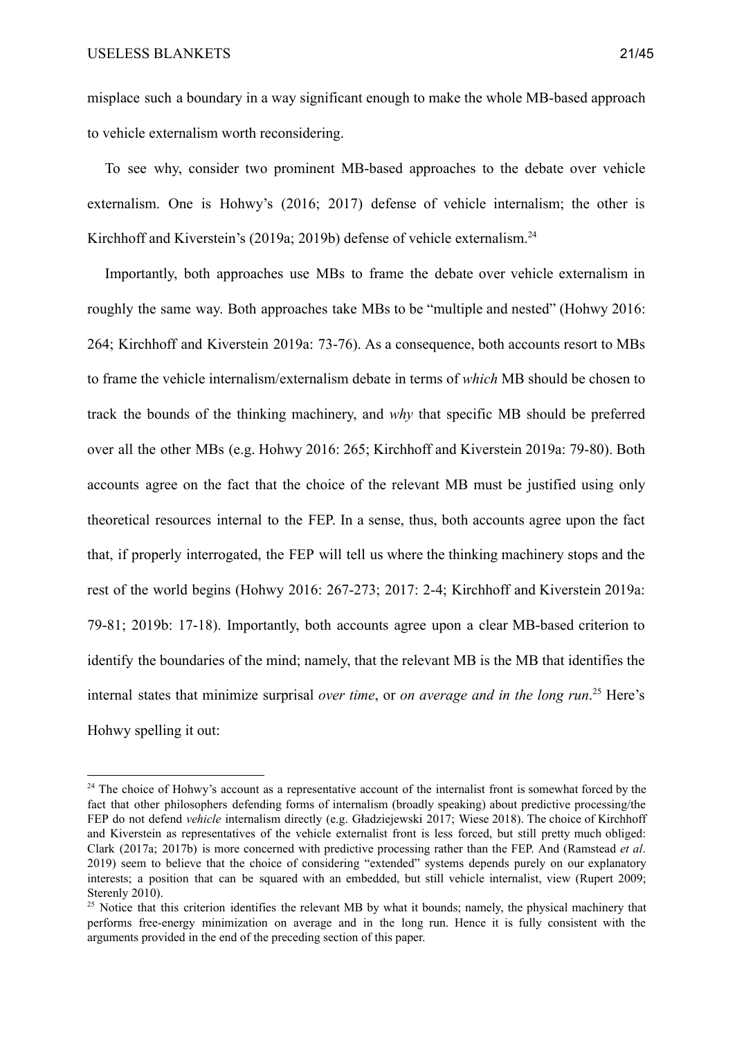misplace such a boundary in a way significant enough to make the whole MB-based approach to vehicle externalism worth reconsidering.

To see why, consider two prominent MB-based approaches to the debate over vehicle externalism. One is Hohwy's (2016; 2017) defense of vehicle internalism; the other is Kirchhoff and Kiverstein's (2019a; 2019b) defense of vehicle externalism.[24]

Importantly, both approaches use MBs to frame the debate over vehicle externalism in roughly the same way. Both approaches take MBs to be "multiple and nested" (Hohwy 2016: 264; Kirchhoff and Kiverstein 2019a: 73-76). As a consequence, both accounts resort to MBs to frame the vehicle internalism/externalism debate in terms of *which* MB should be chosen to track the bounds of the thinking machinery, and *why* that specific MB should be preferred over all the other MBs (e.g. Hohwy 2016: 265; Kirchhoff and Kiverstein 2019a: 79-80). Both accounts agree on the fact that the choice of the relevant MB must be justified using only theoretical resources internal to the FEP. In a sense, thus, both accounts agree upon the fact that, if properly interrogated, the FEP will tell us where the thinking machinery stops and the rest of the world begins (Hohwy 2016: 267-273; 2017: 2-4; Kirchhoff and Kiverstein 2019a: 79-81; 2019b: 17-18). Importantly, both accounts agree upon a clear MB-based criterion to identify the boundaries of the mind; namely, that the relevant MB is the MB that identifies the internal states that minimize surprisal *over time*, or *on average and in the long run*.[25] Here's Hohwy spelling it out:

---

[24] The choice of Hohwy's account as a representative account of the internalist front is somewhat forced by the fact that other philosophers defending forms of internalism (broadly speaking) about predictive processing/the FEP do not defend *vehicle* internalism directly (e.g. Gładziejewski 2017; Wiese 2018). The choice of Kirchhoff and Kiverstein as representatives of the vehicle externalist front is less forced, but still pretty much obliged: Clark (2017a; 2017b) is more concerned with predictive processing rather than the FEP. And (Ramstead *et al*. 2019) seem to believe that the choice of considering "extended" systems depends purely on our explanatory interests; a position that can be squared with an embedded, but still vehicle internalist, view (Rupert 2009; Sterenly 2010).

[25] Notice that this criterion identifies the relevant MB by what it bounds; namely, the physical machinery that performs free-energy minimization on average and in the long run. Hence it is fully consistent with the arguments provided in the end of the preceding section of this paper.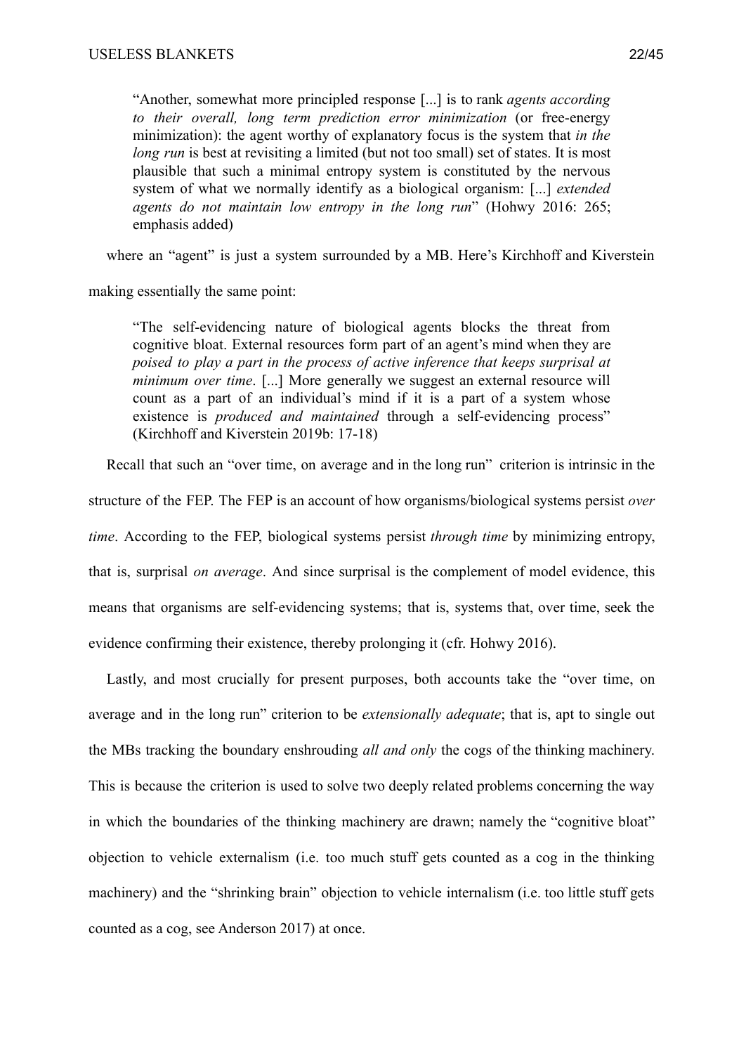> "Another, somewhat more principled response [...] is to rank *agents according to their overall, long term prediction error minimization* (or free-energy minimization): the agent worthy of explanatory focus is the system that *in the long run* is best at revisiting a limited (but not too small) set of states. It is most plausible that such a minimal entropy system is constituted by the nervous system of what we normally identify as a biological organism: [...] *extended agents do not maintain low entropy in the long run*" (Hohwy 2016: 265; emphasis added)

where an "agent" is just a system surrounded by a MB. Here's Kirchhoff and Kiverstein making essentially the same point:

> "The self-evidencing nature of biological agents blocks the threat from cognitive bloat. External resources form part of an agent's mind when they are *poised to play a part in the process of active inference that keeps surprisal at minimum over time*. [...] More generally we suggest an external resource will count as a part of an individual's mind if it is a part of a system whose existence is *produced and maintained* through a self-evidencing process" (Kirchhoff and Kiverstein 2019b: 17-18)

Recall that such an "over time, on average and in the long run" criterion is intrinsic in the structure of the FEP. The FEP is an account of how organisms/biological systems persist *over time*. According to the FEP, biological systems persist *through time* by minimizing entropy, that is, surprisal *on average*. And since surprisal is the complement of model evidence, this means that organisms are self-evidencing systems; that is, systems that, over time, seek the evidence confirming their existence, thereby prolonging it (cfr. Hohwy 2016).

Lastly, and most crucially for present purposes, both accounts take the "over time, on average and in the long run" criterion to be *extensionally adequate*; that is, apt to single out the MBs tracking the boundary enshrouding *all and only* the cogs of the thinking machinery. This is because the criterion is used to solve two deeply related problems concerning the way in which the boundaries of the thinking machinery are drawn; namely the "cognitive bloat" objection to vehicle externalism (i.e. too much stuff gets counted as a cog in the thinking machinery) and the "shrinking brain" objection to vehicle internalism (i.e. too little stuff gets counted as a cog, see Anderson 2017) at once.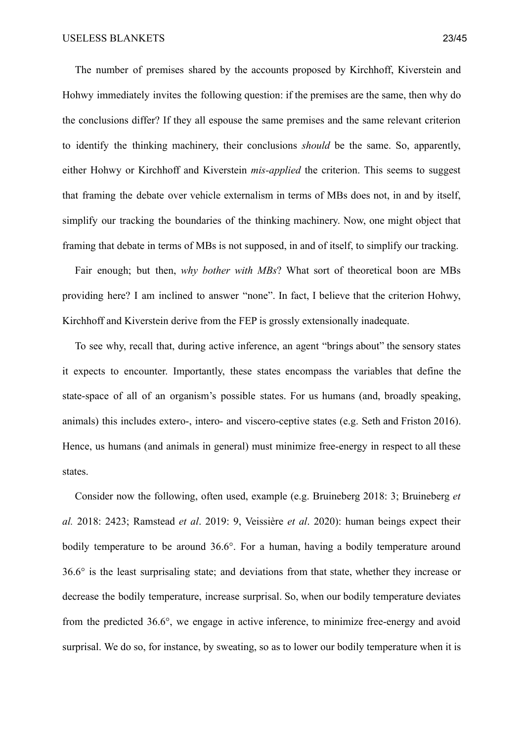The number of premises shared by the accounts proposed by Kirchhoff, Kiverstein and Hohwy immediately invites the following question: if the premises are the same, then why do the conclusions differ? If they all espouse the same premises and the same relevant criterion to identify the thinking machinery, their conclusions *should* be the same. So, apparently, either Hohwy or Kirchhoff and Kiverstein *mis-applied* the criterion. This seems to suggest that framing the debate over vehicle externalism in terms of MBs does not, in and by itself, simplify our tracking the boundaries of the thinking machinery. Now, one might object that framing that debate in terms of MBs is not supposed, in and of itself, to simplify our tracking.

Fair enough; but then, *why bother with MBs*? What sort of theoretical boon are MBs providing here? I am inclined to answer "none". In fact, I believe that the criterion Hohwy, Kirchhoff and Kiverstein derive from the FEP is grossly extensionally inadequate.

To see why, recall that, during active inference, an agent "brings about" the sensory states it expects to encounter. Importantly, these states encompass the variables that define the state-space of all of an organism's possible states. For us humans (and, broadly speaking, animals) this includes extero-, intero- and viscero-ceptive states (e.g. Seth and Friston 2016). Hence, us humans (and animals in general) must minimize free-energy in respect to all these states.

Consider now the following, often used, example (e.g. Bruineberg 2018: 3; Bruineberg *et al.* 2018: 2423; Ramstead *et al*. 2019: 9, Veissière *et al*. 2020): human beings expect their bodily temperature to be around 36.6°. For a human, having a bodily temperature around 36.6° is the least surprisaling state; and deviations from that state, whether they increase or decrease the bodily temperature, increase surprisal. So, when our bodily temperature deviates from the predicted 36.6°, we engage in active inference, to minimize free-energy and avoid surprisal. We do so, for instance, by sweating, so as to lower our bodily temperature when it is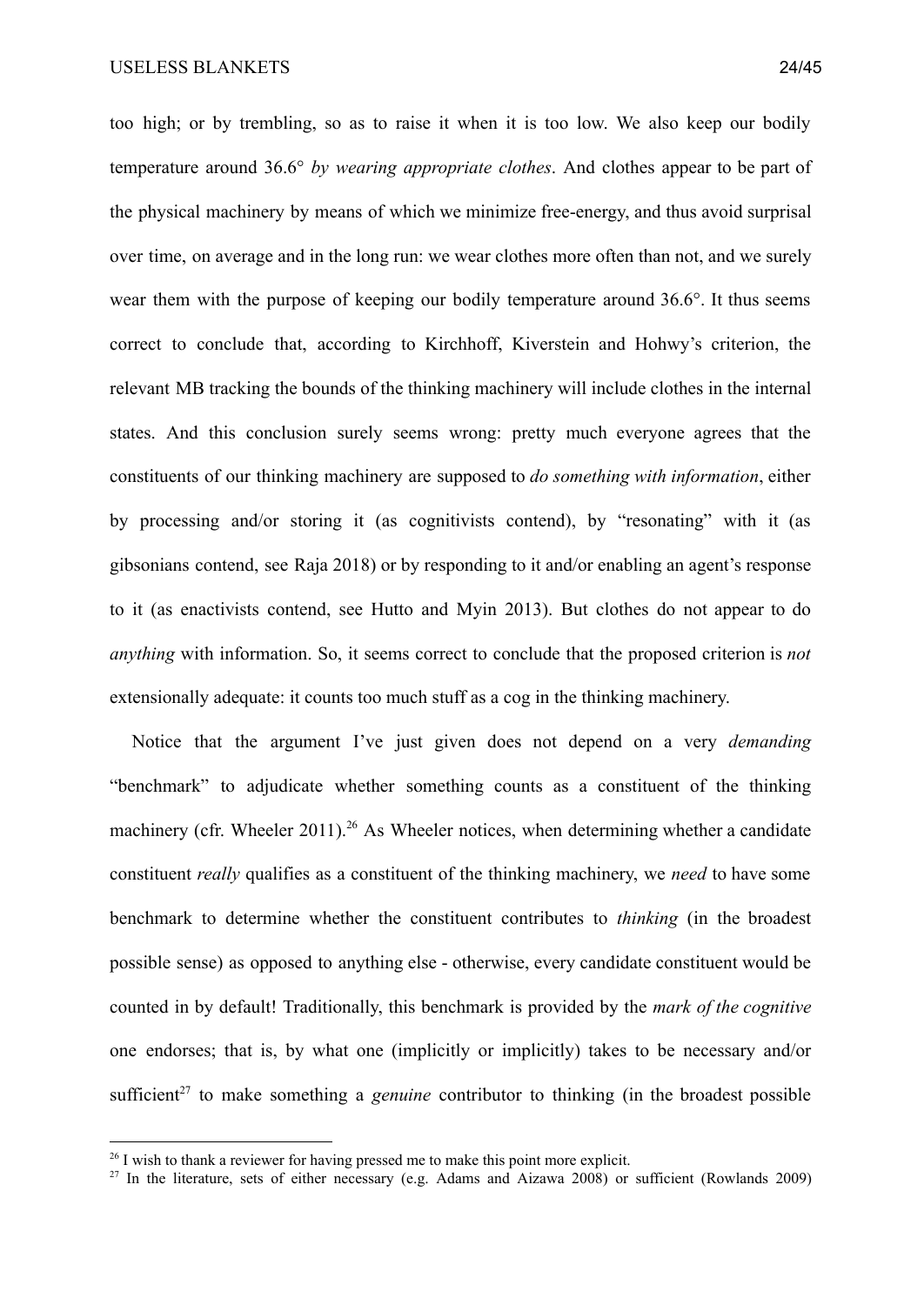too high; or by trembling, so as to raise it when it is too low. We also keep our bodily temperature around 36.6° *by wearing appropriate clothes*. And clothes appear to be part of the physical machinery by means of which we minimize free-energy, and thus avoid surprisal over time, on average and in the long run: we wear clothes more often than not, and we surely wear them with the purpose of keeping our bodily temperature around 36.6°. It thus seems correct to conclude that, according to Kirchhoff, Kiverstein and Hohwy's criterion, the relevant MB tracking the bounds of the thinking machinery will include clothes in the internal states. And this conclusion surely seems wrong: pretty much everyone agrees that the constituents of our thinking machinery are supposed to *do something with information*, either by processing and/or storing it (as cognitivists contend), by "resonating" with it (as gibsonians contend, see Raja 2018) or by responding to it and/or enabling an agent's response to it (as enactivists contend, see Hutto and Myin 2013). But clothes do not appear to do *anything* with information. So, it seems correct to conclude that the proposed criterion is *not* extensionally adequate: it counts too much stuff as a cog in the thinking machinery.

Notice that the argument I've just given does not depend on a very *demanding* "benchmark" to adjudicate whether something counts as a constituent of the thinking machinery (cfr. Wheeler 2011).[26] As Wheeler notices, when determining whether a candidate constituent *really* qualifies as a constituent of the thinking machinery, we *need* to have some benchmark to determine whether the constituent contributes to *thinking* (in the broadest possible sense) as opposed to anything else - otherwise, every candidate constituent would be counted in by default! Traditionally, this benchmark is provided by the *mark of the cognitive* one endorses; that is, by what one (implicitly or implicitly) takes to be necessary and/or sufficient[27] to make something a *genuine* contributor to thinking (in the broadest possible

[26] I wish to thank a reviewer for having pressed me to make this point more explicit.

[27] In the literature, sets of either necessary (e.g. Adams and Aizawa 2008) or sufficient (Rowlands 2009)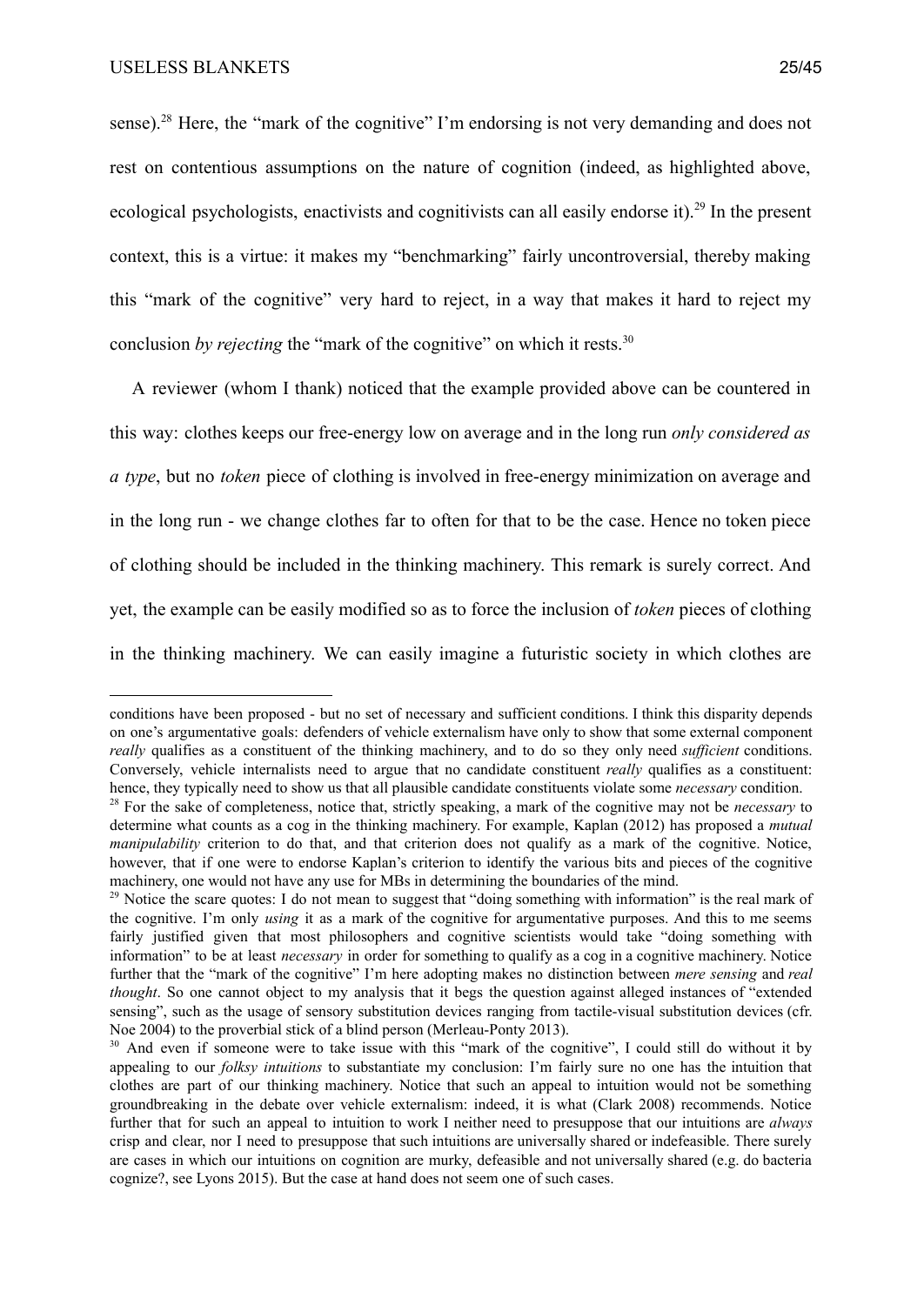sense).[28] Here, the "mark of the cognitive" I'm endorsing is not very demanding and does not rest on contentious assumptions on the nature of cognition (indeed, as highlighted above, ecological psychologists, enactivists and cognitivists can all easily endorse it).[29] In the present context, this is a virtue: it makes my "benchmarking" fairly uncontroversial, thereby making this "mark of the cognitive" very hard to reject, in a way that makes it hard to reject my conclusion *by rejecting* the "mark of the cognitive" on which it rests.[30]

A reviewer (whom I thank) noticed that the example provided above can be countered in this way: clothes keeps our free-energy low on average and in the long run *only considered as a type*, but no *token* piece of clothing is involved in free-energy minimization on average and in the long run - we change clothes far to often for that to be the case. Hence no token piece of clothing should be included in the thinking machinery. This remark is surely correct. And yet, the example can be easily modified so as to force the inclusion of *token* pieces of clothing in the thinking machinery. We can easily imagine a futuristic society in which clothes are

---

conditions have been proposed - but no set of necessary and sufficient conditions. I think this disparity depends on one's argumentative goals: defenders of vehicle externalism have only to show that some external component *really* qualifies as a constituent of the thinking machinery, and to do so they only need *sufficient* conditions. Conversely, vehicle internalists need to argue that no candidate constituent *really* qualifies as a constituent: hence, they typically need to show us that all plausible candidate constituents violate some *necessary* condition.

[28] For the sake of completeness, notice that, strictly speaking, a mark of the cognitive may not be *necessary* to determine what counts as a cog in the thinking machinery. For example, Kaplan (2012) has proposed a *mutual manipulability* criterion to do that, and that criterion does not qualify as a mark of the cognitive. Notice, however, that if one were to endorse Kaplan's criterion to identify the various bits and pieces of the cognitive machinery, one would not have any use for MBs in determining the boundaries of the mind.

[29] Notice the scare quotes: I do not mean to suggest that "doing something with information" is the real mark of the cognitive. I'm only *using* it as a mark of the cognitive for argumentative purposes. And this to me seems fairly justified given that most philosophers and cognitive scientists would take "doing something with information" to be at least *necessary* in order for something to qualify as a cog in a cognitive machinery. Notice further that the "mark of the cognitive" I'm here adopting makes no distinction between *mere sensing* and *real thought*. So one cannot object to my analysis that it begs the question against alleged instances of "extended sensing", such as the usage of sensory substitution devices ranging from tactile-visual substitution devices (cfr. Noe 2004) to the proverbial stick of a blind person (Merleau-Ponty 2013).

[30] And even if someone were to take issue with this "mark of the cognitive", I could still do without it by appealing to our *folksy intuitions* to substantiate my conclusion: I'm fairly sure no one has the intuition that clothes are part of our thinking machinery. Notice that such an appeal to intuition would not be something groundbreaking in the debate over vehicle externalism: indeed, it is what (Clark 2008) recommends. Notice further that for such an appeal to intuition to work I neither need to presuppose that our intuitions are *always* crisp and clear, nor I need to presuppose that such intuitions are universally shared or indefeasible. There surely are cases in which our intuitions on cognition are murky, defeasible and not universally shared (e.g. do bacteria cognize?, see Lyons 2015). But the case at hand does not seem one of such cases.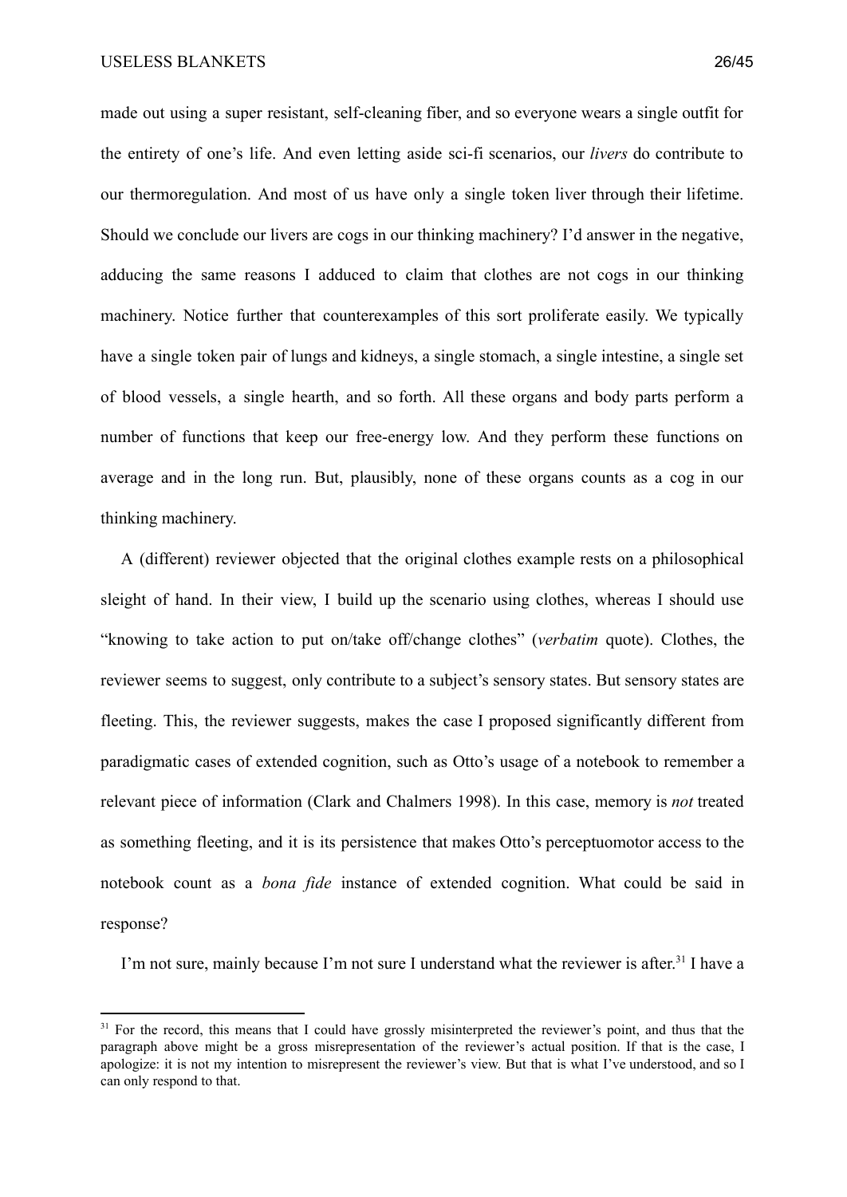made out using a super resistant, self-cleaning fiber, and so everyone wears a single outfit for the entirety of one's life. And even letting aside sci-fi scenarios, our *livers* do contribute to our thermoregulation. And most of us have only a single token liver through their lifetime. Should we conclude our livers are cogs in our thinking machinery? I'd answer in the negative, adducing the same reasons I adduced to claim that clothes are not cogs in our thinking machinery. Notice further that counterexamples of this sort proliferate easily. We typically have a single token pair of lungs and kidneys, a single stomach, a single intestine, a single set of blood vessels, a single hearth, and so forth. All these organs and body parts perform a number of functions that keep our free-energy low. And they perform these functions on average and in the long run. But, plausibly, none of these organs counts as a cog in our thinking machinery.

A (different) reviewer objected that the original clothes example rests on a philosophical sleight of hand. In their view, I build up the scenario using clothes, whereas I should use "knowing to take action to put on/take off/change clothes" (*verbatim* quote). Clothes, the reviewer seems to suggest, only contribute to a subject's sensory states. But sensory states are fleeting. This, the reviewer suggests, makes the case I proposed significantly different from paradigmatic cases of extended cognition, such as Otto's usage of a notebook to remember a relevant piece of information (Clark and Chalmers 1998). In this case, memory is *not* treated as something fleeting, and it is its persistence that makes Otto's perceptuomotor access to the notebook count as a *bona fide* instance of extended cognition. What could be said in response?

I'm not sure, mainly because I'm not sure I understand what the reviewer is after.[31] I have a

[31] For the record, this means that I could have grossly misinterpreted the reviewer's point, and thus that the paragraph above might be a gross misrepresentation of the reviewer's actual position. If that is the case, I apologize: it is not my intention to misrepresent the reviewer's view. But that is what I've understood, and so I can only respond to that.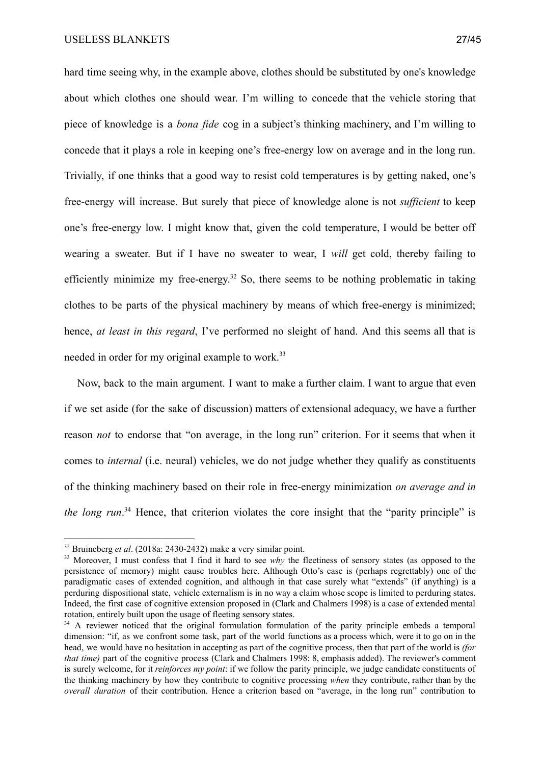hard time seeing why, in the example above, clothes should be substituted by one's knowledge about which clothes one should wear. I'm willing to concede that the vehicle storing that piece of knowledge is a *bona fide* cog in a subject's thinking machinery, and I'm willing to concede that it plays a role in keeping one's free-energy low on average and in the long run. Trivially, if one thinks that a good way to resist cold temperatures is by getting naked, one's free-energy will increase. But surely that piece of knowledge alone is not *sufficient* to keep one's free-energy low. I might know that, given the cold temperature, I would be better off wearing a sweater. But if I have no sweater to wear, I *will* get cold, thereby failing to efficiently minimize my free-energy.[32] So, there seems to be nothing problematic in taking clothes to be parts of the physical machinery by means of which free-energy is minimized; hence, *at least in this regard*, I've performed no sleight of hand. And this seems all that is needed in order for my original example to work.[33]

Now, back to the main argument. I want to make a further claim. I want to argue that even if we set aside (for the sake of discussion) matters of extensional adequacy, we have a further reason *not* to endorse that "on average, in the long run" criterion. For it seems that when it comes to *internal* (i.e. neural) vehicles, we do not judge whether they qualify as constituents of the thinking machinery based on their role in free-energy minimization *on average and in the long run*.[34] Hence, that criterion violates the core insight that the "parity principle" is

---

[32] Bruineberg *et al*. (2018a: 2430-2432) make a very similar point.

[33] Moreover, I must confess that I find it hard to see *why* the fleetiness of sensory states (as opposed to the persistence of memory) might cause troubles here. Although Otto's case is (perhaps regrettably) one of the paradigmatic cases of extended cognition, and although in that case surely what "extends" (if anything) is a perduring dispositional state, vehicle externalism is in no way a claim whose scope is limited to perduring states. Indeed, the first case of cognitive extension proposed in (Clark and Chalmers 1998) is a case of extended mental rotation, entirely built upon the usage of fleeting sensory states.

[34] A reviewer noticed that the original formulation formulation of the parity principle embeds a temporal dimension: "if, as we confront some task, part of the world functions as a process which, were it to go on in the head, we would have no hesitation in accepting as part of the cognitive process, then that part of the world is *(for that time)* part of the cognitive process (Clark and Chalmers 1998: 8, emphasis added). The reviewer's comment is surely welcome, for it *reinforces my point*: if we follow the parity principle, we judge candidate constituents of the thinking machinery by how they contribute to cognitive processing *when* they contribute, rather than by the *overall duration* of their contribution. Hence a criterion based on "average, in the long run" contribution to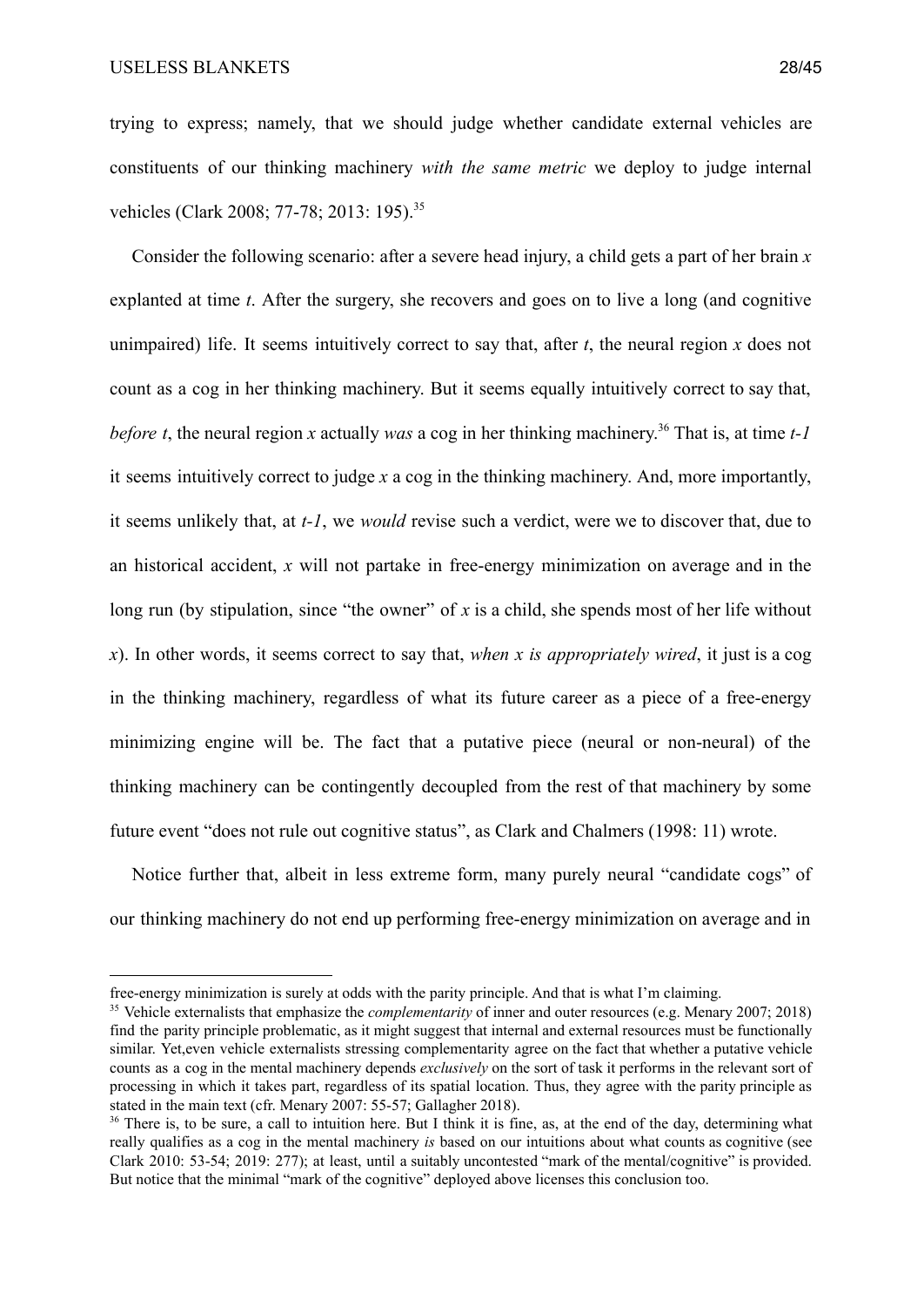trying to express; namely, that we should judge whether candidate external vehicles are constituents of our thinking machinery *with the same metric* we deploy to judge internal vehicles (Clark 2008; 77-78; 2013: 195).[35]

Consider the following scenario: after a severe head injury, a child gets a part of her brain *x* explanted at time *t*. After the surgery, she recovers and goes on to live a long (and cognitive unimpaired) life. It seems intuitively correct to say that, after *t*, the neural region *x* does not count as a cog in her thinking machinery. But it seems equally intuitively correct to say that, *before t*, the neural region *x* actually *was* a cog in her thinking machinery.[36] That is, at time *t-1* it seems intuitively correct to judge *x* a cog in the thinking machinery. And, more importantly, it seems unlikely that, at *t-1*, we *would* revise such a verdict, were we to discover that, due to an historical accident, *x* will not partake in free-energy minimization on average and in the long run (by stipulation, since "the owner" of *x* is a child, she spends most of her life without *x*). In other words, it seems correct to say that, *when x is appropriately wired*, it just is a cog in the thinking machinery, regardless of what its future career as a piece of a free-energy minimizing engine will be. The fact that a putative piece (neural or non-neural) of the thinking machinery can be contingently decoupled from the rest of that machinery by some future event "does not rule out cognitive status", as Clark and Chalmers (1998: 11) wrote.

Notice further that, albeit in less extreme form, many purely neural "candidate cogs" of our thinking machinery do not end up performing free-energy minimization on average and in

---

free-energy minimization is surely at odds with the parity principle. And that is what I'm claiming.

[35] Vehicle externalists that emphasize the *complementarity* of inner and outer resources (e.g. Menary 2007; 2018) find the parity principle problematic, as it might suggest that internal and external resources must be functionally similar. Yet,even vehicle externalists stressing complementarity agree on the fact that whether a putative vehicle counts as a cog in the mental machinery depends *exclusively* on the sort of task it performs in the relevant sort of processing in which it takes part, regardless of its spatial location. Thus, they agree with the parity principle as stated in the main text (cfr. Menary 2007: 55-57; Gallagher 2018).

[36] There is, to be sure, a call to intuition here. But I think it is fine, as, at the end of the day, determining what really qualifies as a cog in the mental machinery *is* based on our intuitions about what counts as cognitive (see Clark 2010: 53-54; 2019: 277); at least, until a suitably uncontested "mark of the mental/cognitive" is provided. But notice that the minimal "mark of the cognitive" deployed above licenses this conclusion too.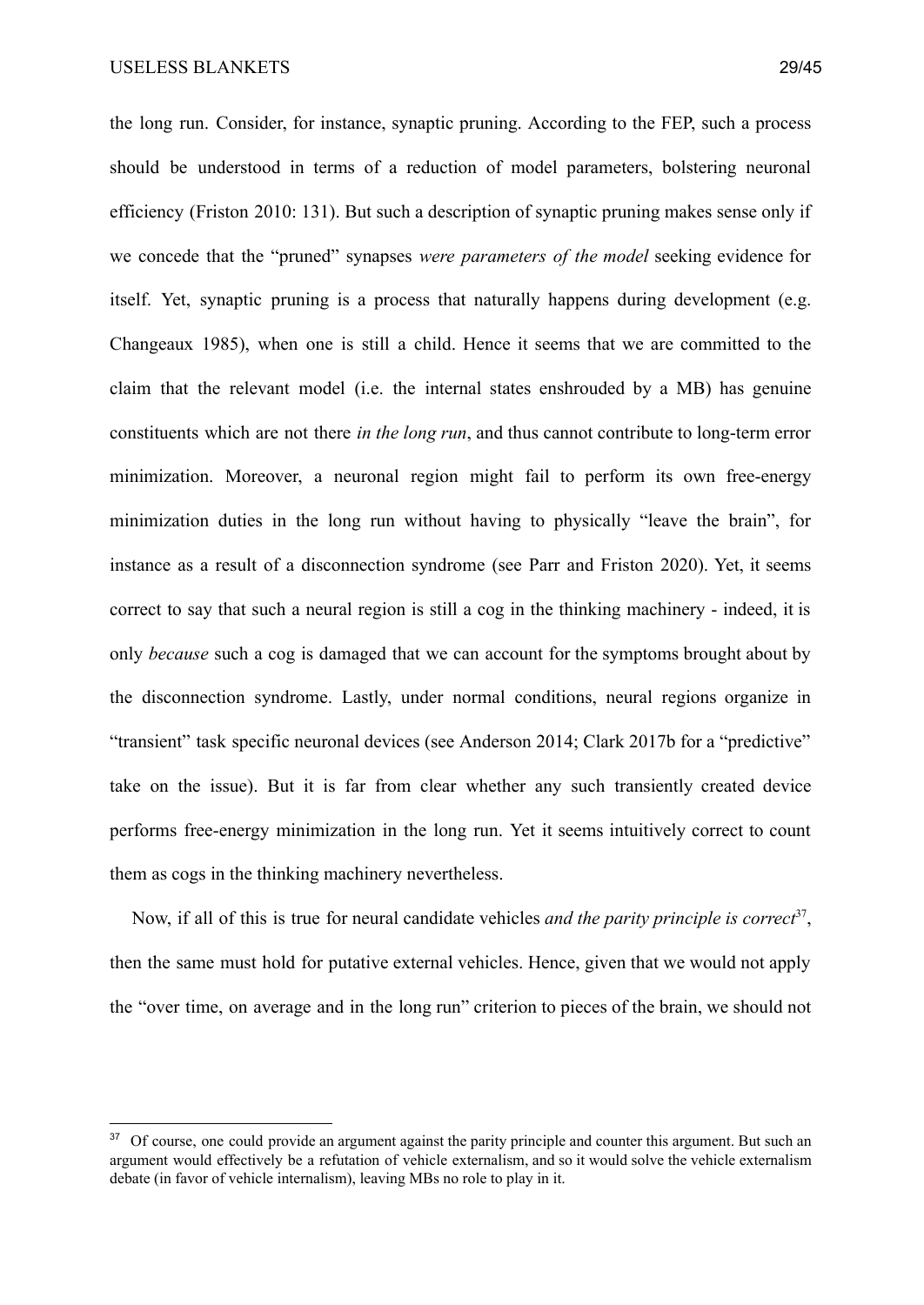the long run. Consider, for instance, synaptic pruning. According to the FEP, such a process should be understood in terms of a reduction of model parameters, bolstering neuronal efficiency (Friston 2010: 131). But such a description of synaptic pruning makes sense only if we concede that the "pruned" synapses *were parameters of the model* seeking evidence for itself. Yet, synaptic pruning is a process that naturally happens during development (e.g. Changeaux 1985), when one is still a child. Hence it seems that we are committed to the claim that the relevant model (i.e. the internal states enshrouded by a MB) has genuine constituents which are not there *in the long run*, and thus cannot contribute to long-term error minimization. Moreover, a neuronal region might fail to perform its own free-energy minimization duties in the long run without having to physically "leave the brain", for instance as a result of a disconnection syndrome (see Parr and Friston 2020). Yet, it seems correct to say that such a neural region is still a cog in the thinking machinery - indeed, it is only *because* such a cog is damaged that we can account for the symptoms brought about by the disconnection syndrome. Lastly, under normal conditions, neural regions organize in "transient" task specific neuronal devices (see Anderson 2014; Clark 2017b for a "predictive" take on the issue). But it is far from clear whether any such transiently created device performs free-energy minimization in the long run. Yet it seems intuitively correct to count them as cogs in the thinking machinery nevertheless.

Now, if all of this is true for neural candidate vehicles *and the parity principle is correct*[37], then the same must hold for putative external vehicles. Hence, given that we would not apply the "over time, on average and in the long run" criterion to pieces of the brain, we should not

---

[37] Of course, one could provide an argument against the parity principle and counter this argument. But such an argument would effectively be a refutation of vehicle externalism, and so it would solve the vehicle externalism debate (in favor of vehicle internalism), leaving MBs no role to play in it.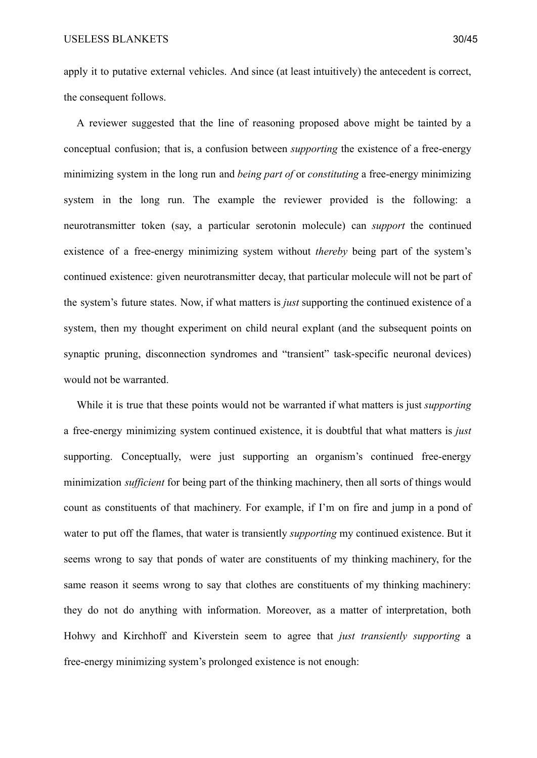apply it to putative external vehicles. And since (at least intuitively) the antecedent is correct, the consequent follows.

A reviewer suggested that the line of reasoning proposed above might be tainted by a conceptual confusion; that is, a confusion between *supporting* the existence of a free-energy minimizing system in the long run and *being part of* or *constituting* a free-energy minimizing system in the long run. The example the reviewer provided is the following: a neurotransmitter token (say, a particular serotonin molecule) can *support* the continued existence of a free-energy minimizing system without *thereby* being part of the system's continued existence: given neurotransmitter decay, that particular molecule will not be part of the system's future states. Now, if what matters is *just* supporting the continued existence of a system, then my thought experiment on child neural explant (and the subsequent points on synaptic pruning, disconnection syndromes and "transient" task-specific neuronal devices) would not be warranted.

While it is true that these points would not be warranted if what matters is just *supporting* a free-energy minimizing system continued existence, it is doubtful that what matters is *just* supporting. Conceptually, were just supporting an organism's continued free-energy minimization *sufficient* for being part of the thinking machinery, then all sorts of things would count as constituents of that machinery. For example, if I'm on fire and jump in a pond of water to put off the flames, that water is transiently *supporting* my continued existence. But it seems wrong to say that ponds of water are constituents of my thinking machinery, for the same reason it seems wrong to say that clothes are constituents of my thinking machinery: they do not do anything with information. Moreover, as a matter of interpretation, both Hohwy and Kirchhoff and Kiverstein seem to agree that *just transiently supporting* a free-energy minimizing system's prolonged existence is not enough: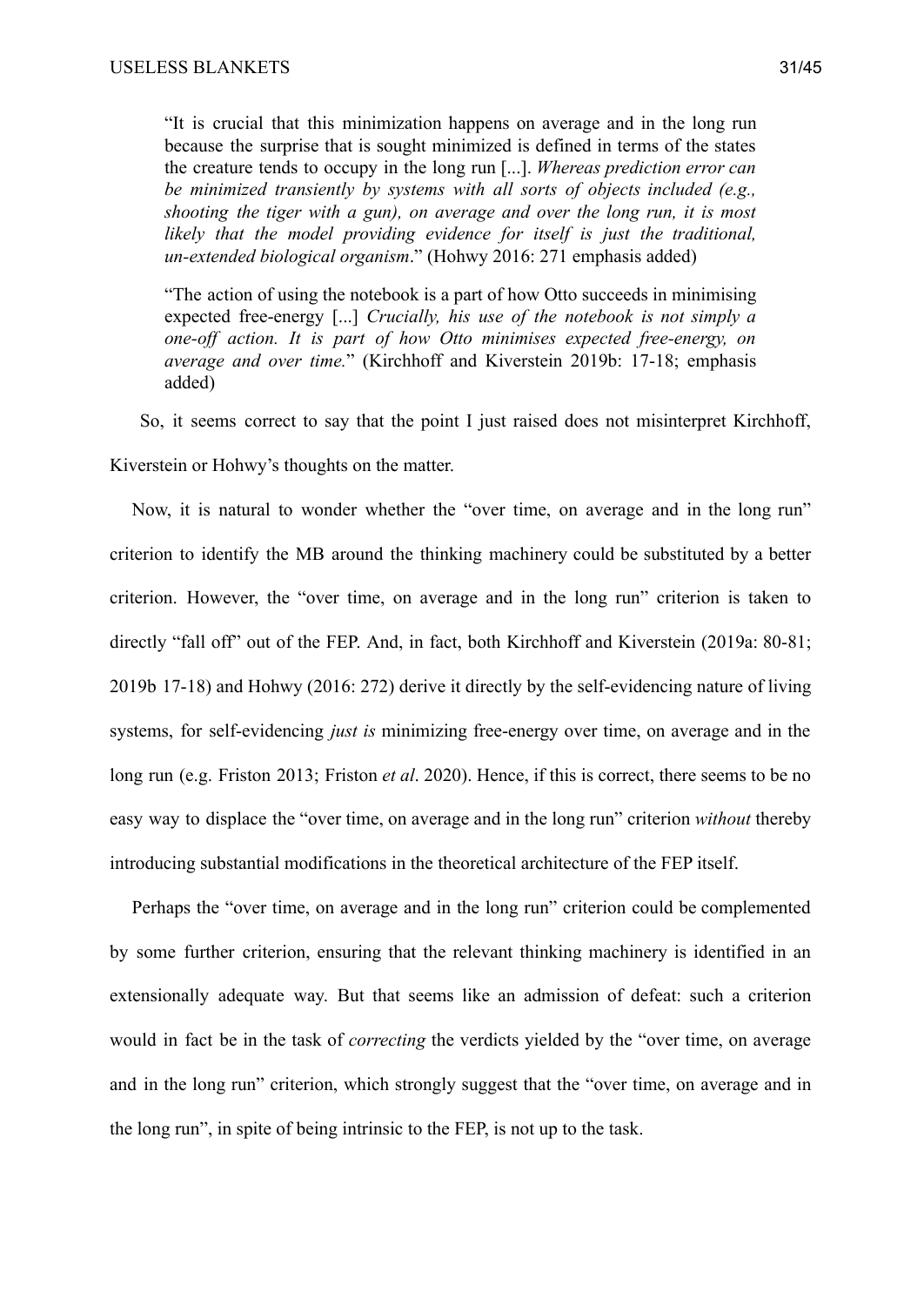> "It is crucial that this minimization happens on average and in the long run because the surprise that is sought minimized is defined in terms of the states the creature tends to occupy in the long run [...]. *Whereas prediction error can be minimized transiently by systems with all sorts of objects included (e.g., shooting the tiger with a gun), on average and over the long run, it is most likely that the model providing evidence for itself is just the traditional, un-extended biological organism*." (Hohwy 2016: 271 emphasis added)

> "The action of using the notebook is a part of how Otto succeeds in minimising expected free-energy [...] *Crucially, his use of the notebook is not simply a one-off action. It is part of how Otto minimises expected free-energy, on average and over time.*" (Kirchhoff and Kiverstein 2019b: 17-18; emphasis added)

So, it seems correct to say that the point I just raised does not misinterpret Kirchhoff, Kiverstein or Hohwy's thoughts on the matter.

Now, it is natural to wonder whether the "over time, on average and in the long run" criterion to identify the MB around the thinking machinery could be substituted by a better criterion. However, the "over time, on average and in the long run" criterion is taken to directly "fall off" out of the FEP. And, in fact, both Kirchhoff and Kiverstein (2019a: 80-81; 2019b 17-18) and Hohwy (2016: 272) derive it directly by the self-evidencing nature of living systems, for self-evidencing *just is* minimizing free-energy over time, on average and in the long run (e.g. Friston 2013; Friston *et al*. 2020). Hence, if this is correct, there seems to be no easy way to displace the "over time, on average and in the long run" criterion *without* thereby introducing substantial modifications in the theoretical architecture of the FEP itself.

Perhaps the "over time, on average and in the long run" criterion could be complemented by some further criterion, ensuring that the relevant thinking machinery is identified in an extensionally adequate way. But that seems like an admission of defeat: such a criterion would in fact be in the task of *correcting* the verdicts yielded by the "over time, on average and in the long run" criterion, which strongly suggest that the "over time, on average and in the long run", in spite of being intrinsic to the FEP, is not up to the task.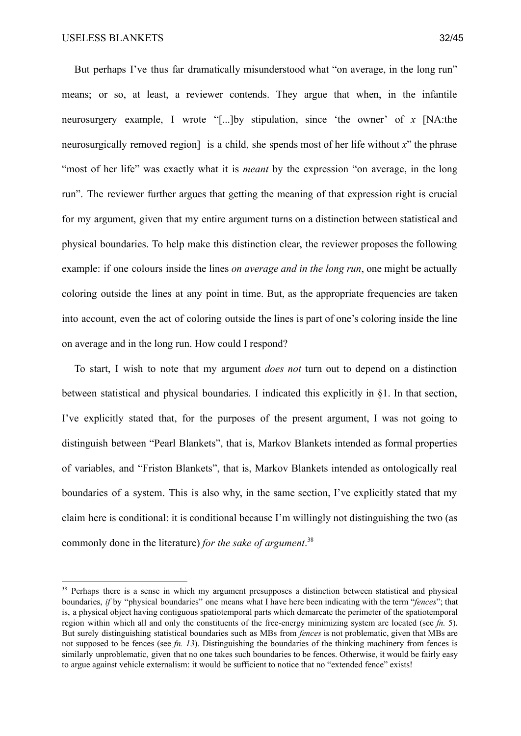But perhaps I've thus far dramatically misunderstood what "on average, in the long run" means; or so, at least, a reviewer contends. They argue that when, in the infantile neurosurgery example, I wrote "[...]by stipulation, since 'the owner' of *x* [NA:the neurosurgically removed region] is a child, she spends most of her life without *x*" the phrase "most of her life" was exactly what it is *meant* by the expression "on average, in the long run". The reviewer further argues that getting the meaning of that expression right is crucial for my argument, given that my entire argument turns on a distinction between statistical and physical boundaries. To help make this distinction clear, the reviewer proposes the following example: if one colours inside the lines *on average and in the long run*, one might be actually coloring outside the lines at any point in time. But, as the appropriate frequencies are taken into account, even the act of coloring outside the lines is part of one's coloring inside the line on average and in the long run. How could I respond?

To start, I wish to note that my argument *does not* turn out to depend on a distinction between statistical and physical boundaries. I indicated this explicitly in §1. In that section, I've explicitly stated that, for the purposes of the present argument, I was not going to distinguish between "Pearl Blankets", that is, Markov Blankets intended as formal properties of variables, and "Friston Blankets", that is, Markov Blankets intended as ontologically real boundaries of a system. This is also why, in the same section, I've explicitly stated that my claim here is conditional: it is conditional because I'm willingly not distinguishing the two (as commonly done in the literature) *for the sake of argument*.[38]

[38] Perhaps there is a sense in which my argument presupposes a distinction between statistical and physical boundaries, *if* by "physical boundaries" one means what I have here been indicating with the term "*fences*"; that is, a physical object having contiguous spatiotemporal parts which demarcate the perimeter of the spatiotemporal region within which all and only the constituents of the free-energy minimizing system are located (see *fn.* 5). But surely distinguishing statistical boundaries such as MBs from *fences* is not problematic, given that MBs are not supposed to be fences (see *fn. 13*). Distinguishing the boundaries of the thinking machinery from fences is similarly unproblematic, given that no one takes such boundaries to be fences. Otherwise, it would be fairly easy to argue against vehicle externalism: it would be sufficient to notice that no "extended fence" exists!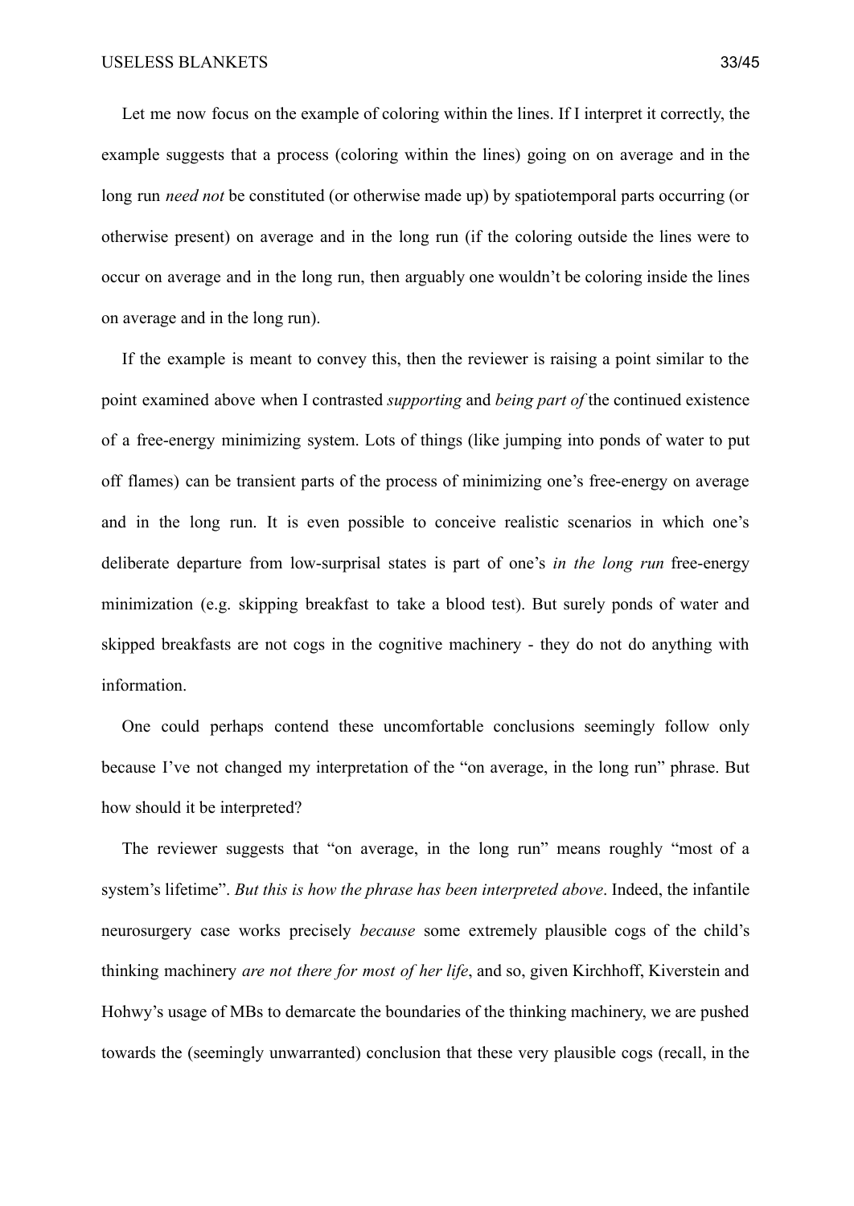Let me now focus on the example of coloring within the lines. If I interpret it correctly, the example suggests that a process (coloring within the lines) going on on average and in the long run *need not* be constituted (or otherwise made up) by spatiotemporal parts occurring (or otherwise present) on average and in the long run (if the coloring outside the lines were to occur on average and in the long run, then arguably one wouldn't be coloring inside the lines on average and in the long run).

If the example is meant to convey this, then the reviewer is raising a point similar to the point examined above when I contrasted *supporting* and *being part of* the continued existence of a free-energy minimizing system. Lots of things (like jumping into ponds of water to put off flames) can be transient parts of the process of minimizing one's free-energy on average and in the long run. It is even possible to conceive realistic scenarios in which one's deliberate departure from low-surprisal states is part of one's *in the long run* free-energy minimization (e.g. skipping breakfast to take a blood test). But surely ponds of water and skipped breakfasts are not cogs in the cognitive machinery - they do not do anything with information.

One could perhaps contend these uncomfortable conclusions seemingly follow only because I've not changed my interpretation of the "on average, in the long run" phrase. But how should it be interpreted?

The reviewer suggests that "on average, in the long run" means roughly "most of a system's lifetime". *But this is how the phrase has been interpreted above*. Indeed, the infantile neurosurgery case works precisely *because* some extremely plausible cogs of the child's thinking machinery *are not there for most of her life*, and so, given Kirchhoff, Kiverstein and Hohwy's usage of MBs to demarcate the boundaries of the thinking machinery, we are pushed towards the (seemingly unwarranted) conclusion that these very plausible cogs (recall, in the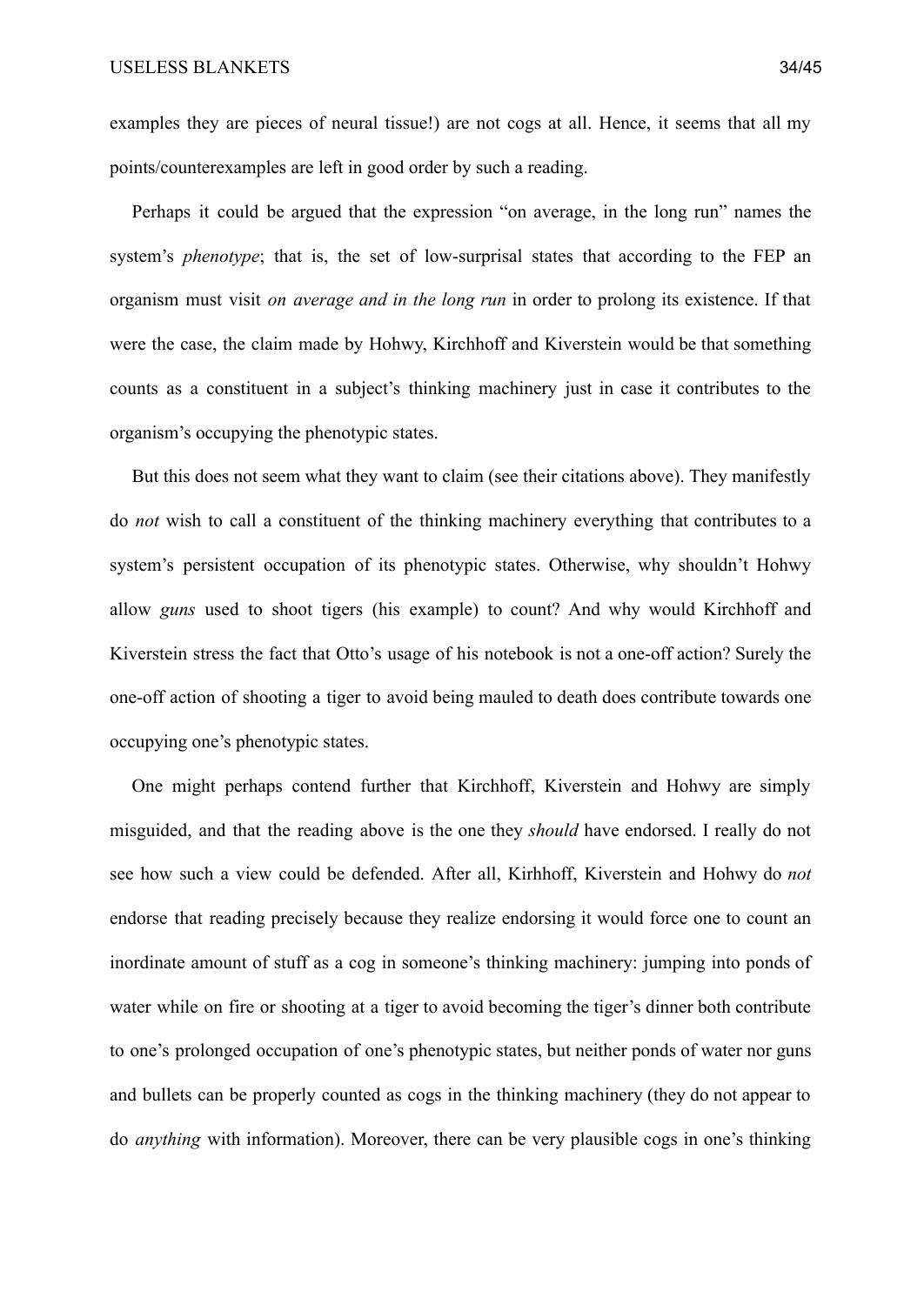examples they are pieces of neural tissue!) are not cogs at all. Hence, it seems that all my points/counterexamples are left in good order by such a reading.

Perhaps it could be argued that the expression "on average, in the long run" names the system's *phenotype*; that is, the set of low-surprisal states that according to the FEP an organism must visit *on average and in the long run* in order to prolong its existence. If that were the case, the claim made by Hohwy, Kirchhoff and Kiverstein would be that something counts as a constituent in a subject's thinking machinery just in case it contributes to the organism's occupying the phenotypic states.

But this does not seem what they want to claim (see their citations above). They manifestly do *not* wish to call a constituent of the thinking machinery everything that contributes to a system's persistent occupation of its phenotypic states. Otherwise, why shouldn't Hohwy allow *guns* used to shoot tigers (his example) to count? And why would Kirchhoff and Kiverstein stress the fact that Otto's usage of his notebook is not a one-off action? Surely the one-off action of shooting a tiger to avoid being mauled to death does contribute towards one occupying one's phenotypic states.

One might perhaps contend further that Kirchhoff, Kiverstein and Hohwy are simply misguided, and that the reading above is the one they *should* have endorsed. I really do not see how such a view could be defended. After all, Kirhhoff, Kiverstein and Hohwy do *not* endorse that reading precisely because they realize endorsing it would force one to count an inordinate amount of stuff as a cog in someone's thinking machinery: jumping into ponds of water while on fire or shooting at a tiger to avoid becoming the tiger's dinner both contribute to one's prolonged occupation of one's phenotypic states, but neither ponds of water nor guns and bullets can be properly counted as cogs in the thinking machinery (they do not appear to do *anything* with information). Moreover, there can be very plausible cogs in one's thinking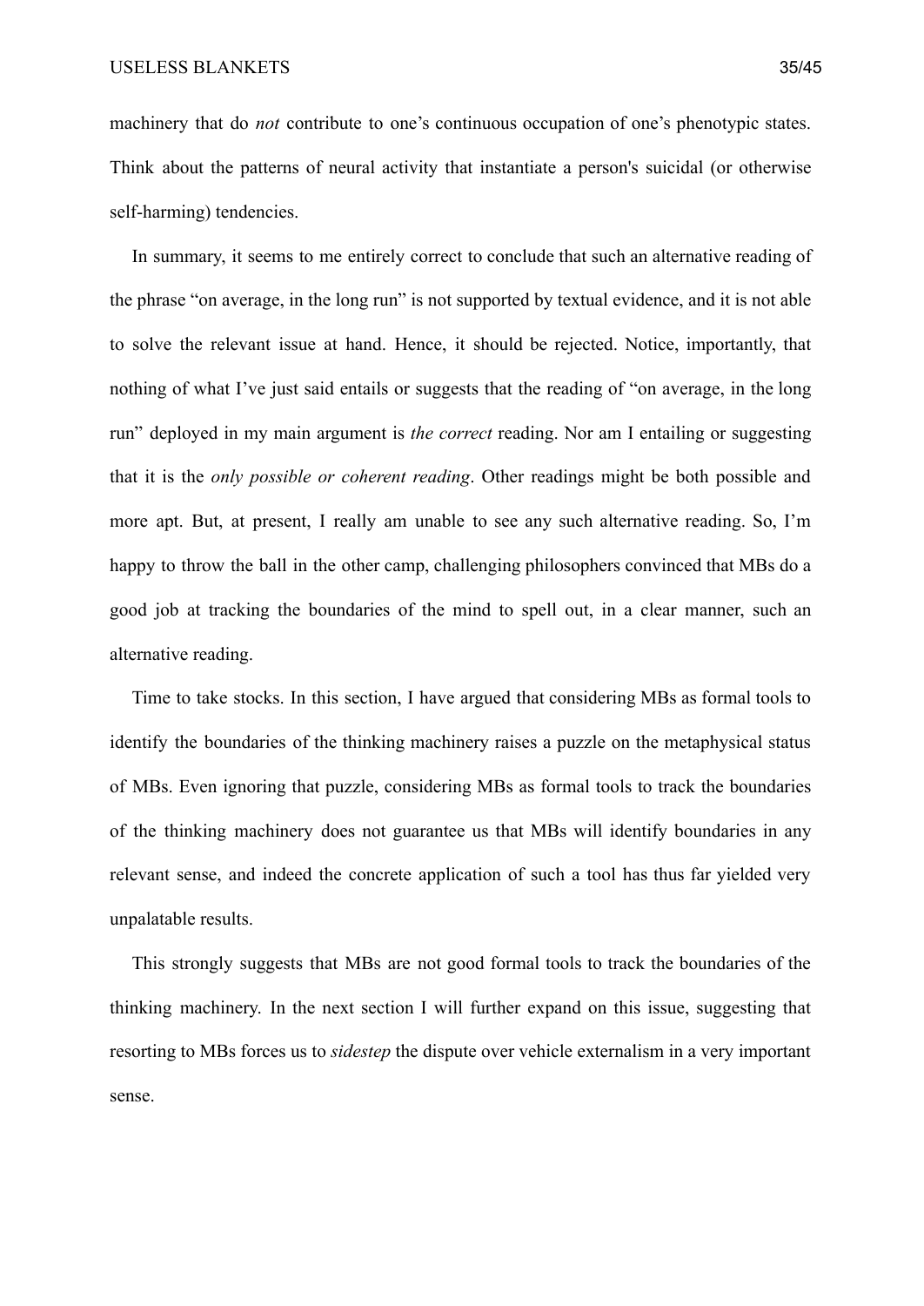machinery that do *not* contribute to one's continuous occupation of one's phenotypic states. Think about the patterns of neural activity that instantiate a person's suicidal (or otherwise self-harming) tendencies.

In summary, it seems to me entirely correct to conclude that such an alternative reading of the phrase "on average, in the long run" is not supported by textual evidence, and it is not able to solve the relevant issue at hand. Hence, it should be rejected. Notice, importantly, that nothing of what I've just said entails or suggests that the reading of "on average, in the long run" deployed in my main argument is *the correct* reading. Nor am I entailing or suggesting that it is the *only possible or coherent reading*. Other readings might be both possible and more apt. But, at present, I really am unable to see any such alternative reading. So, I'm happy to throw the ball in the other camp, challenging philosophers convinced that MBs do a good job at tracking the boundaries of the mind to spell out, in a clear manner, such an alternative reading.

Time to take stocks. In this section, I have argued that considering MBs as formal tools to identify the boundaries of the thinking machinery raises a puzzle on the metaphysical status of MBs. Even ignoring that puzzle, considering MBs as formal tools to track the boundaries of the thinking machinery does not guarantee us that MBs will identify boundaries in any relevant sense, and indeed the concrete application of such a tool has thus far yielded very unpalatable results.

This strongly suggests that MBs are not good formal tools to track the boundaries of the thinking machinery. In the next section I will further expand on this issue, suggesting that resorting to MBs forces us to *sidestep* the dispute over vehicle externalism in a very important sense.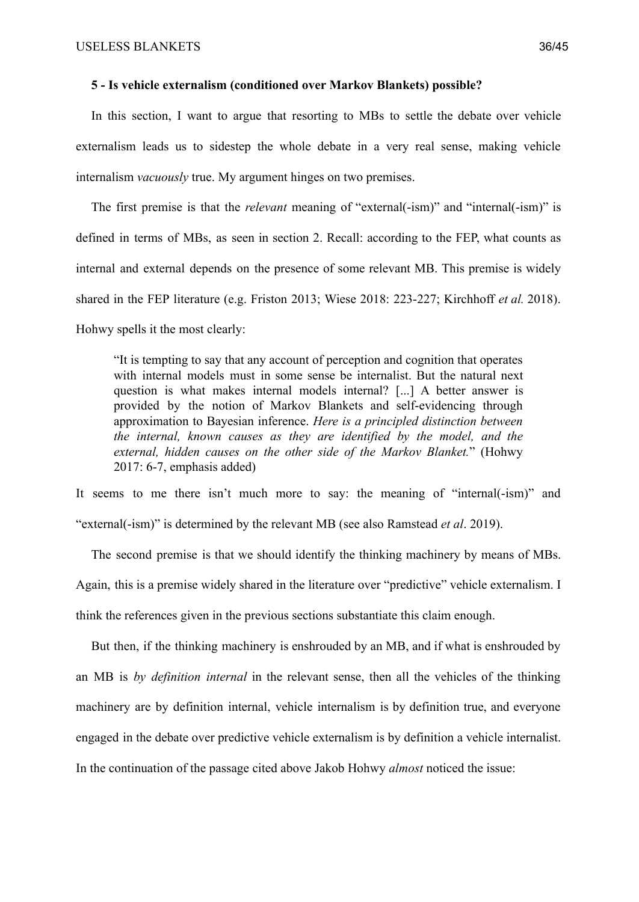### 5 - Is vehicle externalism (conditioned over Markov Blankets) possible?

In this section, I want to argue that resorting to MBs to settle the debate over vehicle externalism leads us to sidestep the whole debate in a very real sense, making vehicle internalism *vacuously* true. My argument hinges on two premises.

The first premise is that the *relevant* meaning of "external(-ism)" and "internal(-ism)" is defined in terms of MBs, as seen in section 2. Recall: according to the FEP, what counts as internal and external depends on the presence of some relevant MB. This premise is widely shared in the FEP literature (e.g. Friston 2013; Wiese 2018: 223-227; Kirchhoff *et al.* 2018). Hohwy spells it the most clearly:

> "It is tempting to say that any account of perception and cognition that operates with internal models must in some sense be internalist. But the natural next question is what makes internal models internal? [...] A better answer is provided by the notion of Markov Blankets and self-evidencing through approximation to Bayesian inference. *Here is a principled distinction between the internal, known causes as they are identified by the model, and the external, hidden causes on the other side of the Markov Blanket.*" (Hohwy 2017: 6-7, emphasis added)

It seems to me there isn't much more to say: the meaning of "internal(-ism)" and "external(-ism)" is determined by the relevant MB (see also Ramstead *et al*. 2019).

The second premise is that we should identify the thinking machinery by means of MBs. Again, this is a premise widely shared in the literature over "predictive" vehicle externalism. I think the references given in the previous sections substantiate this claim enough.

But then, if the thinking machinery is enshrouded by an MB, and if what is enshrouded by an MB is *by definition internal* in the relevant sense, then all the vehicles of the thinking machinery are by definition internal, vehicle internalism is by definition true, and everyone engaged in the debate over predictive vehicle externalism is by definition a vehicle internalist. In the continuation of the passage cited above Jakob Hohwy *almost* noticed the issue: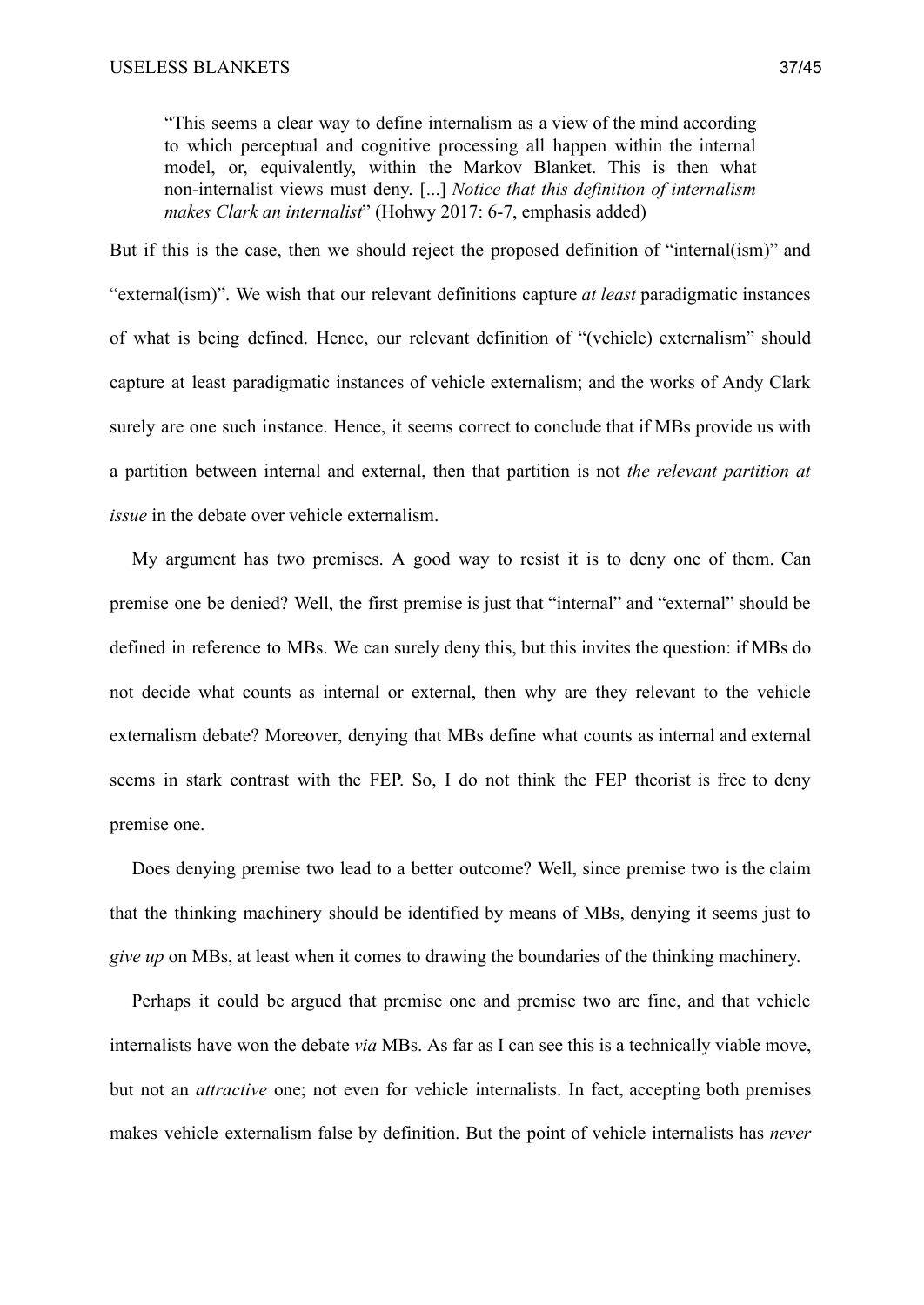> "This seems a clear way to define internalism as a view of the mind according to which perceptual and cognitive processing all happen within the internal model, or, equivalently, within the Markov Blanket. This is then what non-internalist views must deny. [...] *Notice that this definition of internalism makes Clark an internalist*" (Hohwy 2017: 6-7, emphasis added)

But if this is the case, then we should reject the proposed definition of "internal(ism)" and "external(ism)". We wish that our relevant definitions capture *at least* paradigmatic instances of what is being defined. Hence, our relevant definition of "(vehicle) externalism" should capture at least paradigmatic instances of vehicle externalism; and the works of Andy Clark surely are one such instance. Hence, it seems correct to conclude that if MBs provide us with a partition between internal and external, then that partition is not *the relevant partition at issue* in the debate over vehicle externalism.

My argument has two premises. A good way to resist it is to deny one of them. Can premise one be denied? Well, the first premise is just that "internal" and "external" should be defined in reference to MBs. We can surely deny this, but this invites the question: if MBs do not decide what counts as internal or external, then why are they relevant to the vehicle externalism debate? Moreover, denying that MBs define what counts as internal and external seems in stark contrast with the FEP. So, I do not think the FEP theorist is free to deny premise one.

Does denying premise two lead to a better outcome? Well, since premise two is the claim that the thinking machinery should be identified by means of MBs, denying it seems just to *give up* on MBs, at least when it comes to drawing the boundaries of the thinking machinery.

Perhaps it could be argued that premise one and premise two are fine, and that vehicle internalists have won the debate *via* MBs. As far as I can see this is a technically viable move, but not an *attractive* one; not even for vehicle internalists. In fact, accepting both premises makes vehicle externalism false by definition. But the point of vehicle internalists has *never*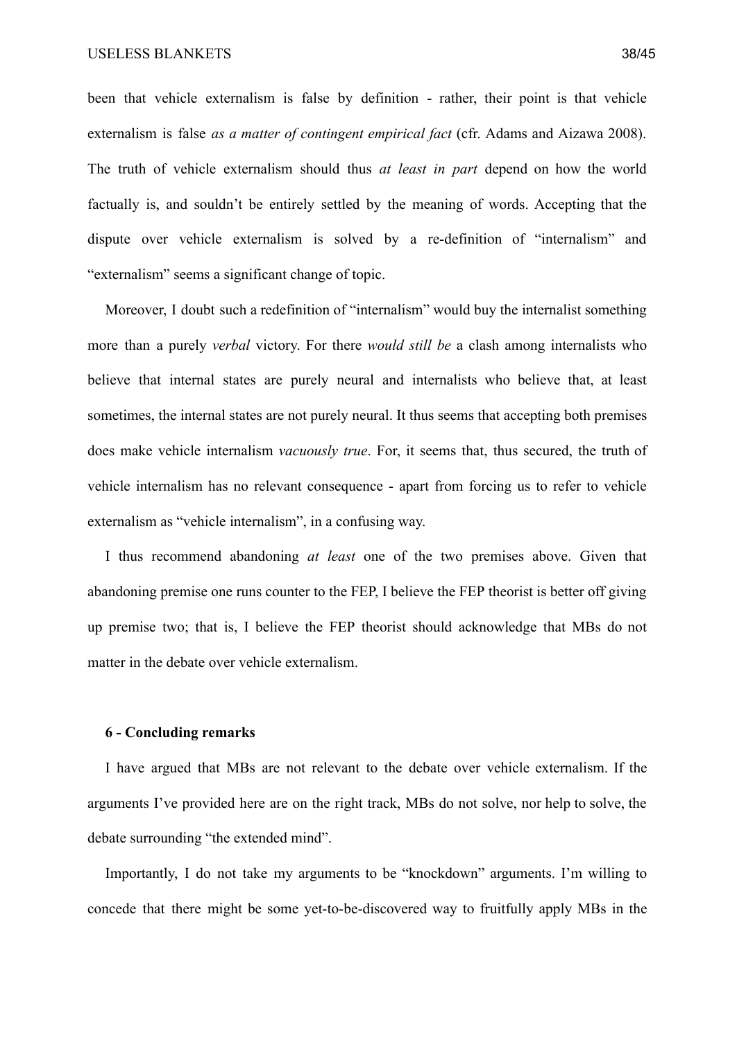been that vehicle externalism is false by definition - rather, their point is that vehicle externalism is false *as a matter of contingent empirical fact* (cfr. Adams and Aizawa 2008). The truth of vehicle externalism should thus *at least in part* depend on how the world factually is, and souldn't be entirely settled by the meaning of words. Accepting that the dispute over vehicle externalism is solved by a re-definition of "internalism" and "externalism" seems a significant change of topic.

Moreover, I doubt such a redefinition of "internalism" would buy the internalist something more than a purely *verbal* victory. For there *would still be* a clash among internalists who believe that internal states are purely neural and internalists who believe that, at least sometimes, the internal states are not purely neural. It thus seems that accepting both premises does make vehicle internalism *vacuously true*. For, it seems that, thus secured, the truth of vehicle internalism has no relevant consequence - apart from forcing us to refer to vehicle externalism as "vehicle internalism", in a confusing way.

I thus recommend abandoning *at least* one of the two premises above. Given that abandoning premise one runs counter to the FEP, I believe the FEP theorist is better off giving up premise two; that is, I believe the FEP theorist should acknowledge that MBs do not matter in the debate over vehicle externalism.

## 6 - Concluding remarks

I have argued that MBs are not relevant to the debate over vehicle externalism. If the arguments I've provided here are on the right track, MBs do not solve, nor help to solve, the debate surrounding "the extended mind".

Importantly, I do not take my arguments to be "knockdown" arguments. I'm willing to concede that there might be some yet-to-be-discovered way to fruitfully apply MBs in the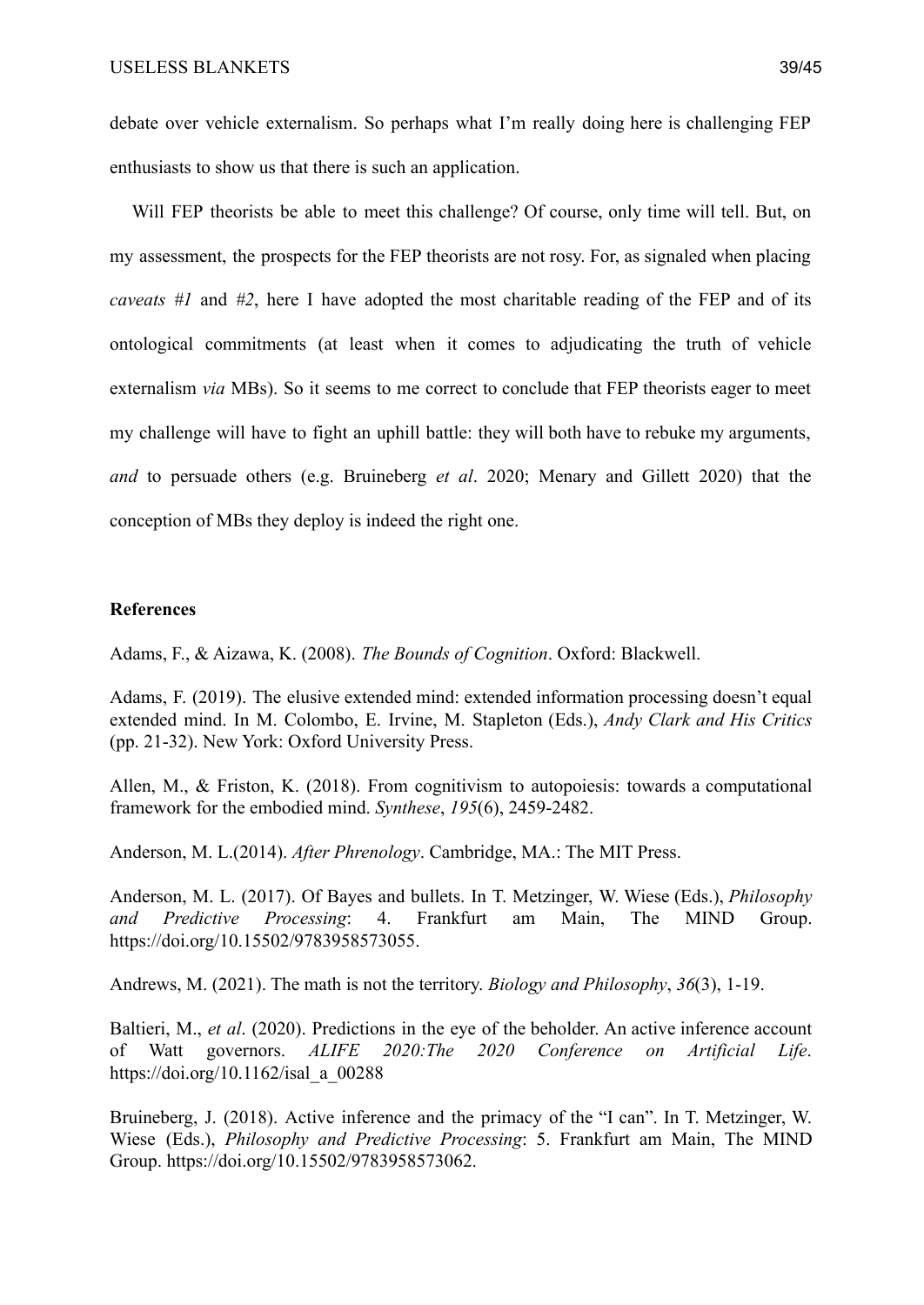debate over vehicle externalism. So perhaps what I'm really doing here is challenging FEP enthusiasts to show us that there is such an application.

Will FEP theorists be able to meet this challenge? Of course, only time will tell. But, on my assessment, the prospects for the FEP theorists are not rosy. For, as signaled when placing *caveats #1* and *#2*, here I have adopted the most charitable reading of the FEP and of its ontological commitments (at least when it comes to adjudicating the truth of vehicle externalism *via* MBs). So it seems to me correct to conclude that FEP theorists eager to meet my challenge will have to fight an uphill battle: they will both have to rebuke my arguments, *and* to persuade others (e.g. Bruineberg *et al*. 2020; Menary and Gillett 2020) that the conception of MBs they deploy is indeed the right one.

**References**

Adams, F., & Aizawa, K. (2008). *The Bounds of Cognition*. Oxford: Blackwell.

Adams, F. (2019). The elusive extended mind: extended information processing doesn't equal extended mind. In M. Colombo, E. Irvine, M. Stapleton (Eds.), *Andy Clark and His Critics* (pp. 21-32). New York: Oxford University Press.

Allen, M., & Friston, K. (2018). From cognitivism to autopoiesis: towards a computational framework for the embodied mind. *Synthese*, *195*(6), 2459-2482.

Anderson, M. L.(2014). *After Phrenology*. Cambridge, MA.: The MIT Press.

Anderson, M. L. (2017). Of Bayes and bullets. In T. Metzinger, W. Wiese (Eds.), *Philosophy and Predictive Processing*: 4. Frankfurt am Main, The MIND Group. https://doi.org/10.15502/9783958573055.

Andrews, M. (2021). The math is not the territory. *Biology and Philosophy*, *36*(3), 1-19.

Baltieri, M., *et al*. (2020). Predictions in the eye of the beholder. An active inference account of Watt governors. *ALIFE 2020:The 2020 Conference on Artificial Life*. https://doi.org/10.1162/isal_a_00288

Bruineberg, J. (2018). Active inference and the primacy of the "I can". In T. Metzinger, W. Wiese (Eds.), *Philosophy and Predictive Processing*: 5. Frankfurt am Main, The MIND Group. https://doi.org/10.15502/9783958573062.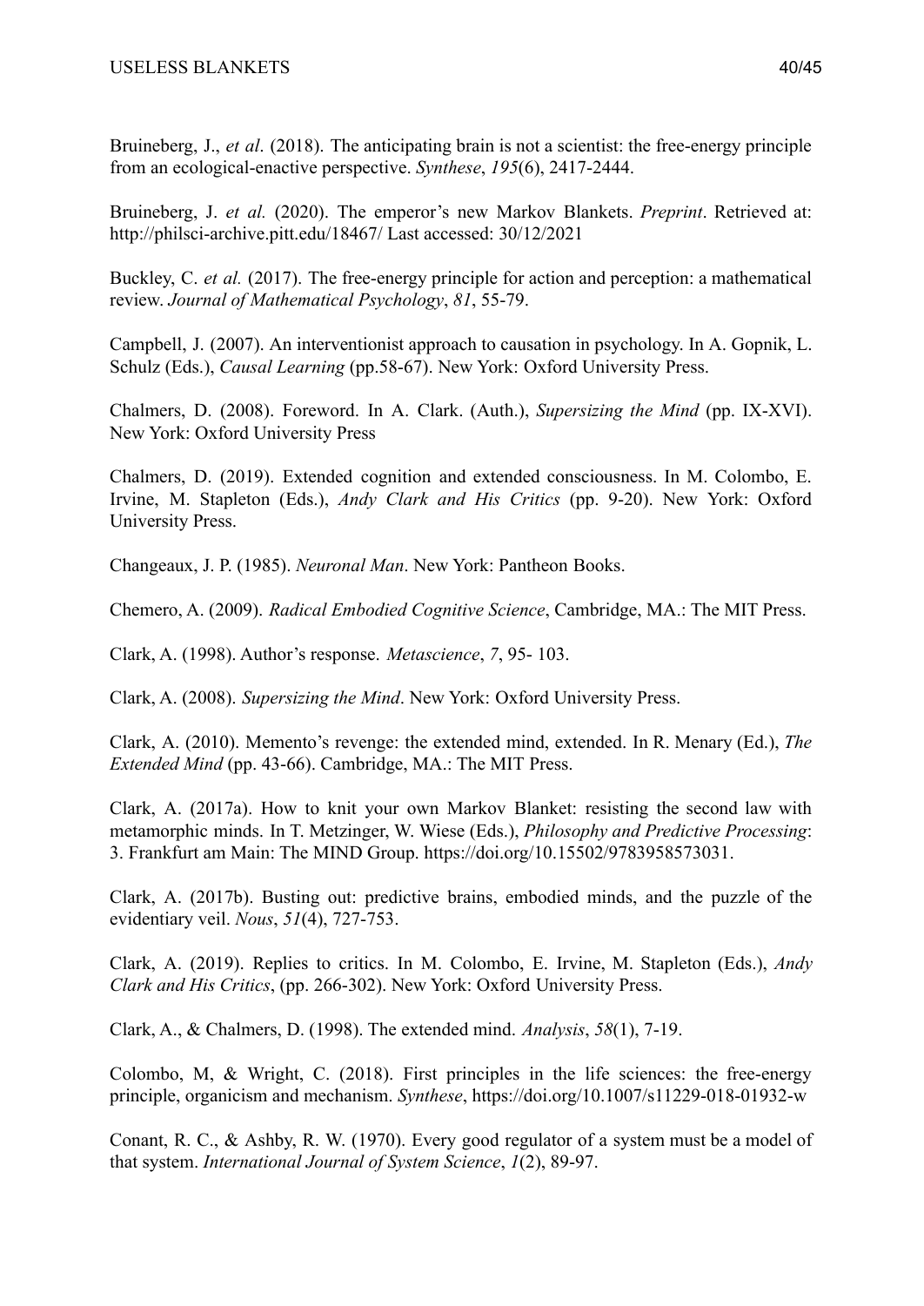Bruineberg, J., *et al*. (2018). The anticipating brain is not a scientist: the free-energy principle from an ecological-enactive perspective. *Synthese*, *195*(6), 2417-2444.

Bruineberg, J. *et al.* (2020). The emperor's new Markov Blankets. *Preprint*. Retrieved at: http://philsci-archive.pitt.edu/18467/ Last accessed: 30/12/2021

Buckley, C. *et al.* (2017). The free-energy principle for action and perception: a mathematical review. *Journal of Mathematical Psychology*, *81*, 55-79.

Campbell, J. (2007). An interventionist approach to causation in psychology. In A. Gopnik, L. Schulz (Eds.), *Causal Learning* (pp.58-67). New York: Oxford University Press.

Chalmers, D. (2008). Foreword. In A. Clark. (Auth.), *Supersizing the Mind* (pp. IX-XVI). New York: Oxford University Press

Chalmers, D. (2019). Extended cognition and extended consciousness. In M. Colombo, E. Irvine, M. Stapleton (Eds.), *Andy Clark and His Critics* (pp. 9-20). New York: Oxford University Press.

Changeaux, J. P. (1985). *Neuronal Man*. New York: Pantheon Books.

Chemero, A. (2009). *Radical Embodied Cognitive Science*, Cambridge, MA.: The MIT Press.

Clark, A. (1998). Author's response. *Metascience*, *7*, 95- 103.

Clark, A. (2008). *Supersizing the Mind*. New York: Oxford University Press.

Clark, A. (2010). Memento's revenge: the extended mind, extended. In R. Menary (Ed.), *The Extended Mind* (pp. 43-66). Cambridge, MA.: The MIT Press.

Clark, A. (2017a). How to knit your own Markov Blanket: resisting the second law with metamorphic minds. In T. Metzinger, W. Wiese (Eds.), *Philosophy and Predictive Processing*: 3. Frankfurt am Main: The MIND Group. https://doi.org/10.15502/9783958573031.

Clark, A. (2017b). Busting out: predictive brains, embodied minds, and the puzzle of the evidentiary veil. *Nous*, *51*(4), 727-753.

Clark, A. (2019). Replies to critics. In M. Colombo, E. Irvine, M. Stapleton (Eds.), *Andy Clark and His Critics*, (pp. 266-302). New York: Oxford University Press.

Clark, A., & Chalmers, D. (1998). The extended mind. *Analysis*, *58*(1), 7-19.

Colombo, M, & Wright, C. (2018). First principles in the life sciences: the free-energy principle, organicism and mechanism. *Synthese*, https://doi.org/10.1007/s11229-018-01932-w

Conant, R. C., & Ashby, R. W. (1970). Every good regulator of a system must be a model of that system. *International Journal of System Science*, *1*(2), 89-97.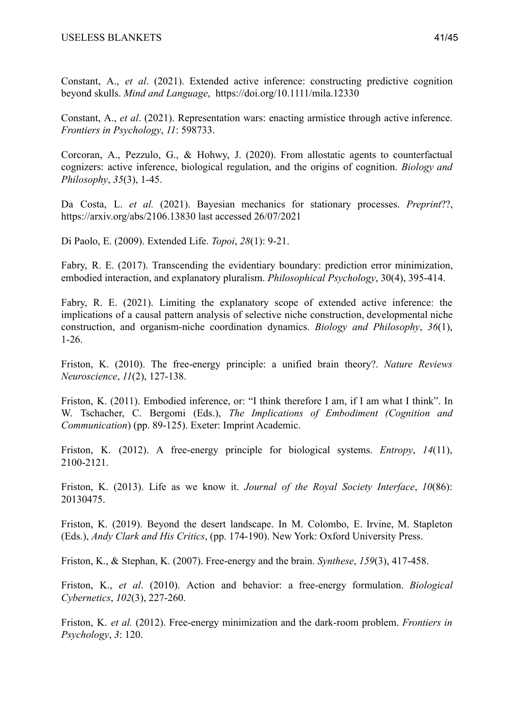Constant, A., *et al*. (2021). Extended active inference: constructing predictive cognition beyond skulls. *Mind and Language*, https://doi.org/10.1111/mila.12330

Constant, A., *et al*. (2021). Representation wars: enacting armistice through active inference. *Frontiers in Psychology*, *11*: 598733.

Corcoran, A., Pezzulo, G., & Hohwy, J. (2020). From allostatic agents to counterfactual cognizers: active inference, biological regulation, and the origins of cognition. *Biology and Philosophy*, *35*(3), 1-45.

Da Costa, L. *et al.* (2021). Bayesian mechanics for stationary processes. *Preprint*??, https://arxiv.org/abs/2106.13830 last accessed 26/07/2021

Di Paolo, E. (2009). Extended Life. *Topoi*, *28*(1): 9-21.

Fabry, R. E. (2017). Transcending the evidentiary boundary: prediction error minimization, embodied interaction, and explanatory pluralism. *Philosophical Psychology*, 30(4), 395-414.

Fabry, R. E. (2021). Limiting the explanatory scope of extended active inference: the implications of a causal pattern analysis of selective niche construction, developmental niche construction, and organism-niche coordination dynamics. *Biology and Philosophy*, *36*(1), 1-26.

Friston, K. (2010). The free-energy principle: a unified brain theory?. *Nature Reviews Neuroscience*, *11*(2), 127-138.

Friston, K. (2011). Embodied inference, or: "I think therefore I am, if I am what I think". In W. Tschacher, C. Bergomi (Eds.), *The Implications of Embodiment (Cognition and Communication*) (pp. 89-125). Exeter: Imprint Academic.

Friston, K. (2012). A free-energy principle for biological systems. *Entropy*, *14*(11), 2100-2121.

Friston, K. (2013). Life as we know it. *Journal of the Royal Society Interface*, *10*(86): 20130475.

Friston, K. (2019). Beyond the desert landscape. In M. Colombo, E. Irvine, M. Stapleton (Eds.), *Andy Clark and His Critics*, (pp. 174-190). New York: Oxford University Press.

Friston, K., & Stephan, K. (2007). Free-energy and the brain. *Synthese*, *159*(3), 417-458.

Friston, K., *et al*. (2010). Action and behavior: a free-energy formulation. *Biological Cybernetics*, *102*(3), 227-260.

Friston, K. *et al.* (2012). Free-energy minimization and the dark-room problem. *Frontiers in Psychology*, *3*: 120.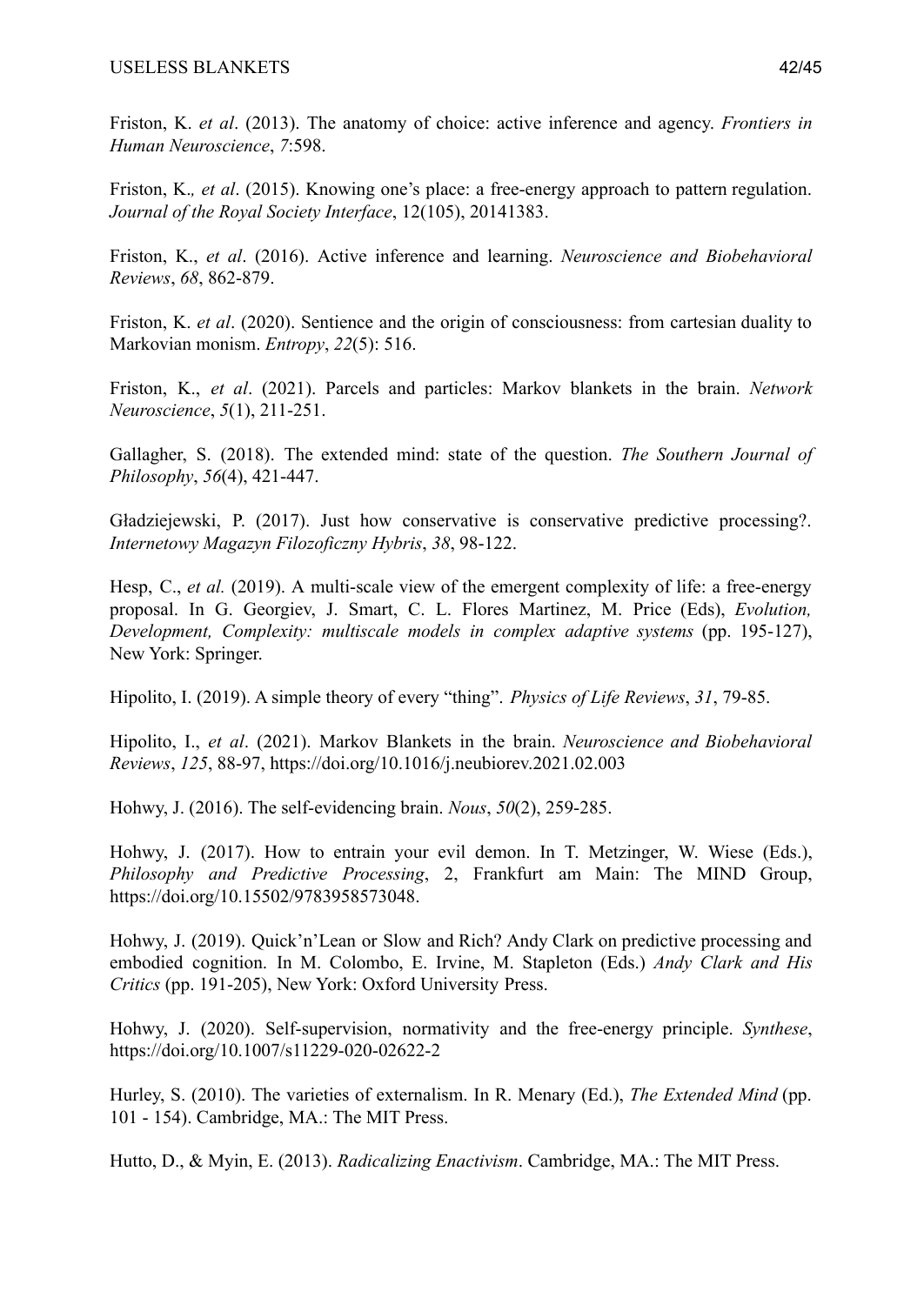Friston, K. *et al*. (2013). The anatomy of choice: active inference and agency. *Frontiers in Human Neuroscience*, *7*:598.

Friston, K.*, et al*. (2015). Knowing one's place: a free-energy approach to pattern regulation. *Journal of the Royal Society Interface*, 12(105), 20141383.

Friston, K., *et al*. (2016). Active inference and learning. *Neuroscience and Biobehavioral Reviews*, *68*, 862-879.

Friston, K. *et al*. (2020). Sentience and the origin of consciousness: from cartesian duality to Markovian monism. *Entropy*, *22*(5): 516.

Friston, K., *et al*. (2021). Parcels and particles: Markov blankets in the brain. *Network Neuroscience*, *5*(1), 211-251.

Gallagher, S. (2018). The extended mind: state of the question. *The Southern Journal of Philosophy*, *56*(4), 421-447.

Gładziejewski, P. (2017). Just how conservative is conservative predictive processing?. *Internetowy Magazyn Filozoficzny Hybris*, *38*, 98-122.

Hesp, C., *et al.* (2019). A multi-scale view of the emergent complexity of life: a free-energy proposal. In G. Georgiev, J. Smart, C. L. Flores Martinez, M. Price (Eds), *Evolution, Development, Complexity: multiscale models in complex adaptive systems* (pp. 195-127), New York: Springer.

Hipolito, I. (2019). A simple theory of every "thing". *Physics of Life Reviews*, *31*, 79-85.

Hipolito, I., *et al*. (2021). Markov Blankets in the brain. *Neuroscience and Biobehavioral Reviews*, *125*, 88-97, https://doi.org/10.1016/j.neubiorev.2021.02.003

Hohwy, J. (2016). The self-evidencing brain. *Nous*, *50*(2), 259-285.

Hohwy, J. (2017). How to entrain your evil demon. In T. Metzinger, W. Wiese (Eds.), *Philosophy and Predictive Processing*, 2, Frankfurt am Main: The MIND Group, https://doi.org/10.15502/9783958573048.

Hohwy, J. (2019). Quick'n'Lean or Slow and Rich? Andy Clark on predictive processing and embodied cognition. In M. Colombo, E. Irvine, M. Stapleton (Eds.) *Andy Clark and His Critics* (pp. 191-205), New York: Oxford University Press.

Hohwy, J. (2020). Self-supervision, normativity and the free-energy principle. *Synthese*, https://doi.org/10.1007/s11229-020-02622-2

Hurley, S. (2010). The varieties of externalism. In R. Menary (Ed.), *The Extended Mind* (pp. 101 - 154). Cambridge, MA.: The MIT Press.

Hutto, D., & Myin, E. (2013). *Radicalizing Enactivism*. Cambridge, MA.: The MIT Press.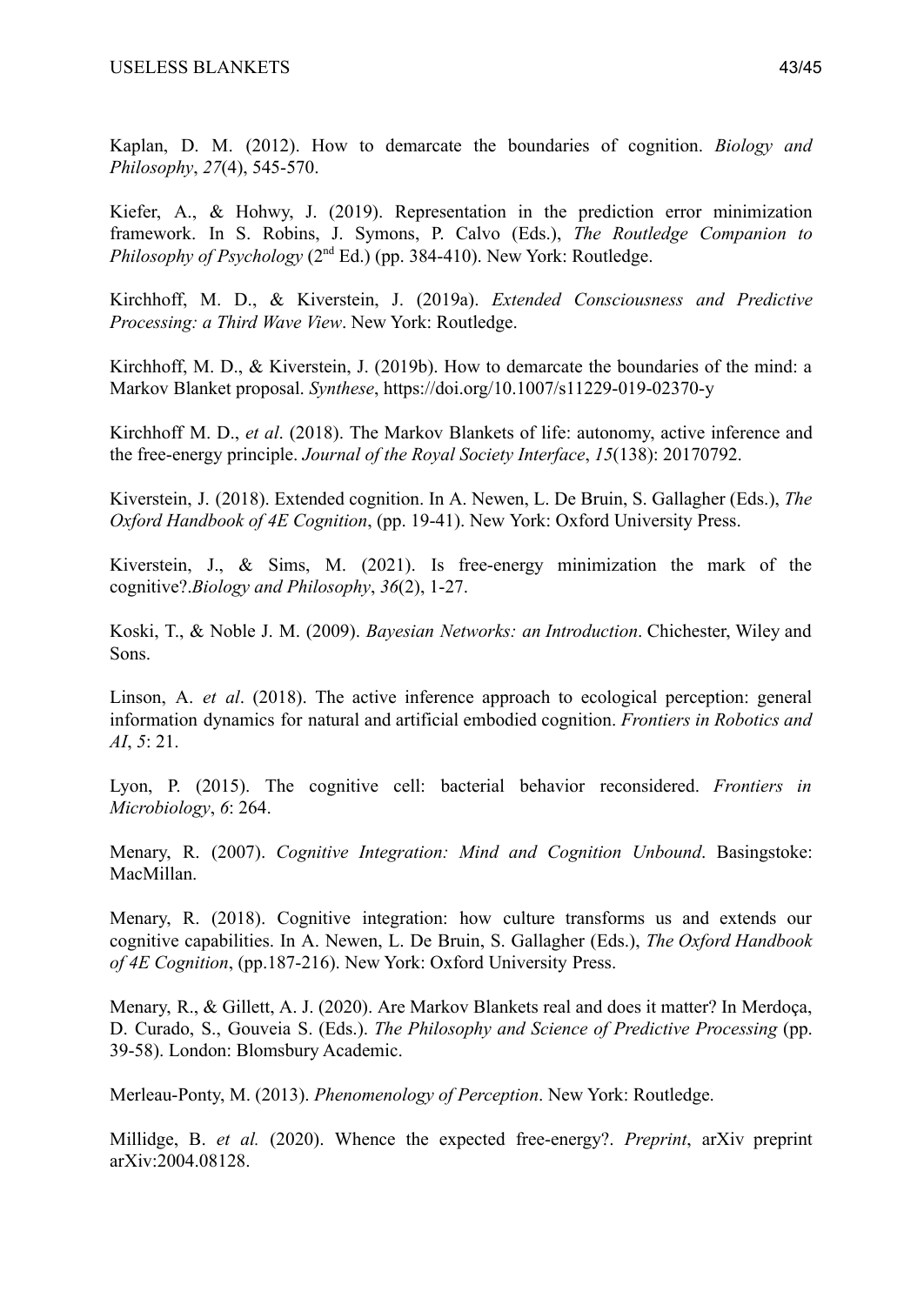Kaplan, D. M. (2012). How to demarcate the boundaries of cognition. *Biology and Philosophy*, *27*(4), 545-570.

Kiefer, A., & Hohwy, J. (2019). Representation in the prediction error minimization framework. In S. Robins, J. Symons, P. Calvo (Eds.), *The Routledge Companion to Philosophy of Psychology* (2nd Ed.) (pp. 384-410). New York: Routledge.

Kirchhoff, M. D., & Kiverstein, J. (2019a). *Extended Consciousness and Predictive Processing: a Third Wave View*. New York: Routledge.

Kirchhoff, M. D., & Kiverstein, J. (2019b). How to demarcate the boundaries of the mind: a Markov Blanket proposal. *Synthese*, https://doi.org/10.1007/s11229-019-02370-y

Kirchhoff M. D., *et al*. (2018). The Markov Blankets of life: autonomy, active inference and the free-energy principle. *Journal of the Royal Society Interface*, *15*(138): 20170792.

Kiverstein, J. (2018). Extended cognition. In A. Newen, L. De Bruin, S. Gallagher (Eds.), *The Oxford Handbook of 4E Cognition*, (pp. 19-41). New York: Oxford University Press.

Kiverstein, J., & Sims, M. (2021). Is free-energy minimization the mark of the cognitive?.*Biology and Philosophy*, *36*(2), 1-27.

Koski, T., & Noble J. M. (2009). *Bayesian Networks: an Introduction*. Chichester, Wiley and Sons.

Linson, A. *et al*. (2018). The active inference approach to ecological perception: general information dynamics for natural and artificial embodied cognition. *Frontiers in Robotics and AI*, *5*: 21.

Lyon, P. (2015). The cognitive cell: bacterial behavior reconsidered. *Frontiers in Microbiology*, *6*: 264.

Menary, R. (2007). *Cognitive Integration: Mind and Cognition Unbound*. Basingstoke: MacMillan.

Menary, R. (2018). Cognitive integration: how culture transforms us and extends our cognitive capabilities. In A. Newen, L. De Bruin, S. Gallagher (Eds.), *The Oxford Handbook of 4E Cognition*, (pp.187-216). New York: Oxford University Press.

Menary, R., & Gillett, A. J. (2020). Are Markov Blankets real and does it matter? In Merdoça, D. Curado, S., Gouveia S. (Eds.). *The Philosophy and Science of Predictive Processing* (pp. 39-58). London: Blomsbury Academic.

Merleau-Ponty, M. (2013). *Phenomenology of Perception*. New York: Routledge.

Millidge, B. *et al.* (2020). Whence the expected free-energy?. *Preprint*, arXiv preprint arXiv:2004.08128.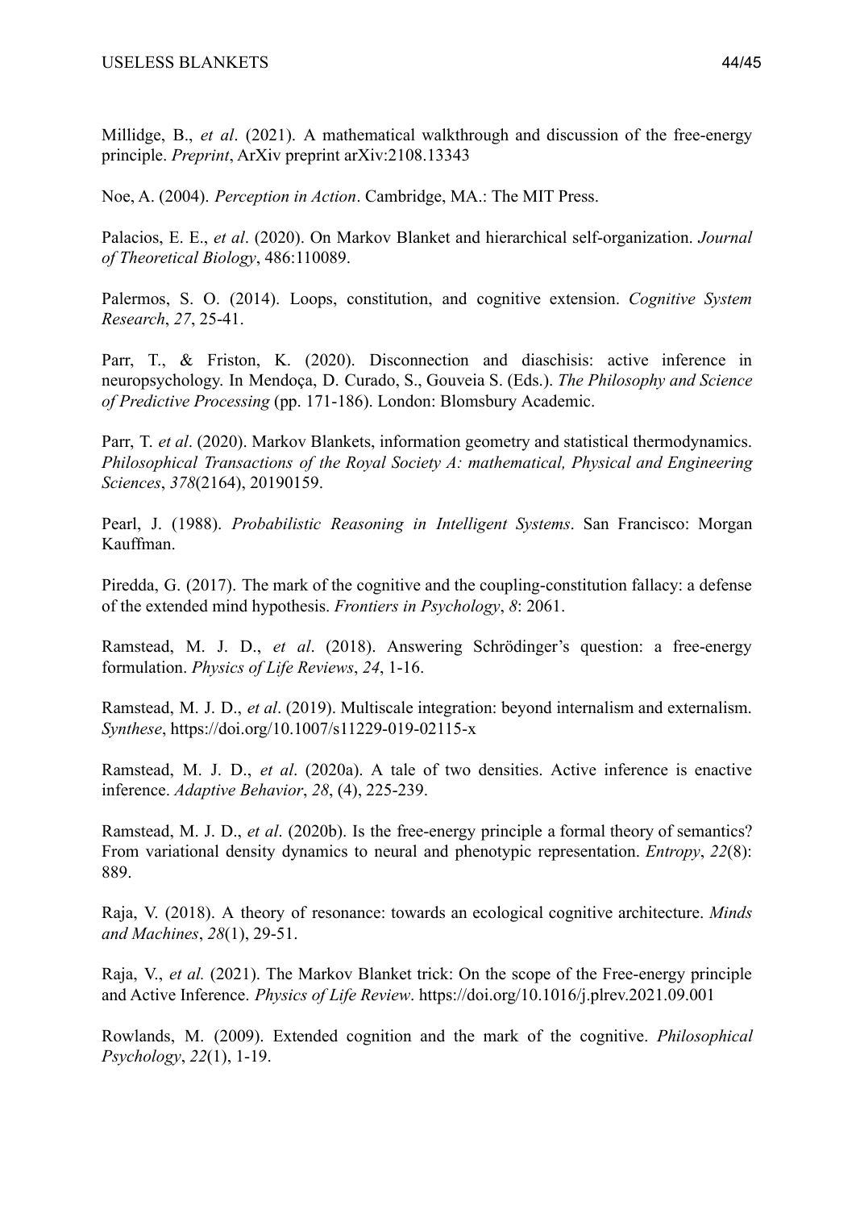Millidge, B., *et al*. (2021). A mathematical walkthrough and discussion of the free-energy principle. *Preprint*, ArXiv preprint arXiv:2108.13343

Noe, A. (2004). *Perception in Action*. Cambridge, MA.: The MIT Press.

Palacios, E. E., *et al*. (2020). On Markov Blanket and hierarchical self-organization. *Journal of Theoretical Biology*, 486:110089.

Palermos, S. O. (2014). Loops, constitution, and cognitive extension. *Cognitive System Research*, *27*, 25-41.

Parr, T., & Friston, K. (2020). Disconnection and diaschisis: active inference in neuropsychology. In Mendoça, D. Curado, S., Gouveia S. (Eds.). *The Philosophy and Science of Predictive Processing* (pp. 171-186). London: Blomsbury Academic.

Parr, T. *et al*. (2020). Markov Blankets, information geometry and statistical thermodynamics. *Philosophical Transactions of the Royal Society A: mathematical, Physical and Engineering Sciences*, *378*(2164), 20190159.

Pearl, J. (1988). *Probabilistic Reasoning in Intelligent Systems*. San Francisco: Morgan Kauffman.

Piredda, G. (2017). The mark of the cognitive and the coupling-constitution fallacy: a defense of the extended mind hypothesis. *Frontiers in Psychology*, *8*: 2061.

Ramstead, M. J. D., *et al*. (2018). Answering Schrödinger's question: a free-energy formulation. *Physics of Life Reviews*, *24*, 1-16.

Ramstead, M. J. D., *et al*. (2019). Multiscale integration: beyond internalism and externalism. *Synthese*, https://doi.org/10.1007/s11229-019-02115-x

Ramstead, M. J. D., *et al*. (2020a). A tale of two densities. Active inference is enactive inference. *Adaptive Behavior*, *28*, (4), 225-239.

Ramstead, M. J. D., *et al*. (2020b). Is the free-energy principle a formal theory of semantics? From variational density dynamics to neural and phenotypic representation. *Entropy*, *22*(8): 889.

Raja, V. (2018). A theory of resonance: towards an ecological cognitive architecture. *Minds and Machines*, *28*(1), 29-51.

Raja, V., *et al.* (2021). The Markov Blanket trick: On the scope of the Free-energy principle and Active Inference. *Physics of Life Review*. https://doi.org/10.1016/j.plrev.2021.09.001

Rowlands, M. (2009). Extended cognition and the mark of the cognitive. *Philosophical Psychology*, *22*(1), 1-19.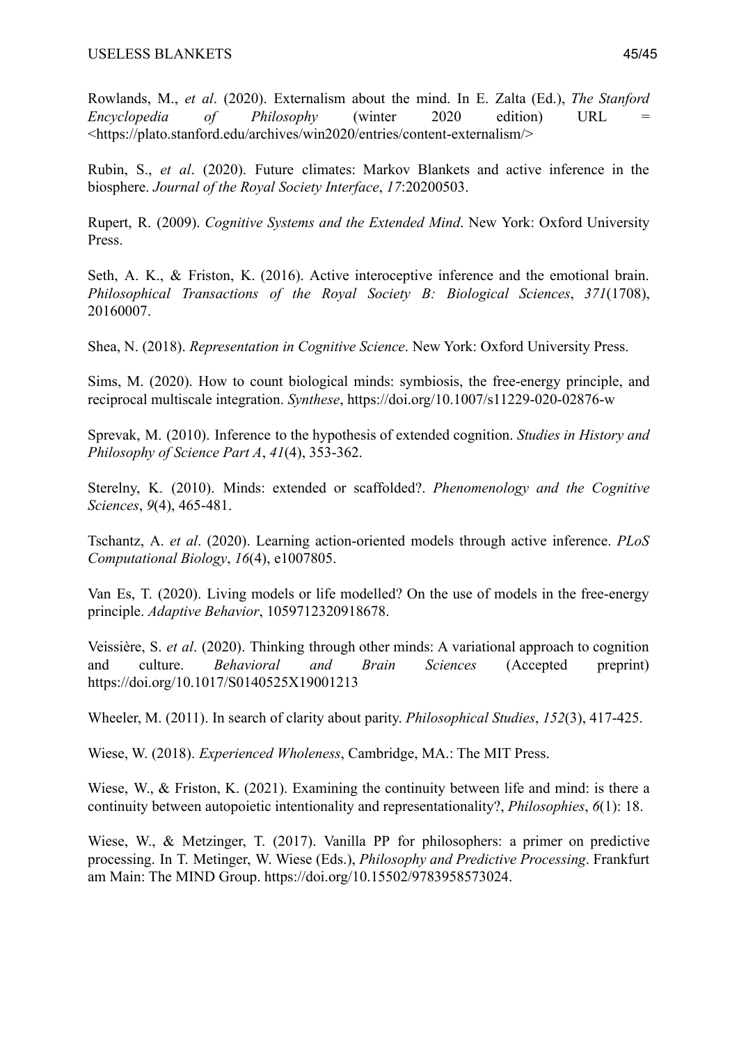Rowlands, M., *et al*. (2020). Externalism about the mind. In E. Zalta (Ed.), *The Stanford Encyclopedia of Philosophy* (winter 2020 edition) URL = <https://plato.stanford.edu/archives/win2020/entries/content-externalism/>

Rubin, S., *et al*. (2020). Future climates: Markov Blankets and active inference in the biosphere. *Journal of the Royal Society Interface*, *17*:20200503.

Rupert, R. (2009). *Cognitive Systems and the Extended Mind*. New York: Oxford University Press.

Seth, A. K., & Friston, K. (2016). Active interoceptive inference and the emotional brain. *Philosophical Transactions of the Royal Society B: Biological Sciences*, *371*(1708), 20160007.

Shea, N. (2018). *Representation in Cognitive Science*. New York: Oxford University Press.

Sims, M. (2020). How to count biological minds: symbiosis, the free-energy principle, and reciprocal multiscale integration. *Synthese*, https://doi.org/10.1007/s11229-020-02876-w

Sprevak, M. (2010). Inference to the hypothesis of extended cognition. *Studies in History and Philosophy of Science Part A*, *41*(4), 353-362.

Sterelny, K. (2010). Minds: extended or scaffolded?. *Phenomenology and the Cognitive Sciences*, *9*(4), 465-481.

Tschantz, A. *et al*. (2020). Learning action-oriented models through active inference. *PLoS Computational Biology*, *16*(4), e1007805.

Van Es, T. (2020). Living models or life modelled? On the use of models in the free-energy principle. *Adaptive Behavior*, 1059712320918678.

Veissière, S. *et al*. (2020). Thinking through other minds: A variational approach to cognition and culture. *Behavioral and Brain Sciences* (Accepted preprint) https://doi.org/10.1017/S0140525X19001213

Wheeler, M. (2011). In search of clarity about parity. *Philosophical Studies*, *152*(3), 417-425.

Wiese, W. (2018). *Experienced Wholeness*, Cambridge, MA.: The MIT Press.

Wiese, W., & Friston, K. (2021). Examining the continuity between life and mind: is there a continuity between autopoietic intentionality and representationality?, *Philosophies*, *6*(1): 18.

Wiese, W., & Metzinger, T. (2017). Vanilla PP for philosophers: a primer on predictive processing. In T. Metinger, W. Wiese (Eds.), *Philosophy and Predictive Processing*. Frankfurt am Main: The MIND Group. https://doi.org/10.15502/9783958573024.